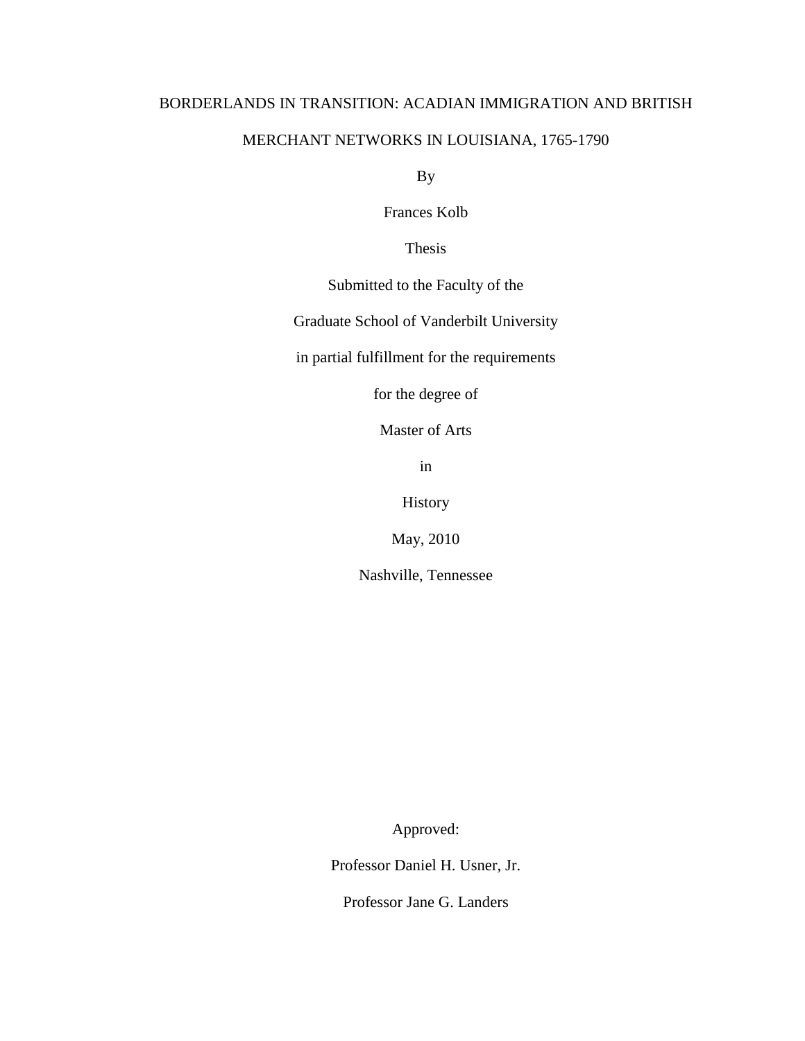# BORDERLANDS IN TRANSITION: ACADIAN IMMIGRATION AND BRITISH MERCHANT NETWORKS IN LOUISIANA, 1765-1790

By

Frances Kolb

Thesis

Submitted to the Faculty of the

Graduate School of Vanderbilt University

in partial fulfillment for the requirements

for the degree of

Master of Arts

in

History

May, 2010

Nashville, Tennessee

Approved:

Professor Daniel H. Usner, Jr.

Professor Jane G. Landers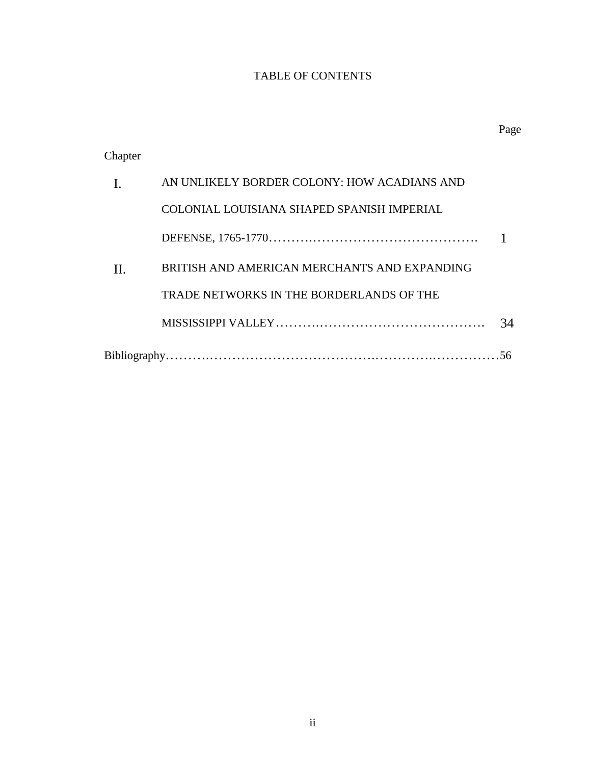# TABLE OF CONTENTS

| Chapter | | Page |
|---|---|---|
| I. | AN UNLIKELY BORDER COLONY: HOW ACADIANS AND COLONIAL LOUISIANA SHAPED SPANISH IMPERIAL DEFENSE, 1765-1770 | 1 |
| II. | BRITISH AND AMERICAN MERCHANTS AND EXPANDING TRADE NETWORKS IN THE BORDERLANDS OF THE MISSISSIPPI VALLEY | 34 |
| Bibliography | | 56 |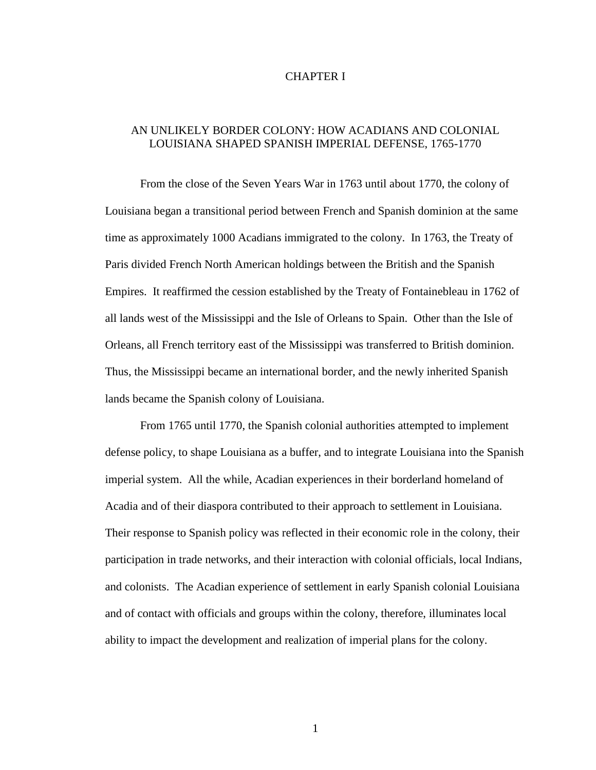# CHAPTER I

## AN UNLIKELY BORDER COLONY: HOW ACADIANS AND COLONIAL LOUISIANA SHAPED SPANISH IMPERIAL DEFENSE, 1765-1770

From the close of the Seven Years War in 1763 until about 1770, the colony of Louisiana began a transitional period between French and Spanish dominion at the same time as approximately 1000 Acadians immigrated to the colony. In 1763, the Treaty of Paris divided French North American holdings between the British and the Spanish Empires. It reaffirmed the cession established by the Treaty of Fontainebleau in 1762 of all lands west of the Mississippi and the Isle of Orleans to Spain. Other than the Isle of Orleans, all French territory east of the Mississippi was transferred to British dominion. Thus, the Mississippi became an international border, and the newly inherited Spanish lands became the Spanish colony of Louisiana.

From 1765 until 1770, the Spanish colonial authorities attempted to implement defense policy, to shape Louisiana as a buffer, and to integrate Louisiana into the Spanish imperial system. All the while, Acadian experiences in their borderland homeland of Acadia and of their diaspora contributed to their approach to settlement in Louisiana. Their response to Spanish policy was reflected in their economic role in the colony, their participation in trade networks, and their interaction with colonial officials, local Indians, and colonists. The Acadian experience of settlement in early Spanish colonial Louisiana and of contact with officials and groups within the colony, therefore, illuminates local ability to impact the development and realization of imperial plans for the colony.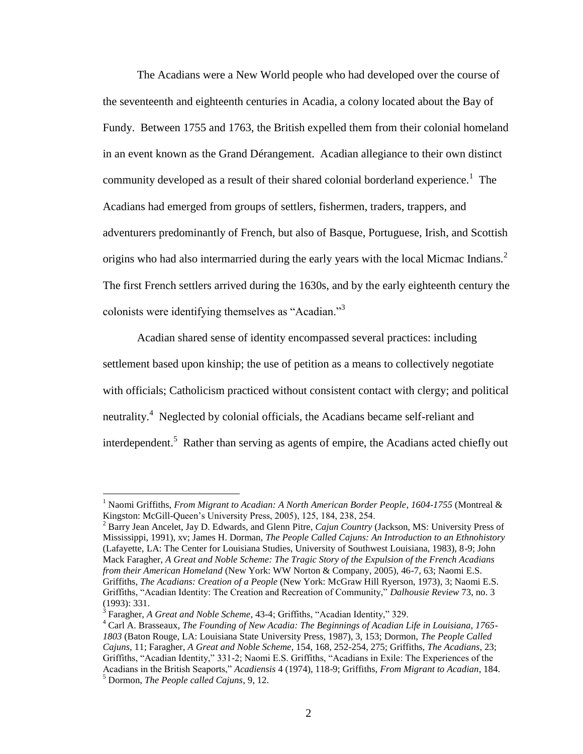The Acadians were a New World people who had developed over the course of the seventeenth and eighteenth centuries in Acadia, a colony located about the Bay of Fundy. Between 1755 and 1763, the British expelled them from their colonial homeland in an event known as the Grand Dérangement. Acadian allegiance to their own distinct community developed as a result of their shared colonial borderland experience.[1] The Acadians had emerged from groups of settlers, fishermen, traders, trappers, and adventurers predominantly of French, but also of Basque, Portuguese, Irish, and Scottish origins who had also intermarried during the early years with the local Micmac Indians.[2] The first French settlers arrived during the 1630s, and by the early eighteenth century the colonists were identifying themselves as "Acadian."[3]

Acadian shared sense of identity encompassed several practices: including settlement based upon kinship; the use of petition as a means to collectively negotiate with officials; Catholicism practiced without consistent contact with clergy; and political neutrality.[4] Neglected by colonial officials, the Acadians became self-reliant and interdependent.[5] Rather than serving as agents of empire, the Acadians acted chiefly out

---

[1] Naomi Griffiths, *From Migrant to Acadian: A North American Border People, 1604-1755* (Montreal & Kingston: McGill-Queen's University Press, 2005), 125, 184, 238, 254.

[2] Barry Jean Ancelet, Jay D. Edwards, and Glenn Pitre, *Cajun Country* (Jackson, MS: University Press of Mississippi, 1991), xv; James H. Dorman, *The People Called Cajuns: An Introduction to an Ethnohistory* (Lafayette, LA: The Center for Louisiana Studies, University of Southwest Louisiana, 1983), 8-9; John Mack Faragher, *A Great and Noble Scheme: The Tragic Story of the Expulsion of the French Acadians from their American Homeland* (New York: WW Norton & Company, 2005), 46-7, 63; Naomi E.S. Griffiths, *The Acadians: Creation of a People* (New York: McGraw Hill Ryerson, 1973), 3; Naomi E.S. Griffiths, "Acadian Identity: The Creation and Recreation of Community," *Dalhousie Review* 73, no. 3 (1993): 331.

[3] Faragher, *A Great and Noble Scheme*, 43-4; Griffiths, "Acadian Identity," 329.

[4] Carl A. Brasseaux, *The Founding of New Acadia: The Beginnings of Acadian Life in Louisiana, 1765-1803* (Baton Rouge, LA: Louisiana State University Press, 1987), 3, 153; Dormon, *The People Called Cajuns*, 11; Faragher, *A Great and Noble Scheme*, 154, 168, 252-254, 275; Griffiths, *The Acadians*, 23; Griffiths, "Acadian Identity," 331-2; Naomi E.S. Griffiths, "Acadians in Exile: The Experiences of the Acadians in the British Seaports," *Acadiensis* 4 (1974), 118-9; Griffiths, *From Migrant to Acadian*, 184.

[5] Dormon, *The People called Cajuns*, 9, 12.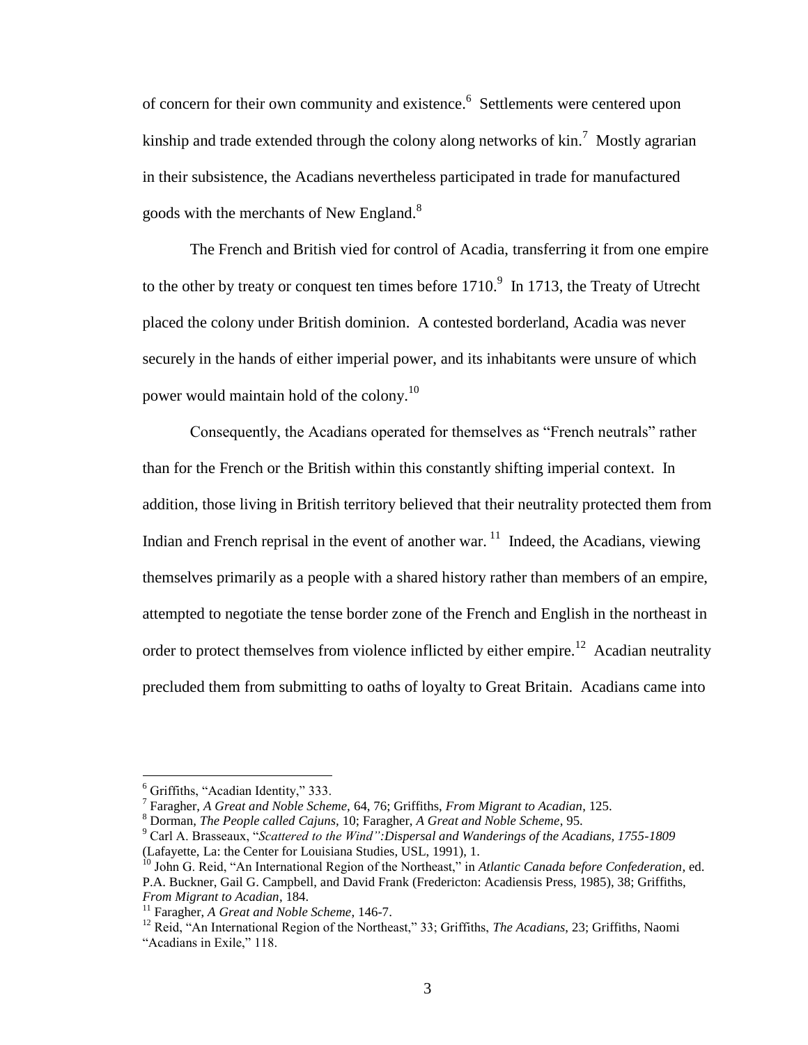of concern for their own community and existence.[6] Settlements were centered upon kinship and trade extended through the colony along networks of kin.[7] Mostly agrarian in their subsistence, the Acadians nevertheless participated in trade for manufactured goods with the merchants of New England.[8]

The French and British vied for control of Acadia, transferring it from one empire to the other by treaty or conquest ten times before 1710.[9] In 1713, the Treaty of Utrecht placed the colony under British dominion. A contested borderland, Acadia was never securely in the hands of either imperial power, and its inhabitants were unsure of which power would maintain hold of the colony.[10]

Consequently, the Acadians operated for themselves as "French neutrals" rather than for the French or the British within this constantly shifting imperial context. In addition, those living in British territory believed that their neutrality protected them from Indian and French reprisal in the event of another war.[11] Indeed, the Acadians, viewing themselves primarily as a people with a shared history rather than members of an empire, attempted to negotiate the tense border zone of the French and English in the northeast in order to protect themselves from violence inflicted by either empire.[12] Acadian neutrality precluded them from submitting to oaths of loyalty to Great Britain. Acadians came into

---

[6] Griffiths, "Acadian Identity," 333.

[7] Faragher, *A Great and Noble Scheme,* 64, 76; Griffiths, *From Migrant to Acadian,* 125.

[8] Dorman, *The People called Cajuns,* 10; Faragher, *A Great and Noble Scheme,* 95.

[9] Carl A. Brasseaux, "*Scattered to the Wind":Dispersal and Wanderings of the Acadians, 1755-1809* (Lafayette, La: the Center for Louisiana Studies, USL, 1991), 1.

[10] John G. Reid, "An International Region of the Northeast," in *Atlantic Canada before Confederation*, ed. P.A. Buckner, Gail G. Campbell, and David Frank (Fredericton: Acadiensis Press, 1985), 38; Griffiths, *From Migrant to Acadian*, 184.

[11] Faragher, *A Great and Noble Scheme*, 146-7.

[12] Reid, "An International Region of the Northeast," 33; Griffiths, *The Acadians,* 23; Griffiths, Naomi "Acadians in Exile," 118.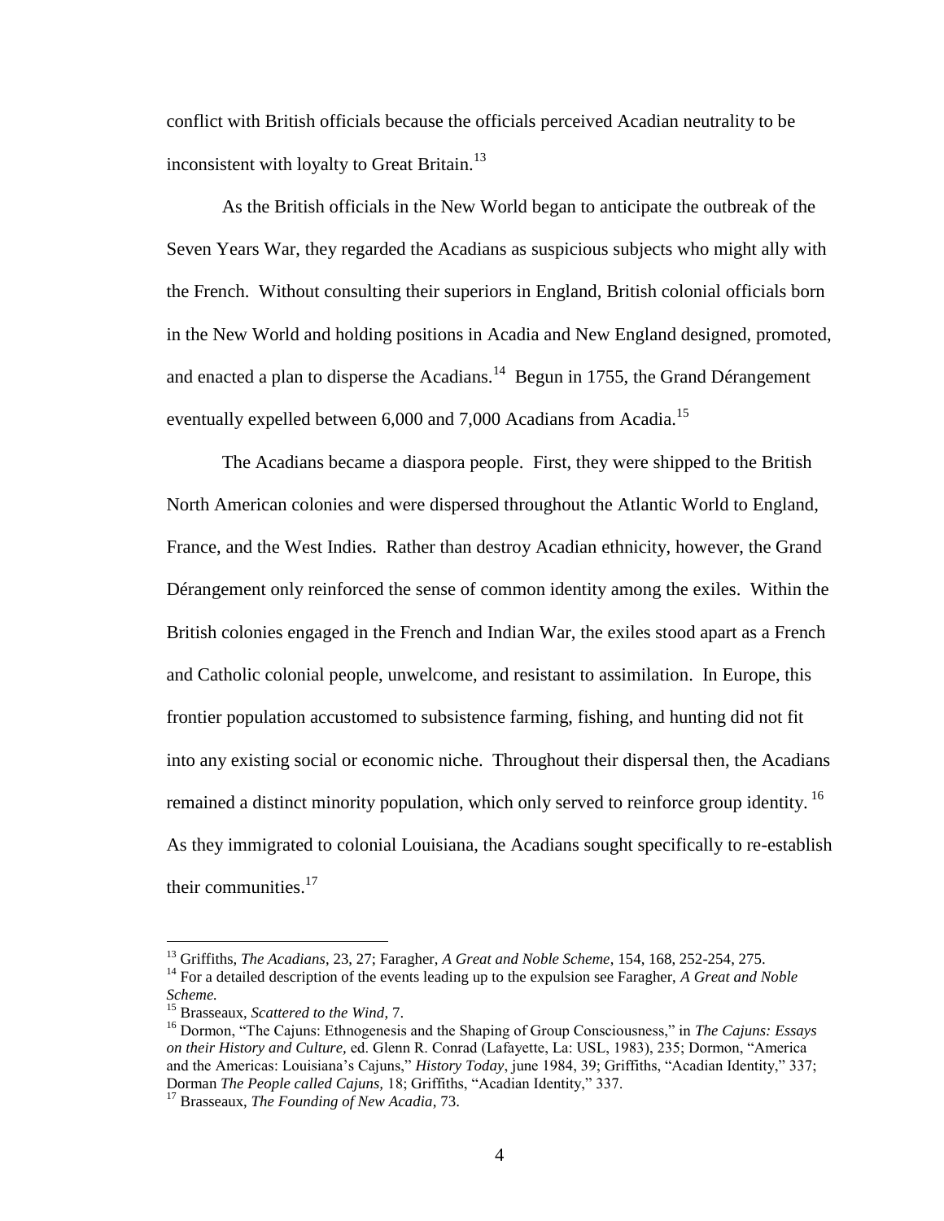conflict with British officials because the officials perceived Acadian neutrality to be inconsistent with loyalty to Great Britain.[13]

As the British officials in the New World began to anticipate the outbreak of the Seven Years War, they regarded the Acadians as suspicious subjects who might ally with the French. Without consulting their superiors in England, British colonial officials born in the New World and holding positions in Acadia and New England designed, promoted, and enacted a plan to disperse the Acadians.[14] Begun in 1755, the Grand Dérangement eventually expelled between 6,000 and 7,000 Acadians from Acadia.[15]

The Acadians became a diaspora people. First, they were shipped to the British North American colonies and were dispersed throughout the Atlantic World to England, France, and the West Indies. Rather than destroy Acadian ethnicity, however, the Grand Dérangement only reinforced the sense of common identity among the exiles. Within the British colonies engaged in the French and Indian War, the exiles stood apart as a French and Catholic colonial people, unwelcome, and resistant to assimilation. In Europe, this frontier population accustomed to subsistence farming, fishing, and hunting did not fit into any existing social or economic niche. Throughout their dispersal then, the Acadians remained a distinct minority population, which only served to reinforce group identity.[16] As they immigrated to colonial Louisiana, the Acadians sought specifically to re-establish their communities.[17]

---

[13] Griffiths, *The Acadians*, 23, 27; Faragher, *A Great and Noble Scheme*, 154, 168, 252-254, 275.

[14] For a detailed description of the events leading up to the expulsion see Faragher, *A Great and Noble Scheme.*

[15] Brasseaux, *Scattered to the Wind*, 7.

[16] Dormon, "The Cajuns: Ethnogenesis and the Shaping of Group Consciousness," in *The Cajuns: Essays on their History and Culture,* ed. Glenn R. Conrad (Lafayette, La: USL, 1983), 235; Dormon, "America and the Americas: Louisiana's Cajuns," *History Today*, june 1984, 39; Griffiths, "Acadian Identity," 337; Dorman *The People called Cajuns,* 18; Griffiths, "Acadian Identity," 337.

[17] Brasseaux, *The Founding of New Acadia*, 73.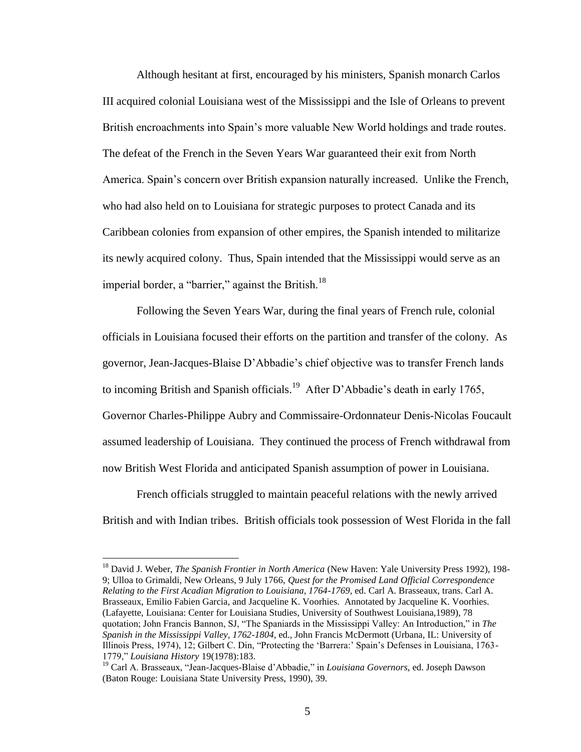Although hesitant at first, encouraged by his ministers, Spanish monarch Carlos III acquired colonial Louisiana west of the Mississippi and the Isle of Orleans to prevent British encroachments into Spain's more valuable New World holdings and trade routes. The defeat of the French in the Seven Years War guaranteed their exit from North America. Spain's concern over British expansion naturally increased. Unlike the French, who had also held on to Louisiana for strategic purposes to protect Canada and its Caribbean colonies from expansion of other empires, the Spanish intended to militarize its newly acquired colony. Thus, Spain intended that the Mississippi would serve as an imperial border, a "barrier," against the British.[18]

Following the Seven Years War, during the final years of French rule, colonial officials in Louisiana focused their efforts on the partition and transfer of the colony. As governor, Jean-Jacques-Blaise D'Abbadie's chief objective was to transfer French lands to incoming British and Spanish officials.[19] After D'Abbadie's death in early 1765, Governor Charles-Philippe Aubry and Commissaire-Ordonnateur Denis-Nicolas Foucault assumed leadership of Louisiana. They continued the process of French withdrawal from now British West Florida and anticipated Spanish assumption of power in Louisiana.

French officials struggled to maintain peaceful relations with the newly arrived British and with Indian tribes. British officials took possession of West Florida in the fall

---

[18] David J. Weber, *The Spanish Frontier in North America* (New Haven: Yale University Press 1992), 198-9; Ulloa to Grimaldi, New Orleans, 9 July 1766, *Quest for the Promised Land Official Correspondence Relating to the First Acadian Migration to Louisiana, 1764-1769*, ed. Carl A. Brasseaux, trans. Carl A. Brasseaux, Emilio Fabien Garcia, and Jacqueline K. Voorhies. Annotated by Jacqueline K. Voorhies. (Lafayette, Louisiana: Center for Louisiana Studies, University of Southwest Louisiana,1989), 78 quotation; John Francis Bannon, SJ, "The Spaniards in the Mississippi Valley: An Introduction," in *The Spanish in the Mississippi Valley, 1762-1804*, ed., John Francis McDermott (Urbana, IL: University of Illinois Press, 1974), 12; Gilbert C. Din, "Protecting the 'Barrera:' Spain's Defenses in Louisiana, 1763-1779," *Louisiana History* 19(1978):183.

[19] Carl A. Brasseaux, "Jean-Jacques-Blaise d'Abbadie," in *Louisiana Governors*, ed. Joseph Dawson (Baton Rouge: Louisiana State University Press, 1990), 39.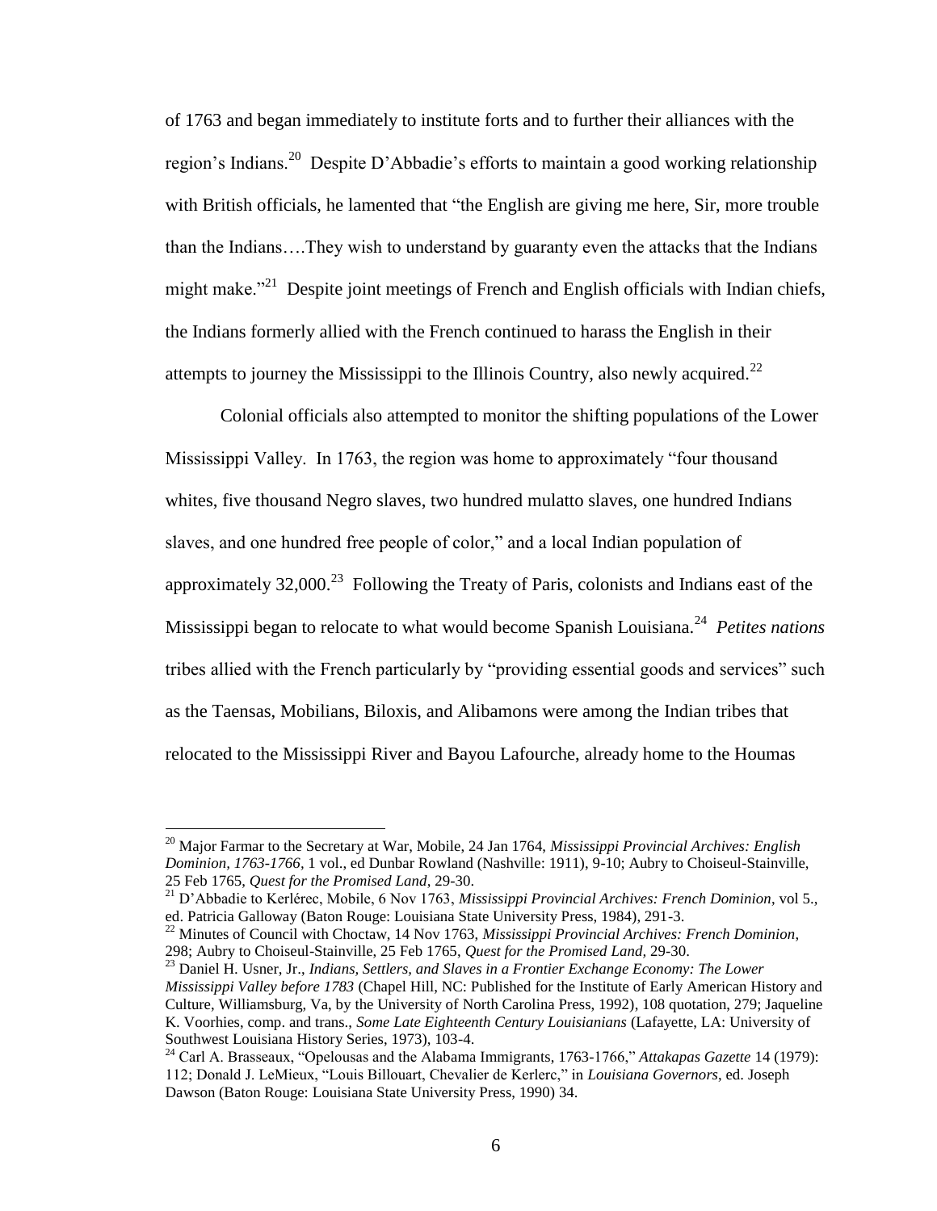of 1763 and began immediately to institute forts and to further their alliances with the region's Indians.[20] Despite D'Abbadie's efforts to maintain a good working relationship with British officials, he lamented that "the English are giving me here, Sir, more trouble than the Indians….They wish to understand by guaranty even the attacks that the Indians might make."[21] Despite joint meetings of French and English officials with Indian chiefs, the Indians formerly allied with the French continued to harass the English in their attempts to journey the Mississippi to the Illinois Country, also newly acquired.[22]

Colonial officials also attempted to monitor the shifting populations of the Lower Mississippi Valley. In 1763, the region was home to approximately "four thousand whites, five thousand Negro slaves, two hundred mulatto slaves, one hundred Indians slaves, and one hundred free people of color," and a local Indian population of approximately 32,000.[23] Following the Treaty of Paris, colonists and Indians east of the Mississippi began to relocate to what would become Spanish Louisiana.[24] *Petites nations* tribes allied with the French particularly by "providing essential goods and services" such as the Taensas, Mobilians, Biloxis, and Alibamons were among the Indian tribes that relocated to the Mississippi River and Bayou Lafourche, already home to the Houmas

---

[20] Major Farmar to the Secretary at War, Mobile, 24 Jan 1764, *Mississippi Provincial Archives: English Dominion, 1763-1766*, 1 vol., ed Dunbar Rowland (Nashville: 1911), 9-10; Aubry to Choiseul-Stainville, 25 Feb 1765, *Quest for the Promised Land*, 29-30.

[21] D'Abbadie to Kerlérec, Mobile, 6 Nov 1763, *Mississippi Provincial Archives: French Dominion*, vol 5., ed. Patricia Galloway (Baton Rouge: Louisiana State University Press, 1984), 291-3.

[22] Minutes of Council with Choctaw, 14 Nov 1763, *Mississippi Provincial Archives: French Dominion*, 298; Aubry to Choiseul-Stainville, 25 Feb 1765, *Quest for the Promised Land*, 29-30.

[23] Daniel H. Usner, Jr., *Indians, Settlers, and Slaves in a Frontier Exchange Economy: The Lower Mississippi Valley before 1783* (Chapel Hill, NC: Published for the Institute of Early American History and Culture, Williamsburg, Va, by the University of North Carolina Press, 1992), 108 quotation, 279; Jaqueline K. Voorhies, comp. and trans., *Some Late Eighteenth Century Louisianians* (Lafayette, LA: University of Southwest Louisiana History Series, 1973), 103-4.

[24] Carl A. Brasseaux, "Opelousas and the Alabama Immigrants, 1763-1766," *Attakapas Gazette* 14 (1979): 112; Donald J. LeMieux, "Louis Billouart, Chevalier de Kerlerc," in *Louisiana Governors*, ed. Joseph Dawson (Baton Rouge: Louisiana State University Press, 1990) 34.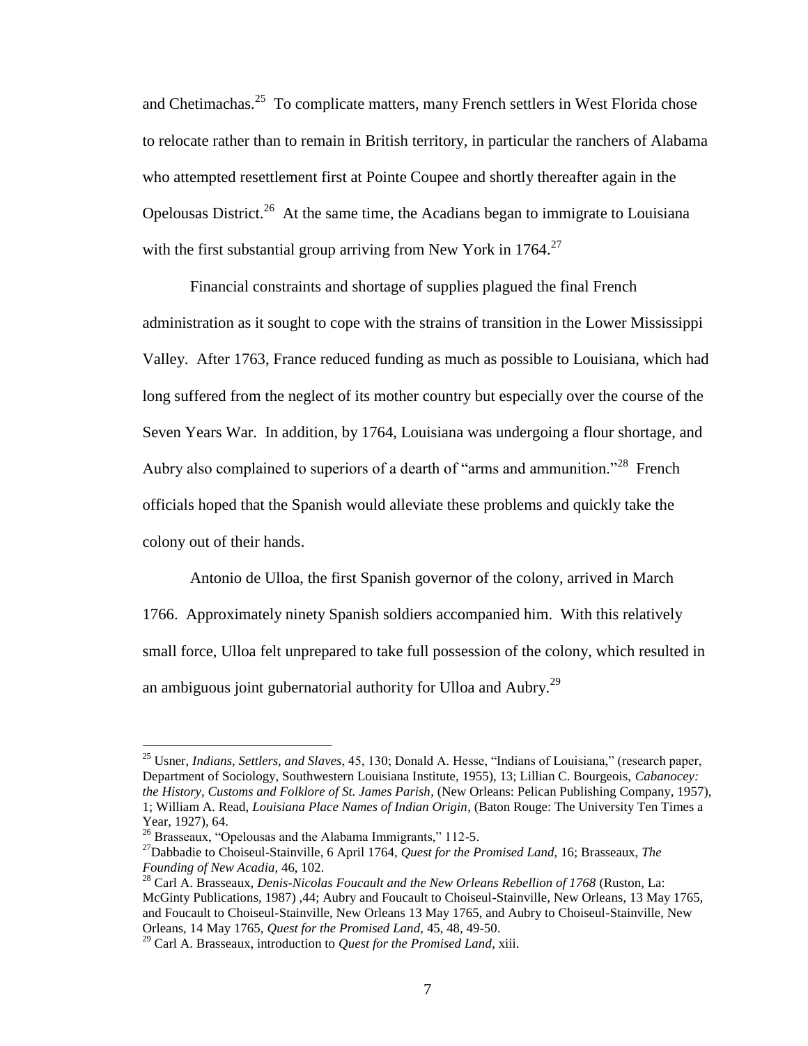and Chetimachas.[25] To complicate matters, many French settlers in West Florida chose to relocate rather than to remain in British territory, in particular the ranchers of Alabama who attempted resettlement first at Pointe Coupee and shortly thereafter again in the Opelousas District.[26] At the same time, the Acadians began to immigrate to Louisiana with the first substantial group arriving from New York in 1764.[27]

Financial constraints and shortage of supplies plagued the final French administration as it sought to cope with the strains of transition in the Lower Mississippi Valley. After 1763, France reduced funding as much as possible to Louisiana, which had long suffered from the neglect of its mother country but especially over the course of the Seven Years War. In addition, by 1764, Louisiana was undergoing a flour shortage, and Aubry also complained to superiors of a dearth of "arms and ammunition."[28] French officials hoped that the Spanish would alleviate these problems and quickly take the colony out of their hands.

Antonio de Ulloa, the first Spanish governor of the colony, arrived in March 1766. Approximately ninety Spanish soldiers accompanied him. With this relatively small force, Ulloa felt unprepared to take full possession of the colony, which resulted in an ambiguous joint gubernatorial authority for Ulloa and Aubry.[29]

---

[25] Usner, *Indians, Settlers, and Slaves*, 45, 130; Donald A. Hesse, "Indians of Louisiana," (research paper, Department of Sociology, Southwestern Louisiana Institute, 1955), 13; Lillian C. Bourgeois, *Cabanocey: the History, Customs and Folklore of St. James Parish*, (New Orleans: Pelican Publishing Company, 1957), 1; William A. Read, *Louisiana Place Names of Indian Origin*, (Baton Rouge: The University Ten Times a Year, 1927), 64.

[26] Brasseaux, "Opelousas and the Alabama Immigrants," 112-5.

[27] Dabbadie to Choiseul-Stainville, 6 April 1764, *Quest for the Promised Land*, 16; Brasseaux, *The Founding of New Acadia*, 46, 102.

[28] Carl A. Brasseaux, *Denis-Nicolas Foucault and the New Orleans Rebellion of 1768* (Ruston, La: McGinty Publications, 1987) ,44; Aubry and Foucault to Choiseul-Stainville, New Orleans, 13 May 1765, and Foucault to Choiseul-Stainville, New Orleans 13 May 1765, and Aubry to Choiseul-Stainville, New Orleans, 14 May 1765, *Quest for the Promised Land*, 45, 48, 49-50.

[29] Carl A. Brasseaux, introduction to *Quest for the Promised Land*, xiii.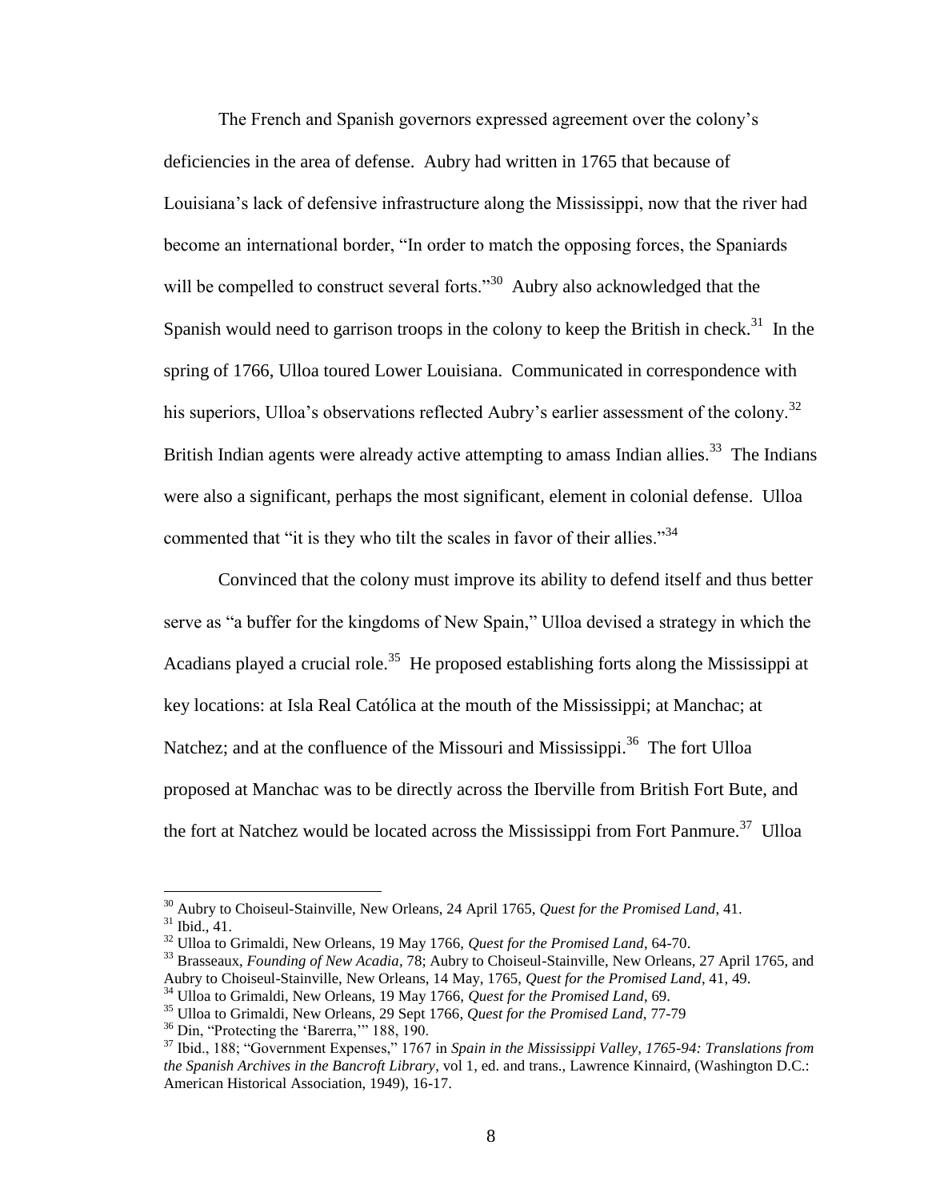The French and Spanish governors expressed agreement over the colony's deficiencies in the area of defense. Aubry had written in 1765 that because of Louisiana's lack of defensive infrastructure along the Mississippi, now that the river had become an international border, "In order to match the opposing forces, the Spaniards will be compelled to construct several forts."[30] Aubry also acknowledged that the Spanish would need to garrison troops in the colony to keep the British in check.[31] In the spring of 1766, Ulloa toured Lower Louisiana. Communicated in correspondence with his superiors, Ulloa's observations reflected Aubry's earlier assessment of the colony.[32] British Indian agents were already active attempting to amass Indian allies.[33] The Indians were also a significant, perhaps the most significant, element in colonial defense. Ulloa commented that "it is they who tilt the scales in favor of their allies."[34]

Convinced that the colony must improve its ability to defend itself and thus better serve as "a buffer for the kingdoms of New Spain," Ulloa devised a strategy in which the Acadians played a crucial role.[35] He proposed establishing forts along the Mississippi at key locations: at Isla Real Católica at the mouth of the Mississippi; at Manchac; at Natchez; and at the confluence of the Missouri and Mississippi.[36] The fort Ulloa proposed at Manchac was to be directly across the Iberville from British Fort Bute, and the fort at Natchez would be located across the Mississippi from Fort Panmure.[37] Ulloa

---

[30] Aubry to Choiseul-Stainville, New Orleans, 24 April 1765, *Quest for the Promised Land*, 41.
[31] Ibid., 41.
[32] Ulloa to Grimaldi, New Orleans, 19 May 1766, *Quest for the Promised Land*, 64-70.
[33] Brasseaux, *Founding of New Acadia*, 78; Aubry to Choiseul-Stainville, New Orleans, 27 April 1765, and Aubry to Choiseul-Stainville, New Orleans, 14 May, 1765, *Quest for the Promised Land*, 41, 49.
[34] Ulloa to Grimaldi, New Orleans, 19 May 1766, *Quest for the Promised Land*, 69.
[35] Ulloa to Grimaldi, New Orleans, 29 Sept 1766, *Quest for the Promised Land*, 77-79
[36] Din, "Protecting the 'Barerra,'" 188, 190.
[37] Ibid., 188; "Government Expenses," 1767 in *Spain in the Mississippi Valley, 1765-94: Translations from the Spanish Archives in the Bancroft Library*, vol 1, ed. and trans., Lawrence Kinnaird, (Washington D.C.: American Historical Association, 1949), 16-17.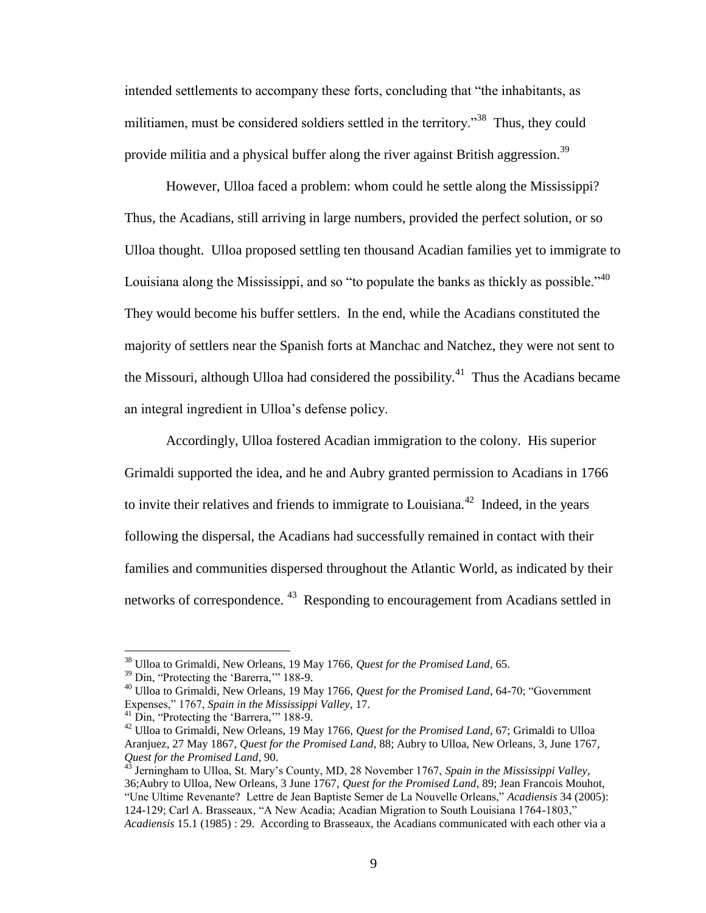intended settlements to accompany these forts, concluding that "the inhabitants, as militiamen, must be considered soldiers settled in the territory."[38] Thus, they could provide militia and a physical buffer along the river against British aggression.[39]

However, Ulloa faced a problem: whom could he settle along the Mississippi? Thus, the Acadians, still arriving in large numbers, provided the perfect solution, or so Ulloa thought. Ulloa proposed settling ten thousand Acadian families yet to immigrate to Louisiana along the Mississippi, and so "to populate the banks as thickly as possible."[40] They would become his buffer settlers. In the end, while the Acadians constituted the majority of settlers near the Spanish forts at Manchac and Natchez, they were not sent to the Missouri, although Ulloa had considered the possibility.[41] Thus the Acadians became an integral ingredient in Ulloa's defense policy.

Accordingly, Ulloa fostered Acadian immigration to the colony. His superior Grimaldi supported the idea, and he and Aubry granted permission to Acadians in 1766 to invite their relatives and friends to immigrate to Louisiana.[42] Indeed, in the years following the dispersal, the Acadians had successfully remained in contact with their families and communities dispersed throughout the Atlantic World, as indicated by their networks of correspondence. [43] Responding to encouragement from Acadians settled in

---

[38] Ulloa to Grimaldi, New Orleans, 19 May 1766, *Quest for the Promised Land*, 65.

[39] Din, "Protecting the 'Barerra,'" 188-9.

[40] Ulloa to Grimaldi, New Orleans, 19 May 1766, *Quest for the Promised Land*, 64-70; "Government Expenses," 1767, *Spain in the Mississippi Valley*, 17.

[41] Din, "Protecting the 'Barrera,'" 188-9.

[42] Ulloa to Grimaldi, New Orleans, 19 May 1766, *Quest for the Promised Land*, 67; Grimaldi to Ulloa Aranjuez, 27 May 1867, *Quest for the Promised Land*, 88; Aubry to Ulloa, New Orleans, 3, June 1767, *Quest for the Promised Land*, 90.

[43] Jerningham to Ulloa, St. Mary's County, MD, 28 November 1767, *Spain in the Mississippi Valley*, 36;Aubry to Ulloa, New Orleans, 3 June 1767, *Quest for the Promised Land*, 89; Jean Francois Mouhot, "Une Ultime Revenante? Lettre de Jean Baptiste Semer de La Nouvelle Orleans," *Acadiensis* 34 (2005): 124-129; Carl A. Brasseaux, "A New Acadia; Acadian Migration to South Louisiana 1764-1803," *Acadiensis* 15.1 (1985) : 29. According to Brasseaux, the Acadians communicated with each other via a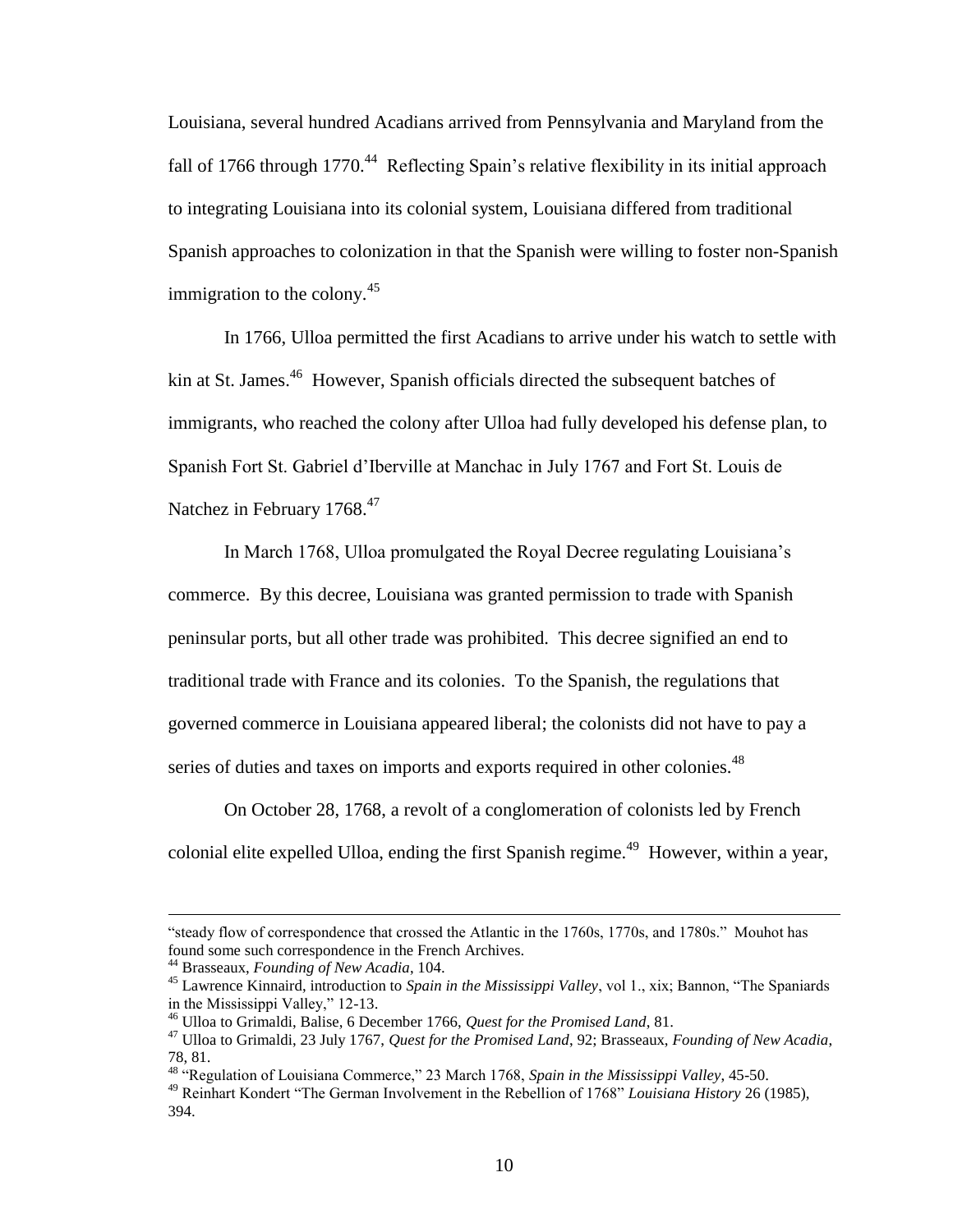Louisiana, several hundred Acadians arrived from Pennsylvania and Maryland from the fall of 1766 through 1770.[44] Reflecting Spain's relative flexibility in its initial approach to integrating Louisiana into its colonial system, Louisiana differed from traditional Spanish approaches to colonization in that the Spanish were willing to foster non-Spanish immigration to the colony.[45]

In 1766, Ulloa permitted the first Acadians to arrive under his watch to settle with kin at St. James.[46] However, Spanish officials directed the subsequent batches of immigrants, who reached the colony after Ulloa had fully developed his defense plan, to Spanish Fort St. Gabriel d'Iberville at Manchac in July 1767 and Fort St. Louis de Natchez in February 1768.[47]

In March 1768, Ulloa promulgated the Royal Decree regulating Louisiana's commerce. By this decree, Louisiana was granted permission to trade with Spanish peninsular ports, but all other trade was prohibited. This decree signified an end to traditional trade with France and its colonies. To the Spanish, the regulations that governed commerce in Louisiana appeared liberal; the colonists did not have to pay a series of duties and taxes on imports and exports required in other colonies.[48]

On October 28, 1768, a revolt of a conglomeration of colonists led by French colonial elite expelled Ulloa, ending the first Spanish regime.[49] However, within a year,

---

"steady flow of correspondence that crossed the Atlantic in the 1760s, 1770s, and 1780s." Mouhot has found some such correspondence in the French Archives.

[44] Brasseaux, *Founding of New Acadia*, 104.

[45] Lawrence Kinnaird, introduction to *Spain in the Mississippi Valley*, vol 1., xix; Bannon, "The Spaniards in the Mississippi Valley," 12-13.

[46] Ulloa to Grimaldi, Balise, 6 December 1766, *Quest for the Promised Land*, 81.

[47] Ulloa to Grimaldi, 23 July 1767, *Quest for the Promised Land*, 92; Brasseaux, *Founding of New Acadia*, 78, 81.

[48] "Regulation of Louisiana Commerce," 23 March 1768, *Spain in the Mississippi Valley*, 45-50.

[49] Reinhart Kondert "The German Involvement in the Rebellion of 1768" *Louisiana History* 26 (1985), 394.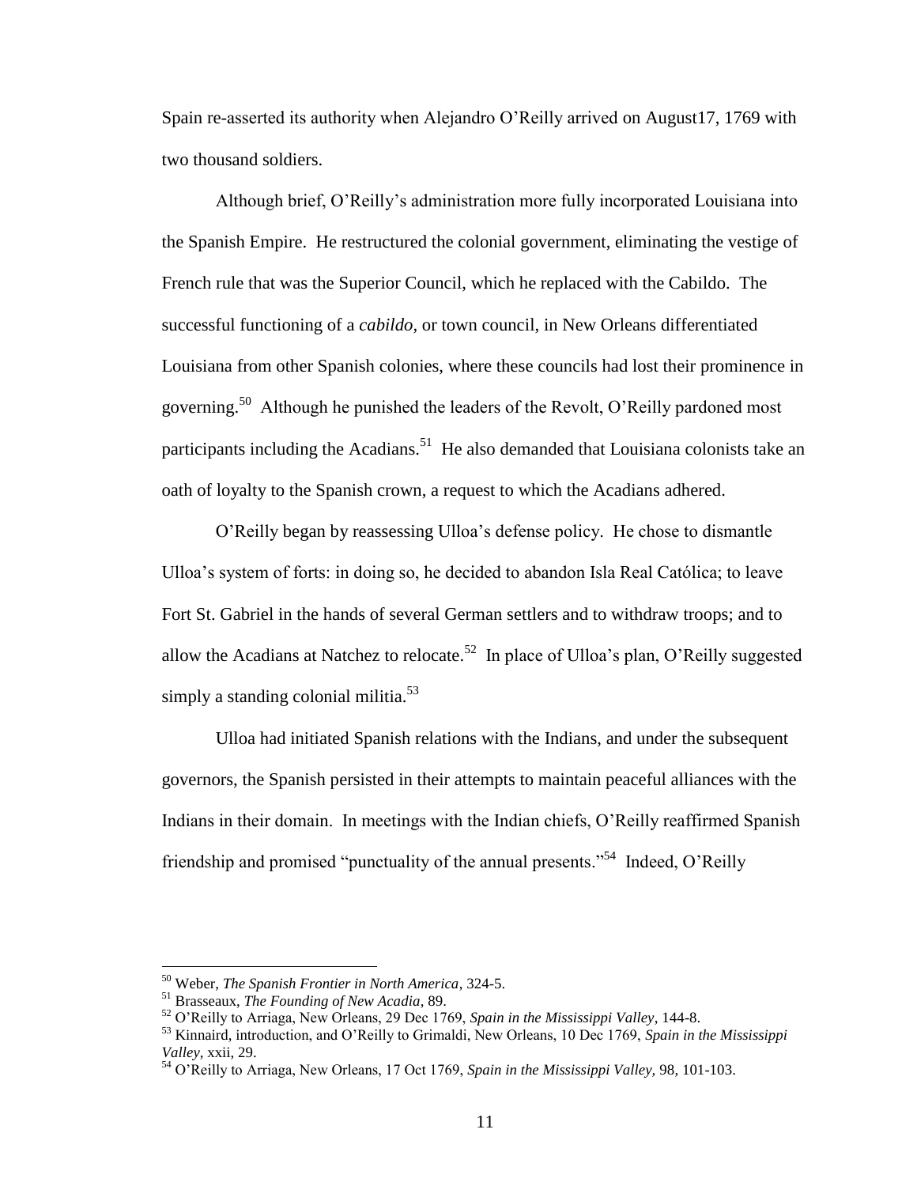Spain re-asserted its authority when Alejandro O'Reilly arrived on August17, 1769 with two thousand soldiers.

Although brief, O'Reilly's administration more fully incorporated Louisiana into the Spanish Empire. He restructured the colonial government, eliminating the vestige of French rule that was the Superior Council, which he replaced with the Cabildo. The successful functioning of a *cabildo*, or town council, in New Orleans differentiated Louisiana from other Spanish colonies, where these councils had lost their prominence in governing.[50] Although he punished the leaders of the Revolt, O'Reilly pardoned most participants including the Acadians.[51] He also demanded that Louisiana colonists take an oath of loyalty to the Spanish crown, a request to which the Acadians adhered.

O'Reilly began by reassessing Ulloa's defense policy. He chose to dismantle Ulloa's system of forts: in doing so, he decided to abandon Isla Real Católica; to leave Fort St. Gabriel in the hands of several German settlers and to withdraw troops; and to allow the Acadians at Natchez to relocate.[52] In place of Ulloa's plan, O'Reilly suggested simply a standing colonial militia.[53]

Ulloa had initiated Spanish relations with the Indians, and under the subsequent governors, the Spanish persisted in their attempts to maintain peaceful alliances with the Indians in their domain. In meetings with the Indian chiefs, O'Reilly reaffirmed Spanish friendship and promised "punctuality of the annual presents."[54] Indeed, O'Reilly

---

[50] Weber, *The Spanish Frontier in North America*, 324-5.

[51] Brasseaux, *The Founding of New Acadia*, 89.

[52] O'Reilly to Arriaga, New Orleans, 29 Dec 1769, *Spain in the Mississippi Valley*, 144-8.

[53] Kinnaird, introduction, and O'Reilly to Grimaldi, New Orleans, 10 Dec 1769, *Spain in the Mississippi Valley*, xxii, 29.

[54] O'Reilly to Arriaga, New Orleans, 17 Oct 1769, *Spain in the Mississippi Valley*, 98, 101-103.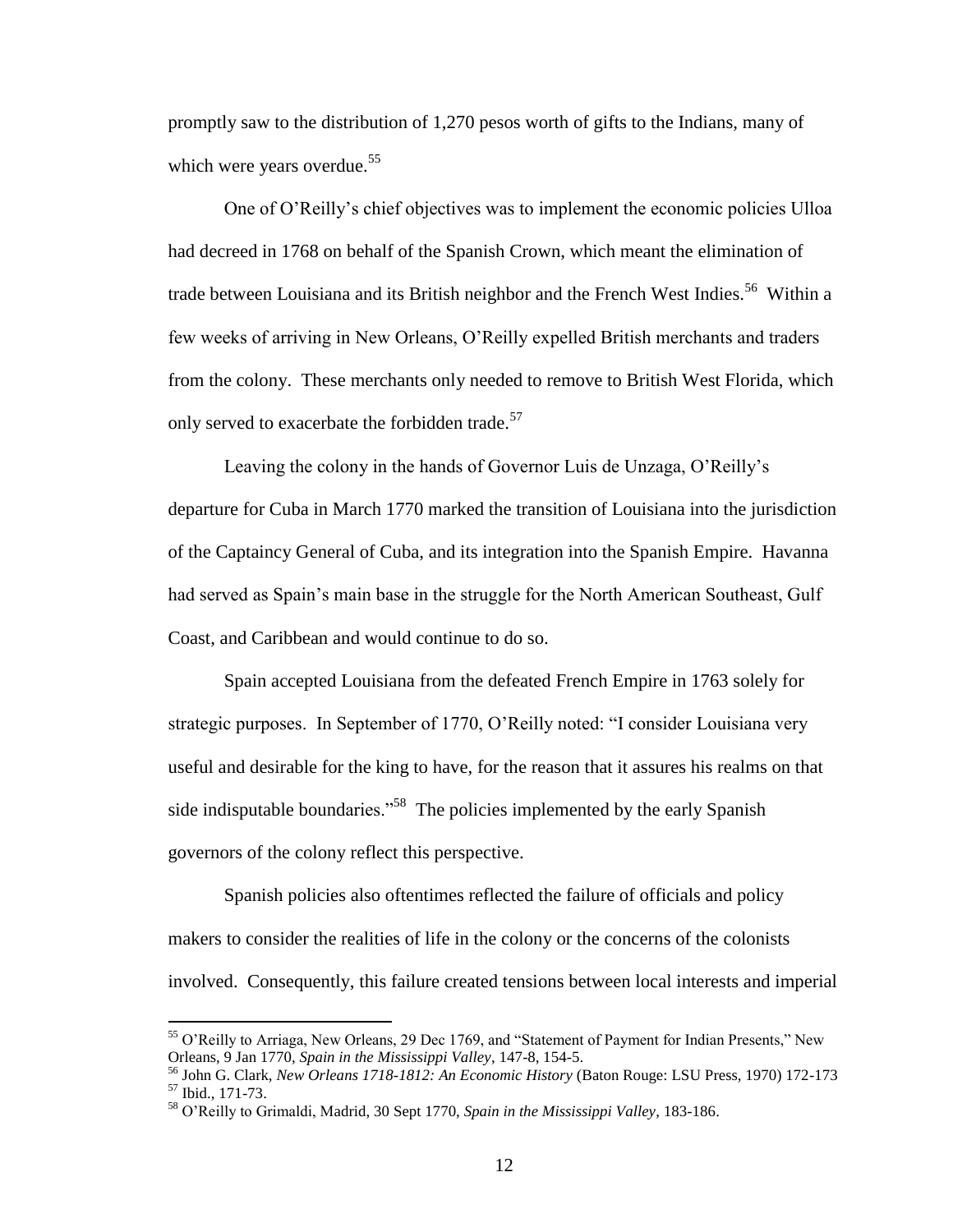promptly saw to the distribution of 1,270 pesos worth of gifts to the Indians, many of which were years overdue.[55]

One of O'Reilly's chief objectives was to implement the economic policies Ulloa had decreed in 1768 on behalf of the Spanish Crown, which meant the elimination of trade between Louisiana and its British neighbor and the French West Indies.[56] Within a few weeks of arriving in New Orleans, O'Reilly expelled British merchants and traders from the colony. These merchants only needed to remove to British West Florida, which only served to exacerbate the forbidden trade.[57]

Leaving the colony in the hands of Governor Luis de Unzaga, O'Reilly's departure for Cuba in March 1770 marked the transition of Louisiana into the jurisdiction of the Captaincy General of Cuba, and its integration into the Spanish Empire. Havanna had served as Spain's main base in the struggle for the North American Southeast, Gulf Coast, and Caribbean and would continue to do so.

Spain accepted Louisiana from the defeated French Empire in 1763 solely for strategic purposes. In September of 1770, O'Reilly noted: "I consider Louisiana very useful and desirable for the king to have, for the reason that it assures his realms on that side indisputable boundaries."[58] The policies implemented by the early Spanish governors of the colony reflect this perspective.

Spanish policies also oftentimes reflected the failure of officials and policy makers to consider the realities of life in the colony or the concerns of the colonists involved. Consequently, this failure created tensions between local interests and imperial

---

[55] O'Reilly to Arriaga, New Orleans, 29 Dec 1769, and "Statement of Payment for Indian Presents," New Orleans, 9 Jan 1770, *Spain in the Mississippi Valley*, 147-8, 154-5.

[56] John G. Clark, *New Orleans 1718-1812: An Economic History* (Baton Rouge: LSU Press, 1970) 172-173

[57] Ibid., 171-73.

[58] O'Reilly to Grimaldi, Madrid, 30 Sept 1770, *Spain in the Mississippi Valley*, 183-186.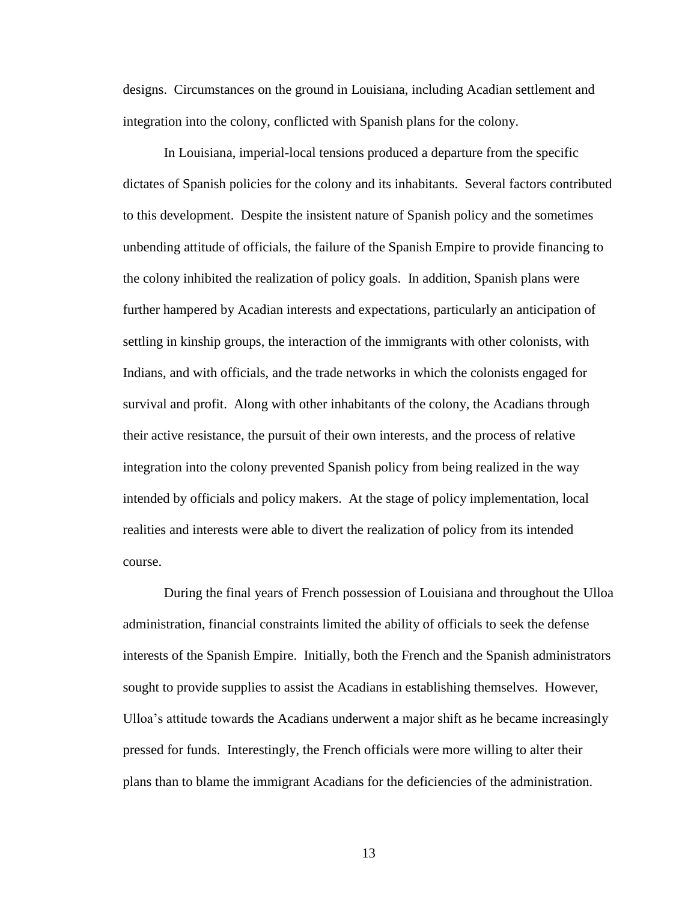designs. Circumstances on the ground in Louisiana, including Acadian settlement and integration into the colony, conflicted with Spanish plans for the colony.

In Louisiana, imperial-local tensions produced a departure from the specific dictates of Spanish policies for the colony and its inhabitants. Several factors contributed to this development. Despite the insistent nature of Spanish policy and the sometimes unbending attitude of officials, the failure of the Spanish Empire to provide financing to the colony inhibited the realization of policy goals. In addition, Spanish plans were further hampered by Acadian interests and expectations, particularly an anticipation of settling in kinship groups, the interaction of the immigrants with other colonists, with Indians, and with officials, and the trade networks in which the colonists engaged for survival and profit. Along with other inhabitants of the colony, the Acadians through their active resistance, the pursuit of their own interests, and the process of relative integration into the colony prevented Spanish policy from being realized in the way intended by officials and policy makers. At the stage of policy implementation, local realities and interests were able to divert the realization of policy from its intended course.

During the final years of French possession of Louisiana and throughout the Ulloa administration, financial constraints limited the ability of officials to seek the defense interests of the Spanish Empire. Initially, both the French and the Spanish administrators sought to provide supplies to assist the Acadians in establishing themselves. However, Ulloa's attitude towards the Acadians underwent a major shift as he became increasingly pressed for funds. Interestingly, the French officials were more willing to alter their plans than to blame the immigrant Acadians for the deficiencies of the administration.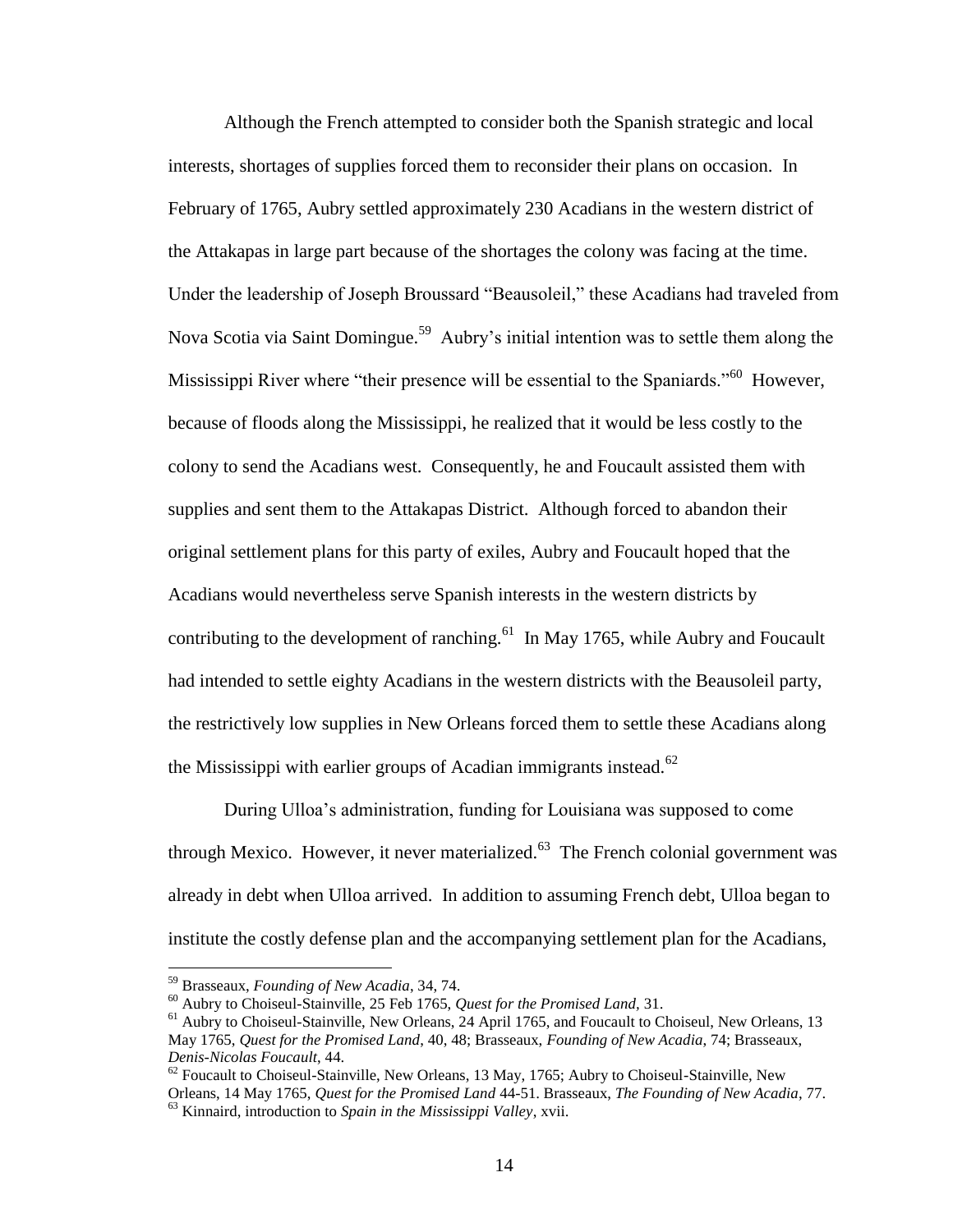Although the French attempted to consider both the Spanish strategic and local interests, shortages of supplies forced them to reconsider their plans on occasion. In February of 1765, Aubry settled approximately 230 Acadians in the western district of the Attakapas in large part because of the shortages the colony was facing at the time. Under the leadership of Joseph Broussard "Beausoleil," these Acadians had traveled from Nova Scotia via Saint Domingue.[59] Aubry's initial intention was to settle them along the Mississippi River where "their presence will be essential to the Spaniards."[60] However, because of floods along the Mississippi, he realized that it would be less costly to the colony to send the Acadians west. Consequently, he and Foucault assisted them with supplies and sent them to the Attakapas District. Although forced to abandon their original settlement plans for this party of exiles, Aubry and Foucault hoped that the Acadians would nevertheless serve Spanish interests in the western districts by contributing to the development of ranching.[61] In May 1765, while Aubry and Foucault had intended to settle eighty Acadians in the western districts with the Beausoleil party, the restrictively low supplies in New Orleans forced them to settle these Acadians along the Mississippi with earlier groups of Acadian immigrants instead.[62]

During Ulloa's administration, funding for Louisiana was supposed to come through Mexico. However, it never materialized.[63] The French colonial government was already in debt when Ulloa arrived. In addition to assuming French debt, Ulloa began to institute the costly defense plan and the accompanying settlement plan for the Acadians,

---

[59] Brasseaux, *Founding of New Acadia*, 34, 74.

[60] Aubry to Choiseul-Stainville, 25 Feb 1765, *Quest for the Promised Land*, 31.

[61] Aubry to Choiseul-Stainville, New Orleans, 24 April 1765, and Foucault to Choiseul, New Orleans, 13 May 1765, *Quest for the Promised Land*, 40, 48; Brasseaux, *Founding of New Acadia*, 74; Brasseaux, *Denis-Nicolas Foucault*, 44.

[62] Foucault to Choiseul-Stainville, New Orleans, 13 May, 1765; Aubry to Choiseul-Stainville, New Orleans, 14 May 1765, *Quest for the Promised Land* 44-51. Brasseaux, *The Founding of New Acadia*, 77.

[63] Kinnaird, introduction to *Spain in the Mississippi Valley*, xvii.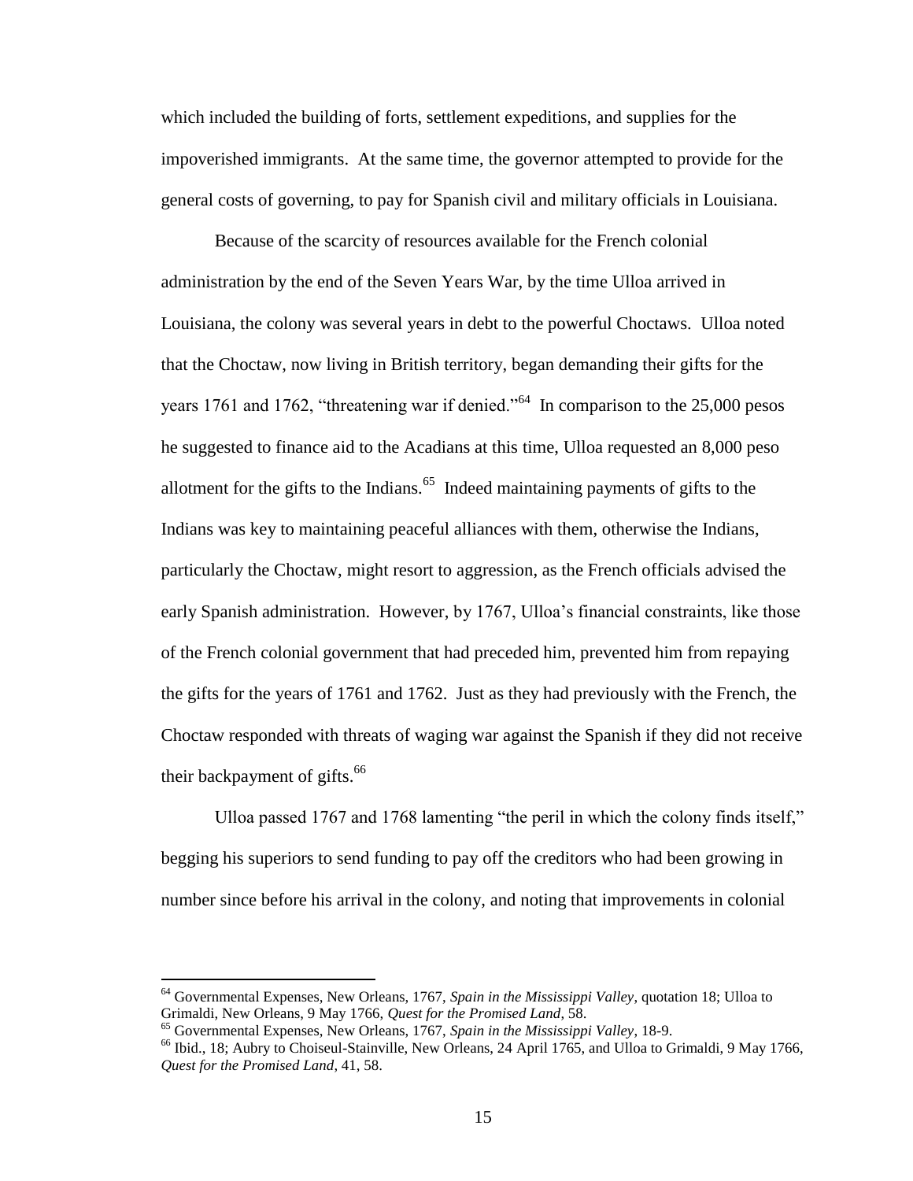which included the building of forts, settlement expeditions, and supplies for the impoverished immigrants. At the same time, the governor attempted to provide for the general costs of governing, to pay for Spanish civil and military officials in Louisiana.

Because of the scarcity of resources available for the French colonial administration by the end of the Seven Years War, by the time Ulloa arrived in Louisiana, the colony was several years in debt to the powerful Choctaws. Ulloa noted that the Choctaw, now living in British territory, began demanding their gifts for the years 1761 and 1762, "threatening war if denied."[64] In comparison to the 25,000 pesos he suggested to finance aid to the Acadians at this time, Ulloa requested an 8,000 peso allotment for the gifts to the Indians.[65] Indeed maintaining payments of gifts to the Indians was key to maintaining peaceful alliances with them, otherwise the Indians, particularly the Choctaw, might resort to aggression, as the French officials advised the early Spanish administration. However, by 1767, Ulloa's financial constraints, like those of the French colonial government that had preceded him, prevented him from repaying the gifts for the years of 1761 and 1762. Just as they had previously with the French, the Choctaw responded with threats of waging war against the Spanish if they did not receive their backpayment of gifts.[66]

Ulloa passed 1767 and 1768 lamenting "the peril in which the colony finds itself," begging his superiors to send funding to pay off the creditors who had been growing in number since before his arrival in the colony, and noting that improvements in colonial

---

[64] Governmental Expenses, New Orleans, 1767, *Spain in the Mississippi Valley*, quotation 18; Ulloa to Grimaldi, New Orleans, 9 May 1766, *Quest for the Promised Land*, 58.

[65] Governmental Expenses, New Orleans, 1767, *Spain in the Mississippi Valley*, 18-9.

[66] Ibid., 18; Aubry to Choiseul-Stainville, New Orleans, 24 April 1765, and Ulloa to Grimaldi, 9 May 1766, *Quest for the Promised Land*, 41, 58.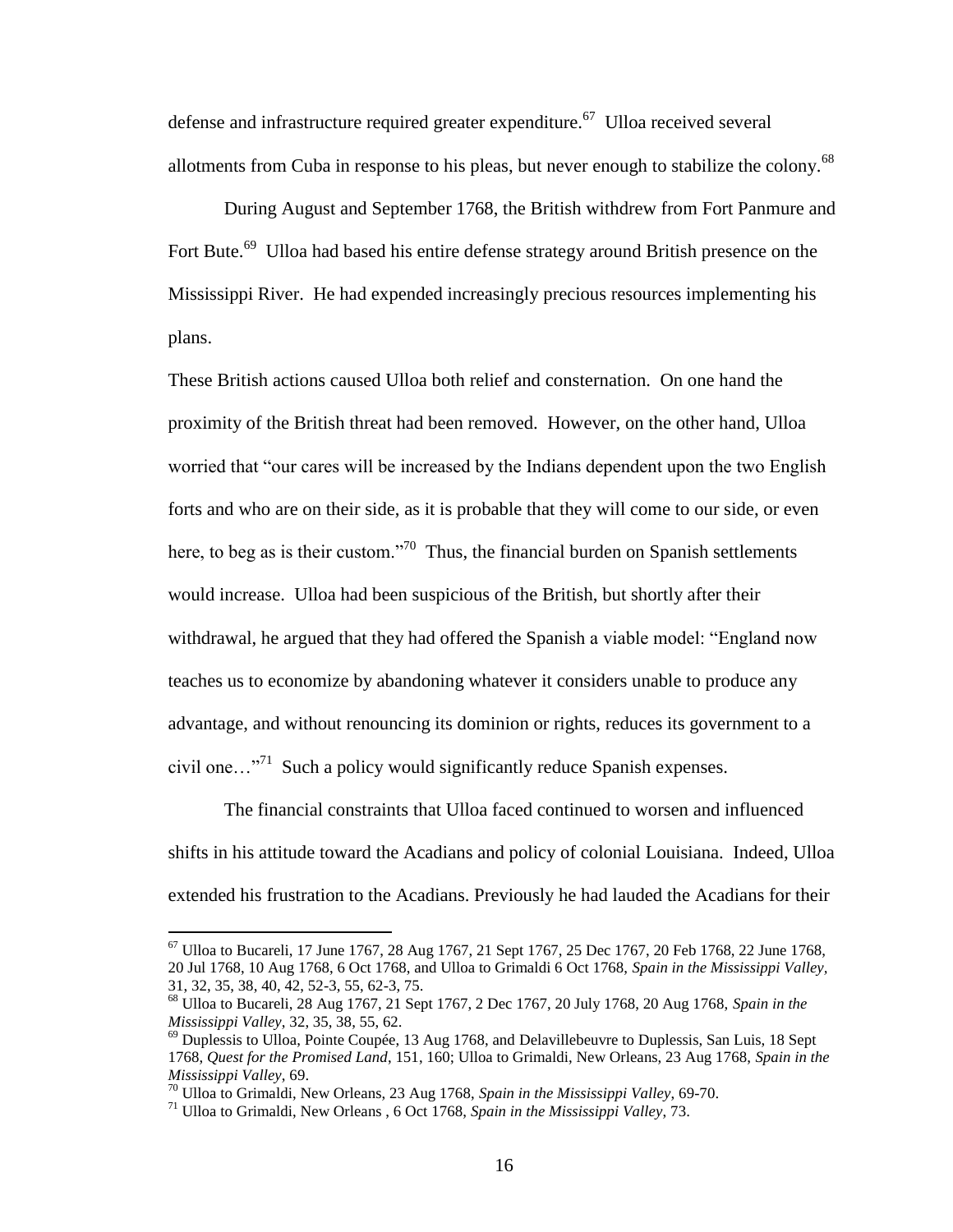defense and infrastructure required greater expenditure.[67] Ulloa received several allotments from Cuba in response to his pleas, but never enough to stabilize the colony.[68]

During August and September 1768, the British withdrew from Fort Panmure and Fort Bute.[69] Ulloa had based his entire defense strategy around British presence on the Mississippi River. He had expended increasingly precious resources implementing his plans.

These British actions caused Ulloa both relief and consternation. On one hand the proximity of the British threat had been removed. However, on the other hand, Ulloa worried that "our cares will be increased by the Indians dependent upon the two English forts and who are on their side, as it is probable that they will come to our side, or even here, to beg as is their custom."[70] Thus, the financial burden on Spanish settlements would increase. Ulloa had been suspicious of the British, but shortly after their withdrawal, he argued that they had offered the Spanish a viable model: "England now teaches us to economize by abandoning whatever it considers unable to produce any advantage, and without renouncing its dominion or rights, reduces its government to a civil one…"[71] Such a policy would significantly reduce Spanish expenses.

The financial constraints that Ulloa faced continued to worsen and influenced shifts in his attitude toward the Acadians and policy of colonial Louisiana. Indeed, Ulloa extended his frustration to the Acadians. Previously he had lauded the Acadians for their

---

[67] Ulloa to Bucareli, 17 June 1767, 28 Aug 1767, 21 Sept 1767, 25 Dec 1767, 20 Feb 1768, 22 June 1768, 20 Jul 1768, 10 Aug 1768, 6 Oct 1768, and Ulloa to Grimaldi 6 Oct 1768, *Spain in the Mississippi Valley*, 31, 32, 35, 38, 40, 42, 52-3, 55, 62-3, 75.

[68] Ulloa to Bucareli, 28 Aug 1767, 21 Sept 1767, 2 Dec 1767, 20 July 1768, 20 Aug 1768, *Spain in the Mississippi Valley*, 32, 35, 38, 55, 62.

[69] Duplessis to Ulloa, Pointe Coupée, 13 Aug 1768, and Delavillebeuvre to Duplessis, San Luis, 18 Sept 1768, *Quest for the Promised Land*, 151, 160; Ulloa to Grimaldi, New Orleans, 23 Aug 1768, *Spain in the Mississippi Valley*, 69.

[70] Ulloa to Grimaldi, New Orleans, 23 Aug 1768, *Spain in the Mississippi Valley*, 69-70.

[71] Ulloa to Grimaldi, New Orleans , 6 Oct 1768, *Spain in the Mississippi Valley*, 73.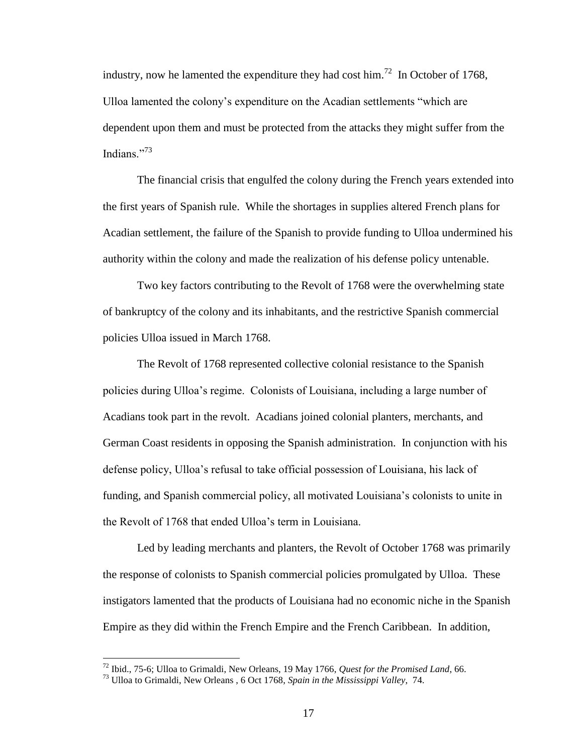industry, now he lamented the expenditure they had cost him.[72] In October of 1768, Ulloa lamented the colony's expenditure on the Acadian settlements "which are dependent upon them and must be protected from the attacks they might suffer from the Indians."[73]

The financial crisis that engulfed the colony during the French years extended into the first years of Spanish rule. While the shortages in supplies altered French plans for Acadian settlement, the failure of the Spanish to provide funding to Ulloa undermined his authority within the colony and made the realization of his defense policy untenable.

Two key factors contributing to the Revolt of 1768 were the overwhelming state of bankruptcy of the colony and its inhabitants, and the restrictive Spanish commercial policies Ulloa issued in March 1768.

The Revolt of 1768 represented collective colonial resistance to the Spanish policies during Ulloa's regime. Colonists of Louisiana, including a large number of Acadians took part in the revolt. Acadians joined colonial planters, merchants, and German Coast residents in opposing the Spanish administration. In conjunction with his defense policy, Ulloa's refusal to take official possession of Louisiana, his lack of funding, and Spanish commercial policy, all motivated Louisiana's colonists to unite in the Revolt of 1768 that ended Ulloa's term in Louisiana.

Led by leading merchants and planters, the Revolt of October 1768 was primarily the response of colonists to Spanish commercial policies promulgated by Ulloa. These instigators lamented that the products of Louisiana had no economic niche in the Spanish Empire as they did within the French Empire and the French Caribbean. In addition,

---

[72] Ibid., 75-6; Ulloa to Grimaldi, New Orleans, 19 May 1766, *Quest for the Promised Land*, 66.

[73] Ulloa to Grimaldi, New Orleans , 6 Oct 1768, *Spain in the Mississippi Valley*, 74.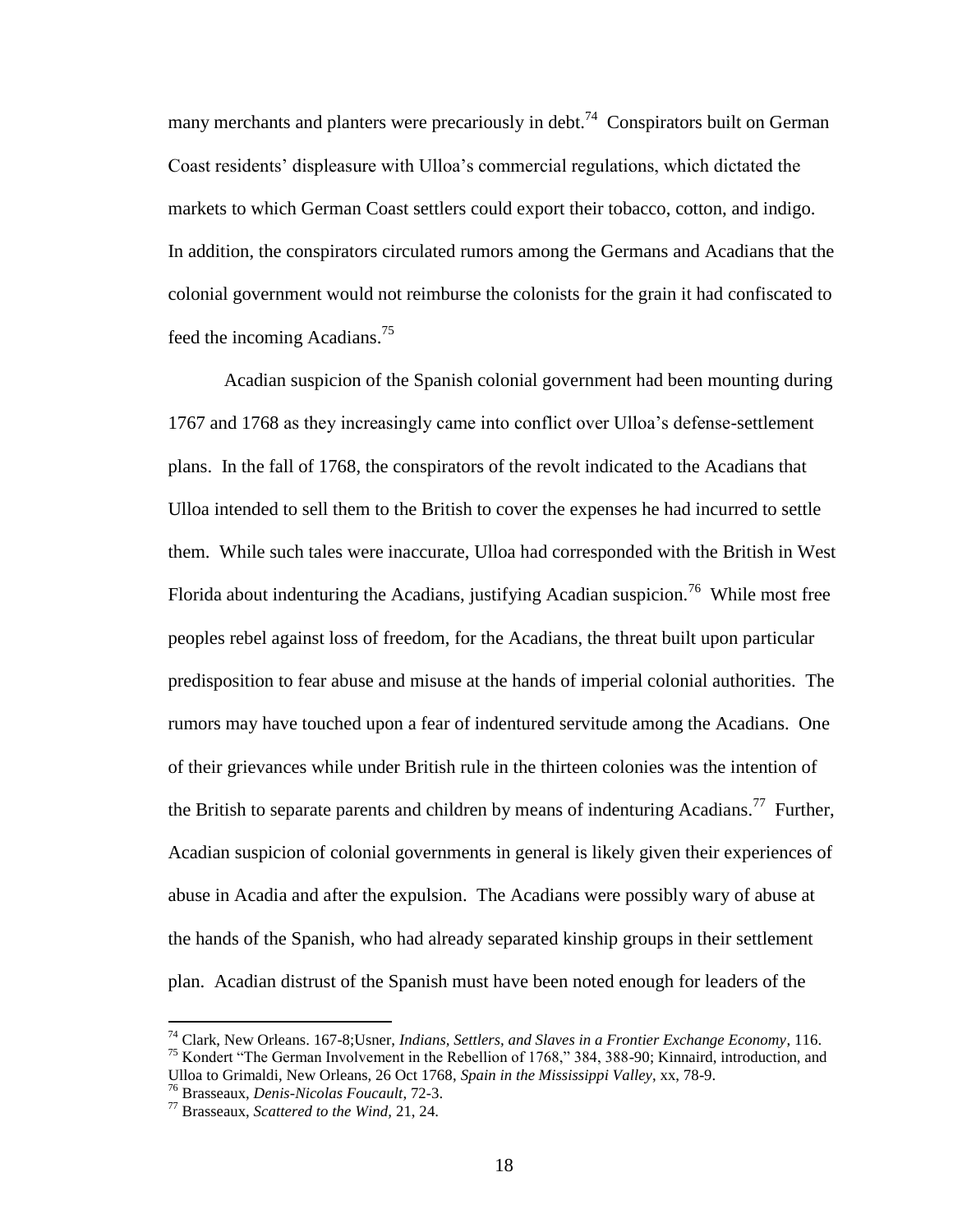many merchants and planters were precariously in debt.[74] Conspirators built on German Coast residents' displeasure with Ulloa's commercial regulations, which dictated the markets to which German Coast settlers could export their tobacco, cotton, and indigo. In addition, the conspirators circulated rumors among the Germans and Acadians that the colonial government would not reimburse the colonists for the grain it had confiscated to feed the incoming Acadians.[75]

Acadian suspicion of the Spanish colonial government had been mounting during 1767 and 1768 as they increasingly came into conflict over Ulloa's defense-settlement plans. In the fall of 1768, the conspirators of the revolt indicated to the Acadians that Ulloa intended to sell them to the British to cover the expenses he had incurred to settle them. While such tales were inaccurate, Ulloa had corresponded with the British in West Florida about indenturing the Acadians, justifying Acadian suspicion.[76] While most free peoples rebel against loss of freedom, for the Acadians, the threat built upon particular predisposition to fear abuse and misuse at the hands of imperial colonial authorities. The rumors may have touched upon a fear of indentured servitude among the Acadians. One of their grievances while under British rule in the thirteen colonies was the intention of the British to separate parents and children by means of indenturing Acadians.[77] Further, Acadian suspicion of colonial governments in general is likely given their experiences of abuse in Acadia and after the expulsion. The Acadians were possibly wary of abuse at the hands of the Spanish, who had already separated kinship groups in their settlement plan. Acadian distrust of the Spanish must have been noted enough for leaders of the

---

[74] Clark, New Orleans. 167-8;Usner, *Indians, Settlers, and Slaves in a Frontier Exchange Economy*, 116.

[75] Kondert "The German Involvement in the Rebellion of 1768," 384, 388-90; Kinnaird, introduction, and Ulloa to Grimaldi, New Orleans, 26 Oct 1768, *Spain in the Mississippi Valley*, xx, 78-9.

[76] Brasseaux, *Denis-Nicolas Foucault*, 72-3.

[77] Brasseaux, *Scattered to the Wind*, 21, 24.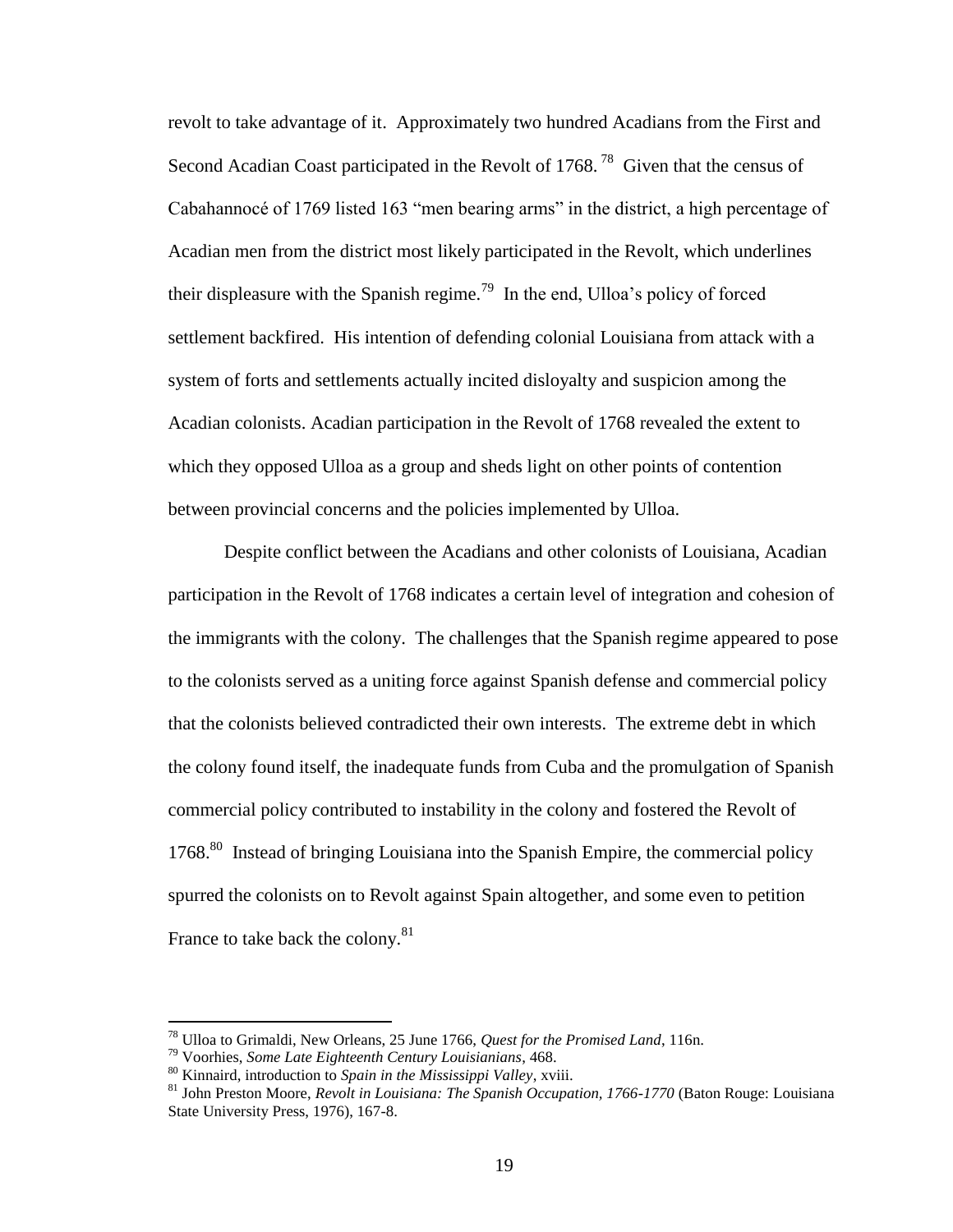revolt to take advantage of it. Approximately two hundred Acadians from the First and Second Acadian Coast participated in the Revolt of 1768.[78] Given that the census of Cabahannocé of 1769 listed 163 "men bearing arms" in the district, a high percentage of Acadian men from the district most likely participated in the Revolt, which underlines their displeasure with the Spanish regime.[79] In the end, Ulloa's policy of forced settlement backfired. His intention of defending colonial Louisiana from attack with a system of forts and settlements actually incited disloyalty and suspicion among the Acadian colonists. Acadian participation in the Revolt of 1768 revealed the extent to which they opposed Ulloa as a group and sheds light on other points of contention between provincial concerns and the policies implemented by Ulloa.

Despite conflict between the Acadians and other colonists of Louisiana, Acadian participation in the Revolt of 1768 indicates a certain level of integration and cohesion of the immigrants with the colony. The challenges that the Spanish regime appeared to pose to the colonists served as a uniting force against Spanish defense and commercial policy that the colonists believed contradicted their own interests. The extreme debt in which the colony found itself, the inadequate funds from Cuba and the promulgation of Spanish commercial policy contributed to instability in the colony and fostered the Revolt of 1768.[80] Instead of bringing Louisiana into the Spanish Empire, the commercial policy spurred the colonists on to Revolt against Spain altogether, and some even to petition France to take back the colony.[81]

---

[78] Ulloa to Grimaldi, New Orleans, 25 June 1766, *Quest for the Promised Land*, 116n.

[79] Voorhies, *Some Late Eighteenth Century Louisianians*, 468.

[80] Kinnaird, introduction to *Spain in the Mississippi Valley*, xviii.

[81] John Preston Moore, *Revolt in Louisiana: The Spanish Occupation, 1766-1770* (Baton Rouge: Louisiana State University Press, 1976), 167-8.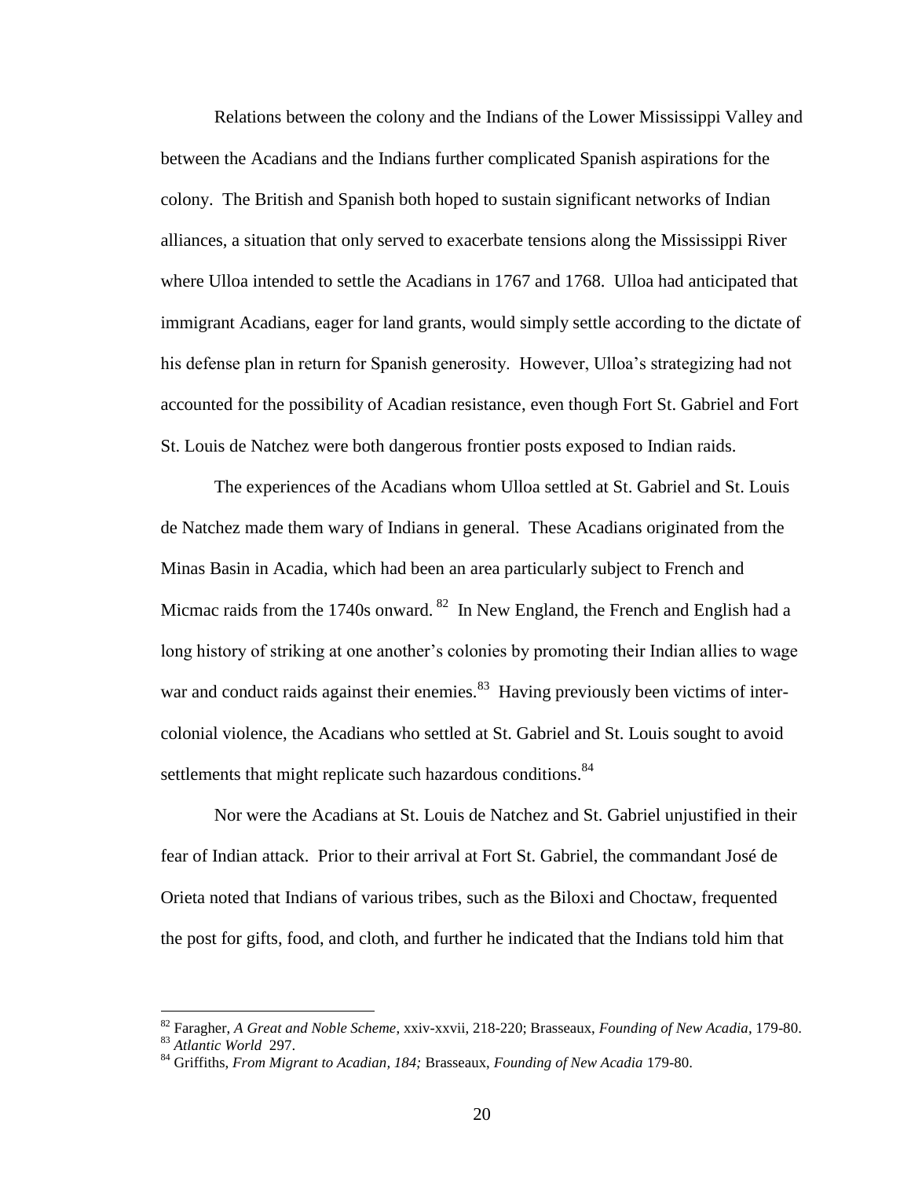Relations between the colony and the Indians of the Lower Mississippi Valley and between the Acadians and the Indians further complicated Spanish aspirations for the colony. The British and Spanish both hoped to sustain significant networks of Indian alliances, a situation that only served to exacerbate tensions along the Mississippi River where Ulloa intended to settle the Acadians in 1767 and 1768. Ulloa had anticipated that immigrant Acadians, eager for land grants, would simply settle according to the dictate of his defense plan in return for Spanish generosity. However, Ulloa's strategizing had not accounted for the possibility of Acadian resistance, even though Fort St. Gabriel and Fort St. Louis de Natchez were both dangerous frontier posts exposed to Indian raids.

The experiences of the Acadians whom Ulloa settled at St. Gabriel and St. Louis de Natchez made them wary of Indians in general. These Acadians originated from the Minas Basin in Acadia, which had been an area particularly subject to French and Micmac raids from the 1740s onward.[82] In New England, the French and English had a long history of striking at one another's colonies by promoting their Indian allies to wage war and conduct raids against their enemies.[83] Having previously been victims of inter-colonial violence, the Acadians who settled at St. Gabriel and St. Louis sought to avoid settlements that might replicate such hazardous conditions.[84]

Nor were the Acadians at St. Louis de Natchez and St. Gabriel unjustified in their fear of Indian attack. Prior to their arrival at Fort St. Gabriel, the commandant José de Orieta noted that Indians of various tribes, such as the Biloxi and Choctaw, frequented the post for gifts, food, and cloth, and further he indicated that the Indians told him that

---

[82] Faragher, *A Great and Noble Scheme*, xxiv-xxvii, 218-220; Brasseaux, *Founding of New Acadia*, 179-80.

[83] *Atlantic World* 297.

[84] Griffiths, *From Migrant to Acadian, 184;* Brasseaux, *Founding of New Acadia* 179-80.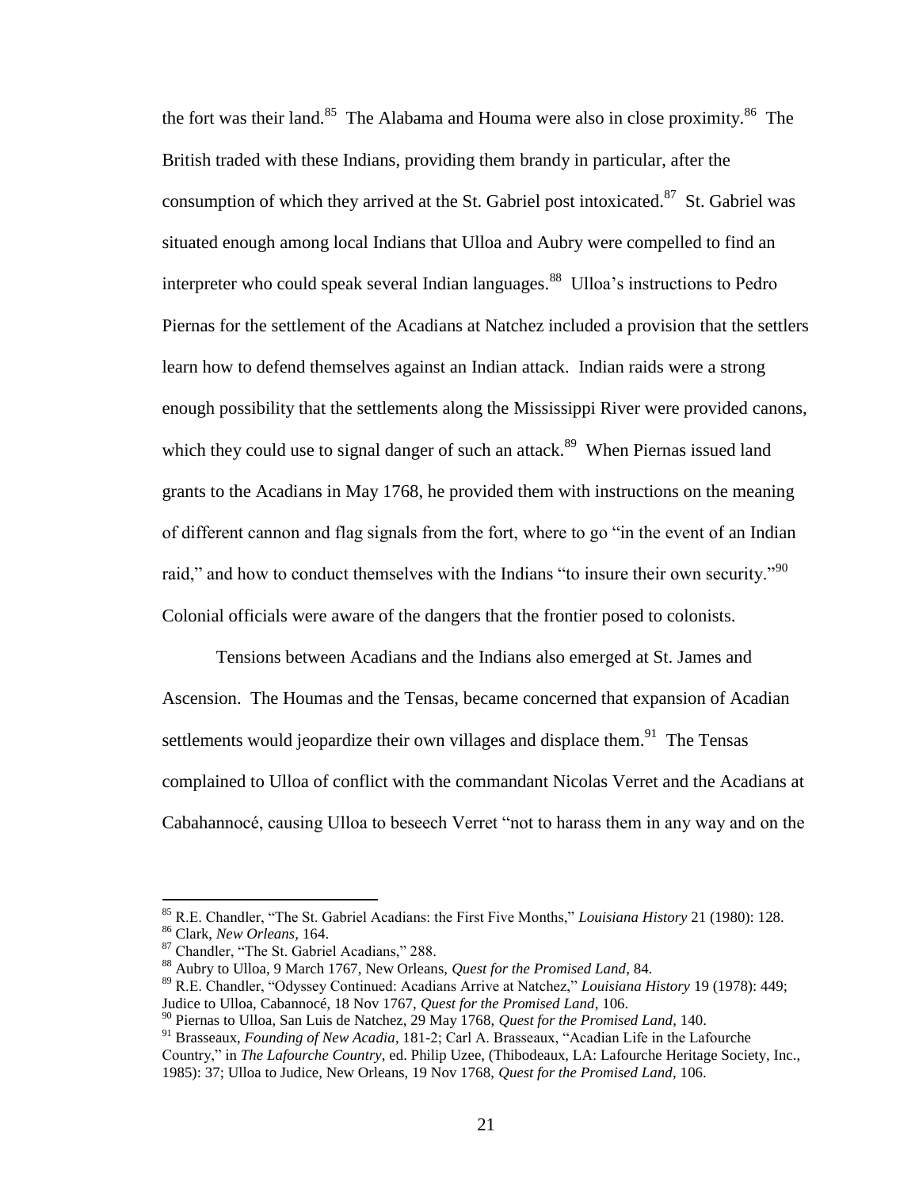the fort was their land.[85] The Alabama and Houma were also in close proximity.[86] The British traded with these Indians, providing them brandy in particular, after the consumption of which they arrived at the St. Gabriel post intoxicated.[87] St. Gabriel was situated enough among local Indians that Ulloa and Aubry were compelled to find an interpreter who could speak several Indian languages.[88] Ulloa's instructions to Pedro Piernas for the settlement of the Acadians at Natchez included a provision that the settlers learn how to defend themselves against an Indian attack. Indian raids were a strong enough possibility that the settlements along the Mississippi River were provided canons, which they could use to signal danger of such an attack.[89] When Piernas issued land grants to the Acadians in May 1768, he provided them with instructions on the meaning of different cannon and flag signals from the fort, where to go "in the event of an Indian raid," and how to conduct themselves with the Indians "to insure their own security."[90] Colonial officials were aware of the dangers that the frontier posed to colonists.

Tensions between Acadians and the Indians also emerged at St. James and Ascension. The Houmas and the Tensas, became concerned that expansion of Acadian settlements would jeopardize their own villages and displace them.[91] The Tensas complained to Ulloa of conflict with the commandant Nicolas Verret and the Acadians at Cabahannocé, causing Ulloa to beseech Verret "not to harass them in any way and on the

---

[85] R.E. Chandler, "The St. Gabriel Acadians: the First Five Months," *Louisiana History* 21 (1980): 128.
[86] Clark, *New Orleans,* 164.
[87] Chandler, "The St. Gabriel Acadians," 288.
[88] Aubry to Ulloa, 9 March 1767, New Orleans, *Quest for the Promised Land*, 84.
[89] R.E. Chandler, "Odyssey Continued: Acadians Arrive at Natchez," *Louisiana History* 19 (1978): 449; Judice to Ulloa, Cabannocé, 18 Nov 1767, *Quest for the Promised Land*, 106.
[90] Piernas to Ulloa, San Luis de Natchez, 29 May 1768, *Quest for the Promised Land*, 140.
[91] Brasseaux, *Founding of New Acadia*, 181-2; Carl A. Brasseaux, "Acadian Life in the Lafourche Country," in *The Lafourche Country*, ed. Philip Uzee, (Thibodeaux, LA: Lafourche Heritage Society, Inc., 1985): 37; Ulloa to Judice, New Orleans, 19 Nov 1768, *Quest for the Promised Land*, 106.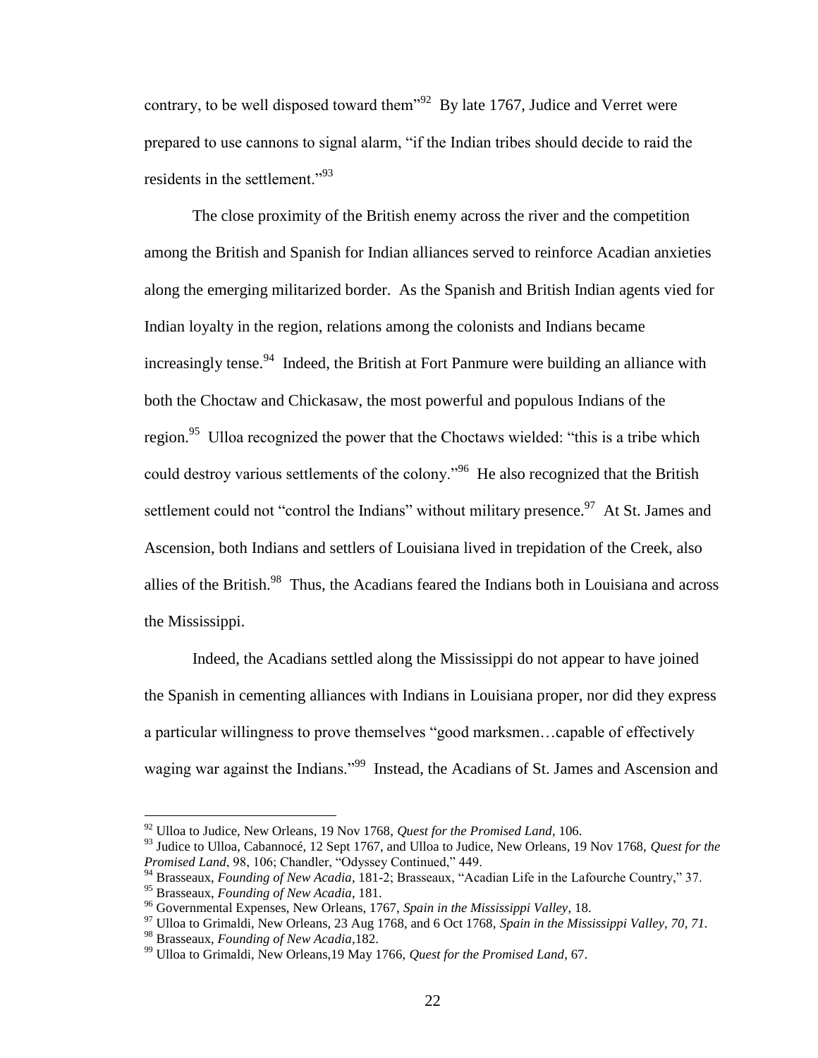contrary, to be well disposed toward them"[92] By late 1767, Judice and Verret were prepared to use cannons to signal alarm, "if the Indian tribes should decide to raid the residents in the settlement."[93]

The close proximity of the British enemy across the river and the competition among the British and Spanish for Indian alliances served to reinforce Acadian anxieties along the emerging militarized border. As the Spanish and British Indian agents vied for Indian loyalty in the region, relations among the colonists and Indians became increasingly tense.[94] Indeed, the British at Fort Panmure were building an alliance with both the Choctaw and Chickasaw, the most powerful and populous Indians of the region.[95] Ulloa recognized the power that the Choctaws wielded: "this is a tribe which could destroy various settlements of the colony."[96] He also recognized that the British settlement could not "control the Indians" without military presence.[97] At St. James and Ascension, both Indians and settlers of Louisiana lived in trepidation of the Creek, also allies of the British.[98] Thus, the Acadians feared the Indians both in Louisiana and across the Mississippi.

Indeed, the Acadians settled along the Mississippi do not appear to have joined the Spanish in cementing alliances with Indians in Louisiana proper, nor did they express a particular willingness to prove themselves "good marksmen…capable of effectively waging war against the Indians."[99] Instead, the Acadians of St. James and Ascension and

---

[92] Ulloa to Judice, New Orleans, 19 Nov 1768, *Quest for the Promised Land*, 106.

[93] Judice to Ulloa, Cabannocé, 12 Sept 1767, and Ulloa to Judice, New Orleans, 19 Nov 1768, *Quest for the Promised Land*, 98, 106; Chandler, "Odyssey Continued," 449.

[94] Brasseaux, *Founding of New Acadia*, 181-2; Brasseaux, "Acadian Life in the Lafourche Country," 37.

[95] Brasseaux, *Founding of New Acadia*, 181.

[96] Governmental Expenses, New Orleans, 1767, *Spain in the Mississippi Valley*, 18.

[97] Ulloa to Grimaldi, New Orleans, 23 Aug 1768, and 6 Oct 1768, *Spain in the Mississippi Valley, 70, 71.*

[98] Brasseaux, *Founding of New Acadia*,182.

[99] Ulloa to Grimaldi, New Orleans,19 May 1766, *Quest for the Promised Land*, 67.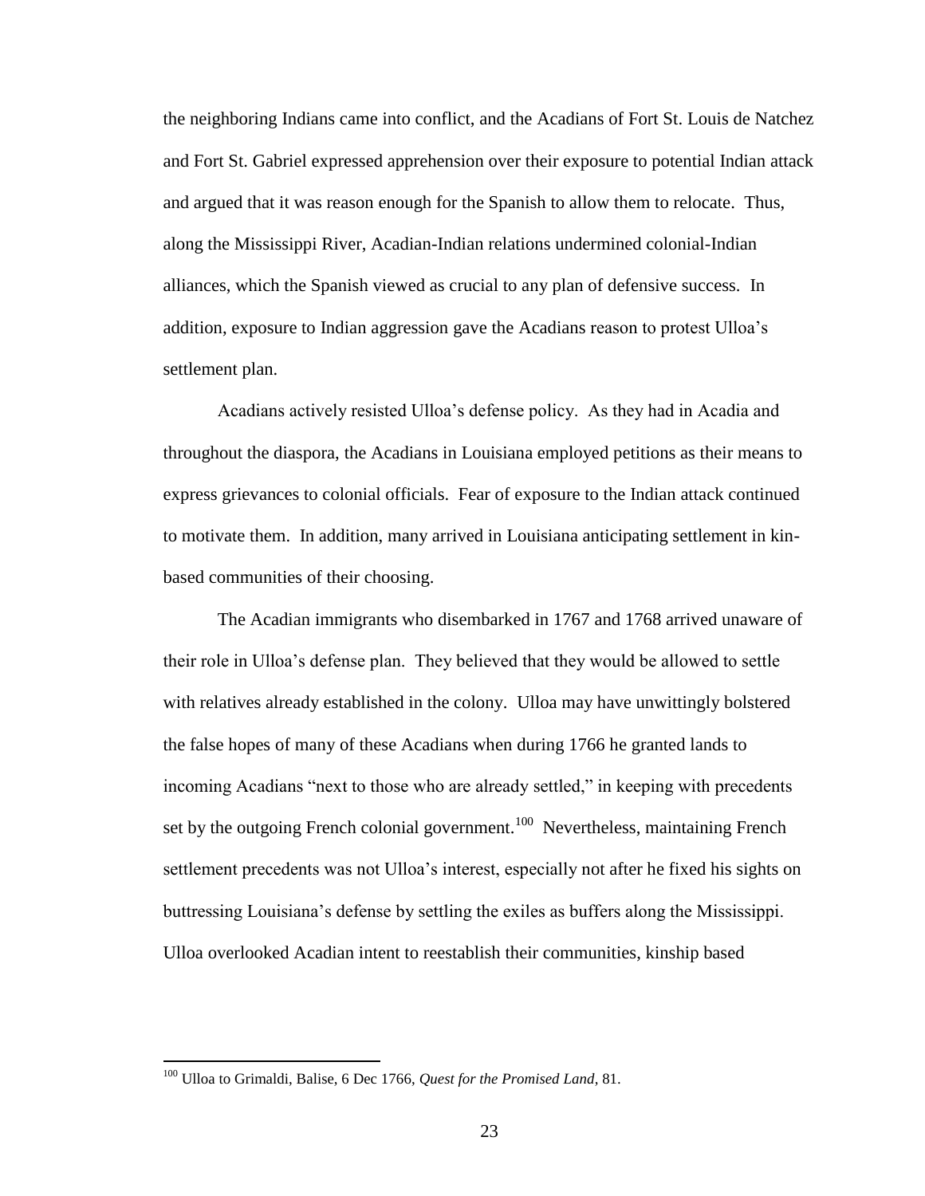the neighboring Indians came into conflict, and the Acadians of Fort St. Louis de Natchez and Fort St. Gabriel expressed apprehension over their exposure to potential Indian attack and argued that it was reason enough for the Spanish to allow them to relocate. Thus, along the Mississippi River, Acadian-Indian relations undermined colonial-Indian alliances, which the Spanish viewed as crucial to any plan of defensive success. In addition, exposure to Indian aggression gave the Acadians reason to protest Ulloa's settlement plan.

Acadians actively resisted Ulloa's defense policy. As they had in Acadia and throughout the diaspora, the Acadians in Louisiana employed petitions as their means to express grievances to colonial officials. Fear of exposure to the Indian attack continued to motivate them. In addition, many arrived in Louisiana anticipating settlement in kin-based communities of their choosing.

The Acadian immigrants who disembarked in 1767 and 1768 arrived unaware of their role in Ulloa's defense plan. They believed that they would be allowed to settle with relatives already established in the colony. Ulloa may have unwittingly bolstered the false hopes of many of these Acadians when during 1766 he granted lands to incoming Acadians "next to those who are already settled," in keeping with precedents set by the outgoing French colonial government.[100] Nevertheless, maintaining French settlement precedents was not Ulloa's interest, especially not after he fixed his sights on buttressing Louisiana's defense by settling the exiles as buffers along the Mississippi. Ulloa overlooked Acadian intent to reestablish their communities, kinship based

---

[100] Ulloa to Grimaldi, Balise, 6 Dec 1766, *Quest for the Promised Land*, 81.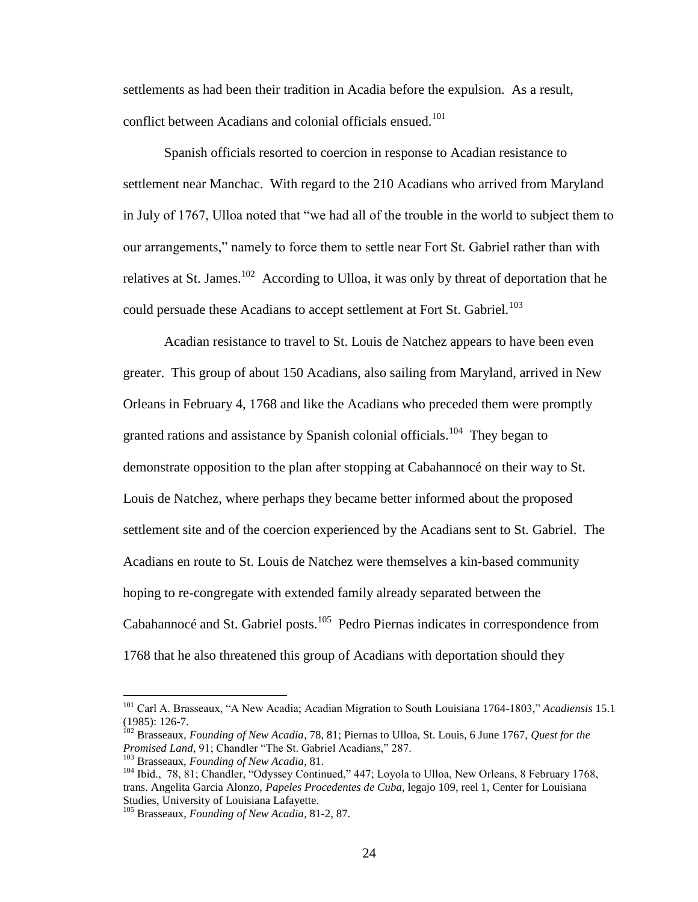settlements as had been their tradition in Acadia before the expulsion. As a result, conflict between Acadians and colonial officials ensued.[101]

Spanish officials resorted to coercion in response to Acadian resistance to settlement near Manchac. With regard to the 210 Acadians who arrived from Maryland in July of 1767, Ulloa noted that "we had all of the trouble in the world to subject them to our arrangements," namely to force them to settle near Fort St. Gabriel rather than with relatives at St. James.[102] According to Ulloa, it was only by threat of deportation that he could persuade these Acadians to accept settlement at Fort St. Gabriel.[103]

Acadian resistance to travel to St. Louis de Natchez appears to have been even greater. This group of about 150 Acadians, also sailing from Maryland, arrived in New Orleans in February 4, 1768 and like the Acadians who preceded them were promptly granted rations and assistance by Spanish colonial officials.[104] They began to demonstrate opposition to the plan after stopping at Cabahannocé on their way to St. Louis de Natchez, where perhaps they became better informed about the proposed settlement site and of the coercion experienced by the Acadians sent to St. Gabriel. The Acadians en route to St. Louis de Natchez were themselves a kin-based community hoping to re-congregate with extended family already separated between the Cabahannocé and St. Gabriel posts.[105] Pedro Piernas indicates in correspondence from 1768 that he also threatened this group of Acadians with deportation should they

---

[101] Carl A. Brasseaux, "A New Acadia; Acadian Migration to South Louisiana 1764-1803," *Acadiensis* 15.1 (1985): 126-7.

[102] Brasseaux, *Founding of New Acadia*, 78, 81; Piernas to Ulloa, St. Louis, 6 June 1767, *Quest for the Promised Land*, 91; Chandler "The St. Gabriel Acadians," 287.

[103] Brasseaux, *Founding of New Acadia*, 81.

[104] Ibid., 78, 81; Chandler, "Odyssey Continued," 447; Loyola to Ulloa, New Orleans, 8 February 1768, trans. Angelita Garcia Alonzo, *Papeles Procedentes de Cuba*, legajo 109, reel 1, Center for Louisiana Studies, University of Louisiana Lafayette.

[105] Brasseaux, *Founding of New Acadia*, 81-2, 87.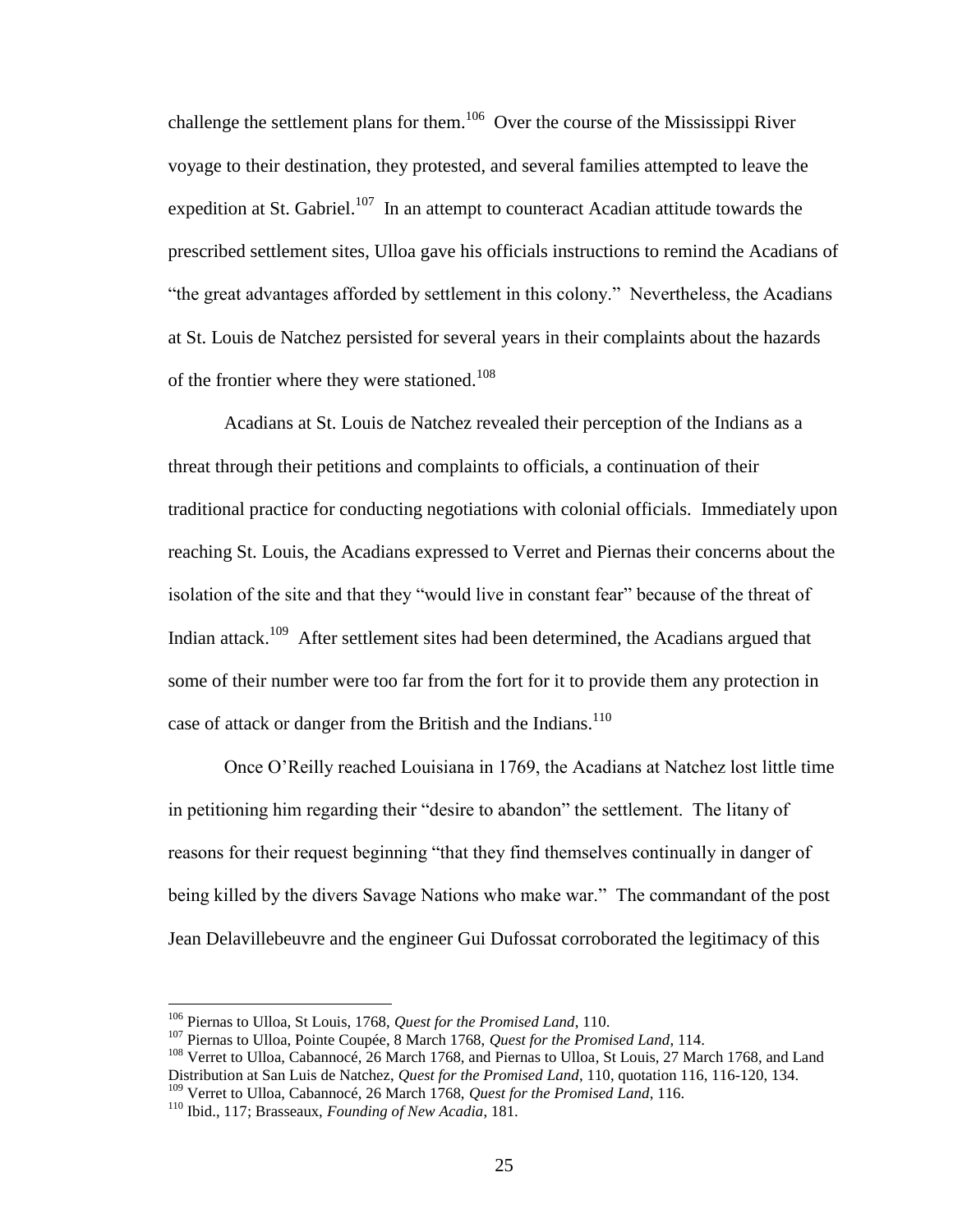challenge the settlement plans for them.[106] Over the course of the Mississippi River voyage to their destination, they protested, and several families attempted to leave the expedition at St. Gabriel.[107] In an attempt to counteract Acadian attitude towards the prescribed settlement sites, Ulloa gave his officials instructions to remind the Acadians of "the great advantages afforded by settlement in this colony." Nevertheless, the Acadians at St. Louis de Natchez persisted for several years in their complaints about the hazards of the frontier where they were stationed.[108]

Acadians at St. Louis de Natchez revealed their perception of the Indians as a threat through their petitions and complaints to officials, a continuation of their traditional practice for conducting negotiations with colonial officials. Immediately upon reaching St. Louis, the Acadians expressed to Verret and Piernas their concerns about the isolation of the site and that they "would live in constant fear" because of the threat of Indian attack.[109] After settlement sites had been determined, the Acadians argued that some of their number were too far from the fort for it to provide them any protection in case of attack or danger from the British and the Indians.[110]

Once O'Reilly reached Louisiana in 1769, the Acadians at Natchez lost little time in petitioning him regarding their "desire to abandon" the settlement. The litany of reasons for their request beginning "that they find themselves continually in danger of being killed by the divers Savage Nations who make war." The commandant of the post Jean Delavillebeuvre and the engineer Gui Dufossat corroborated the legitimacy of this

---

[106] Piernas to Ulloa, St Louis, 1768, *Quest for the Promised Land*, 110.

[107] Piernas to Ulloa, Pointe Coupée, 8 March 1768, *Quest for the Promised Land*, 114.

[108] Verret to Ulloa, Cabannocé, 26 March 1768, and Piernas to Ulloa, St Louis, 27 March 1768, and Land Distribution at San Luis de Natchez, *Quest for the Promised Land*, 110, quotation 116, 116-120, 134.

[109] Verret to Ulloa, Cabannocé, 26 March 1768, *Quest for the Promised Land*, 116.

[110] Ibid., 117; Brasseaux, *Founding of New Acadia*, 181.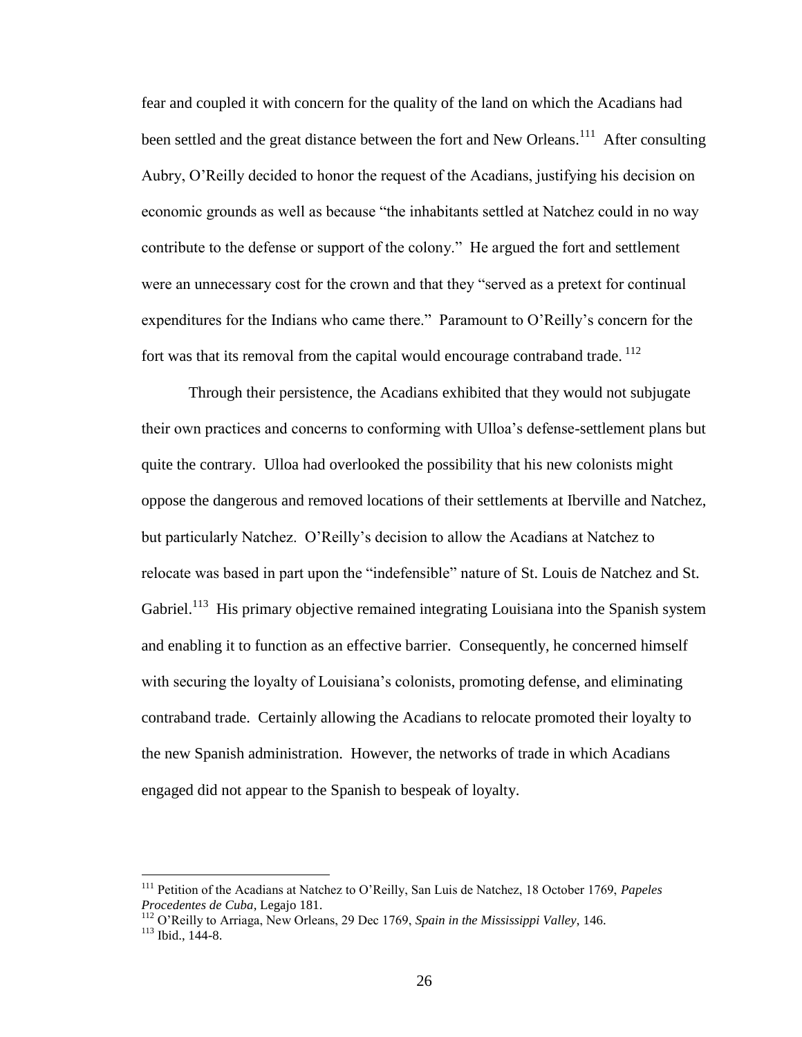fear and coupled it with concern for the quality of the land on which the Acadians had been settled and the great distance between the fort and New Orleans.[111] After consulting Aubry, O'Reilly decided to honor the request of the Acadians, justifying his decision on economic grounds as well as because "the inhabitants settled at Natchez could in no way contribute to the defense or support of the colony." He argued the fort and settlement were an unnecessary cost for the crown and that they "served as a pretext for continual expenditures for the Indians who came there." Paramount to O'Reilly's concern for the fort was that its removal from the capital would encourage contraband trade.[112]

Through their persistence, the Acadians exhibited that they would not subjugate their own practices and concerns to conforming with Ulloa's defense-settlement plans but quite the contrary. Ulloa had overlooked the possibility that his new colonists might oppose the dangerous and removed locations of their settlements at Iberville and Natchez, but particularly Natchez. O'Reilly's decision to allow the Acadians at Natchez to relocate was based in part upon the "indefensible" nature of St. Louis de Natchez and St. Gabriel.[113] His primary objective remained integrating Louisiana into the Spanish system and enabling it to function as an effective barrier. Consequently, he concerned himself with securing the loyalty of Louisiana's colonists, promoting defense, and eliminating contraband trade. Certainly allowing the Acadians to relocate promoted their loyalty to the new Spanish administration. However, the networks of trade in which Acadians engaged did not appear to the Spanish to bespeak of loyalty.

---

[111] Petition of the Acadians at Natchez to O'Reilly, San Luis de Natchez, 18 October 1769, *Papeles Procedentes de Cuba*, Legajo 181.

[112] O'Reilly to Arriaga, New Orleans, 29 Dec 1769, *Spain in the Mississippi Valley*, 146.

[113] Ibid., 144-8.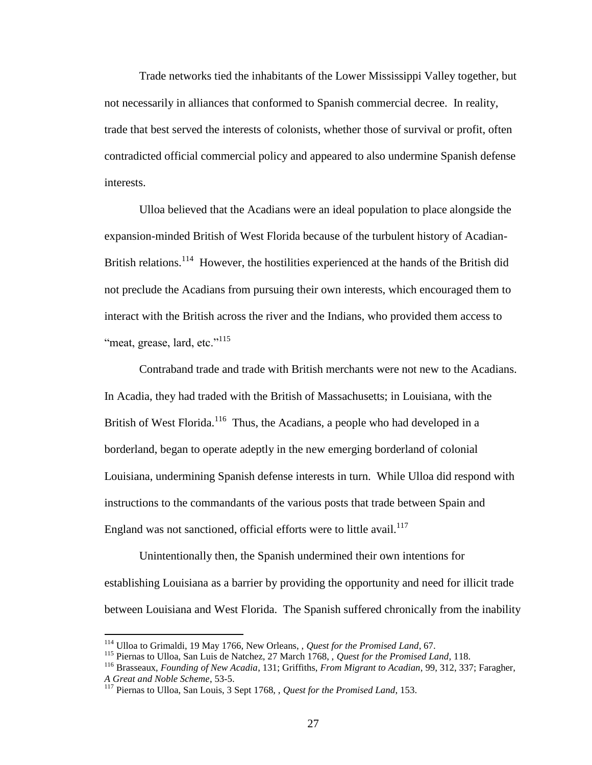Trade networks tied the inhabitants of the Lower Mississippi Valley together, but not necessarily in alliances that conformed to Spanish commercial decree. In reality, trade that best served the interests of colonists, whether those of survival or profit, often contradicted official commercial policy and appeared to also undermine Spanish defense interests.

Ulloa believed that the Acadians were an ideal population to place alongside the expansion-minded British of West Florida because of the turbulent history of Acadian-British relations.[114] However, the hostilities experienced at the hands of the British did not preclude the Acadians from pursuing their own interests, which encouraged them to interact with the British across the river and the Indians, who provided them access to "meat, grease, lard, etc."[115]

Contraband trade and trade with British merchants were not new to the Acadians. In Acadia, they had traded with the British of Massachusetts; in Louisiana, with the British of West Florida.[116] Thus, the Acadians, a people who had developed in a borderland, began to operate adeptly in the new emerging borderland of colonial Louisiana, undermining Spanish defense interests in turn. While Ulloa did respond with instructions to the commandants of the various posts that trade between Spain and England was not sanctioned, official efforts were to little avail.[117]

Unintentionally then, the Spanish undermined their own intentions for establishing Louisiana as a barrier by providing the opportunity and need for illicit trade between Louisiana and West Florida. The Spanish suffered chronically from the inability

---

[114] Ulloa to Grimaldi, 19 May 1766, New Orleans, , *Quest for the Promised Land*, 67.

[115] Piernas to Ulloa, San Luis de Natchez, 27 March 1768, , *Quest for the Promised Land*, 118.

[116] Brasseaux, *Founding of New Acadia*, 131; Griffiths, *From Migrant to Acadian*, 99, 312, 337; Faragher, *A Great and Noble Scheme*, 53-5.

[117] Piernas to Ulloa, San Louis, 3 Sept 1768, , *Quest for the Promised Land*, 153.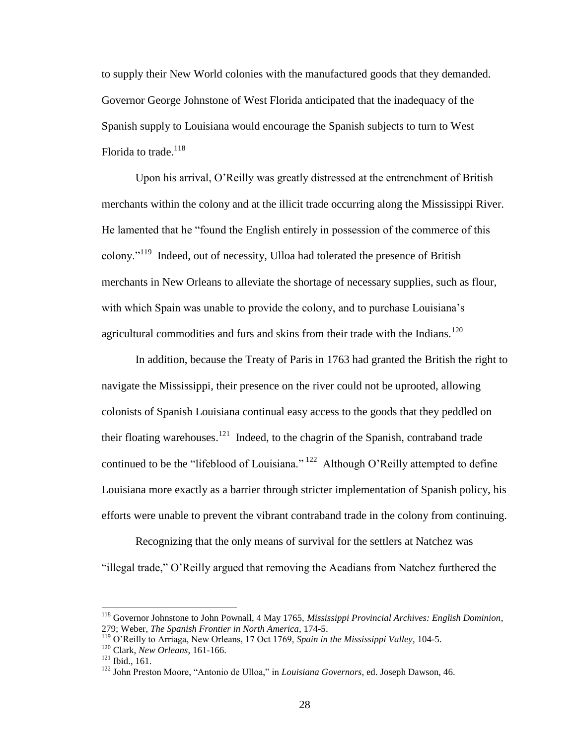to supply their New World colonies with the manufactured goods that they demanded. Governor George Johnstone of West Florida anticipated that the inadequacy of the Spanish supply to Louisiana would encourage the Spanish subjects to turn to West Florida to trade.[118]

Upon his arrival, O'Reilly was greatly distressed at the entrenchment of British merchants within the colony and at the illicit trade occurring along the Mississippi River. He lamented that he "found the English entirely in possession of the commerce of this colony."[119] Indeed, out of necessity, Ulloa had tolerated the presence of British merchants in New Orleans to alleviate the shortage of necessary supplies, such as flour, with which Spain was unable to provide the colony, and to purchase Louisiana's agricultural commodities and furs and skins from their trade with the Indians.[120]

In addition, because the Treaty of Paris in 1763 had granted the British the right to navigate the Mississippi, their presence on the river could not be uprooted, allowing colonists of Spanish Louisiana continual easy access to the goods that they peddled on their floating warehouses.[121] Indeed, to the chagrin of the Spanish, contraband trade continued to be the "lifeblood of Louisiana."[122] Although O'Reilly attempted to define Louisiana more exactly as a barrier through stricter implementation of Spanish policy, his efforts were unable to prevent the vibrant contraband trade in the colony from continuing.

Recognizing that the only means of survival for the settlers at Natchez was "illegal trade," O'Reilly argued that removing the Acadians from Natchez furthered the

---

[118] Governor Johnstone to John Pownall, 4 May 1765, *Mississippi Provincial Archives: English Dominion*, 279; Weber, *The Spanish Frontier in North America*, 174-5.

[119] O'Reilly to Arriaga, New Orleans, 17 Oct 1769, *Spain in the Mississippi Valley*, 104-5.

[120] Clark, *New Orleans*, 161-166.

[121] Ibid., 161.

[122] John Preston Moore, "Antonio de Ulloa," in *Louisiana Governors*, ed. Joseph Dawson, 46.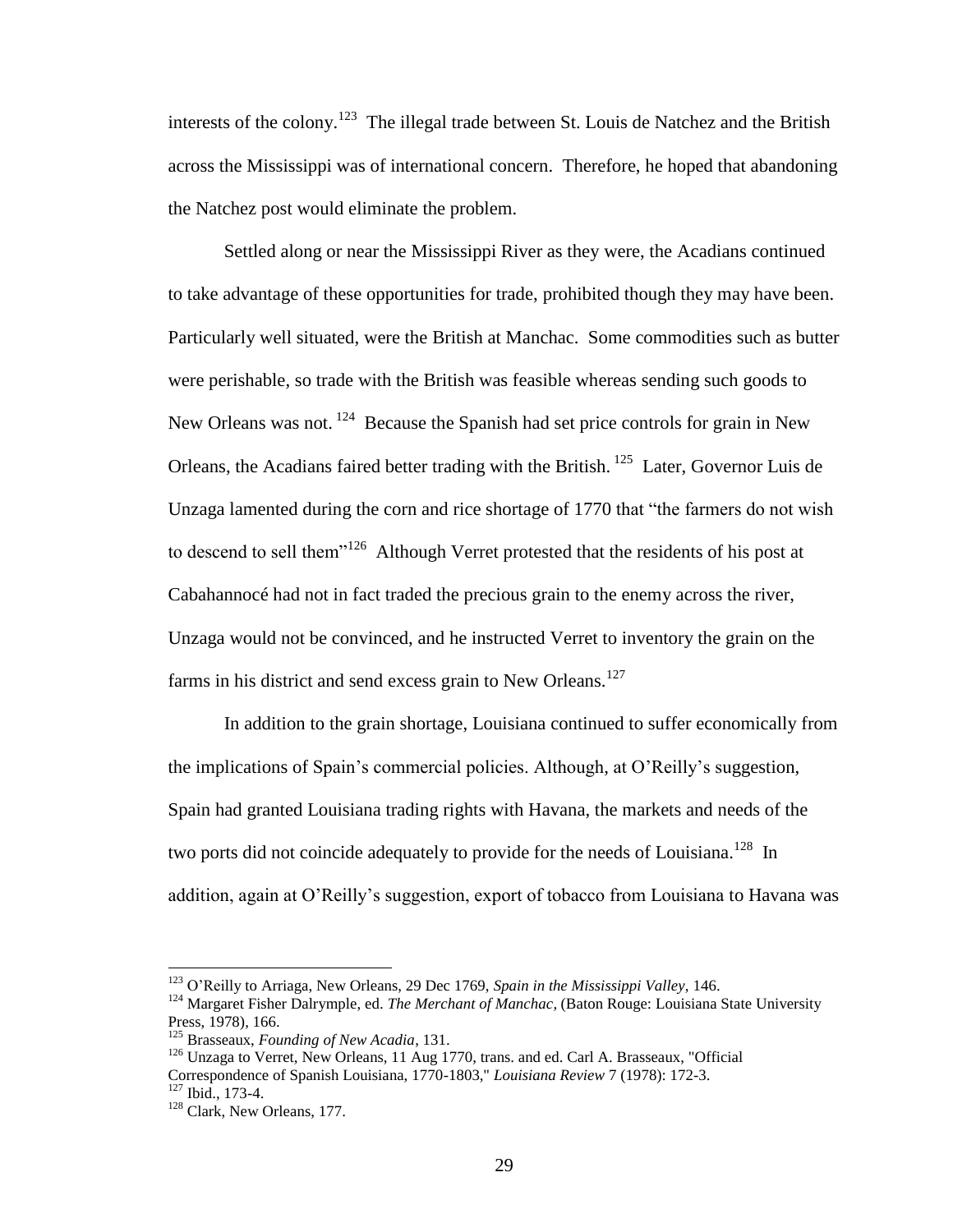interests of the colony.[123] The illegal trade between St. Louis de Natchez and the British across the Mississippi was of international concern. Therefore, he hoped that abandoning the Natchez post would eliminate the problem.

Settled along or near the Mississippi River as they were, the Acadians continued to take advantage of these opportunities for trade, prohibited though they may have been. Particularly well situated, were the British at Manchac. Some commodities such as butter were perishable, so trade with the British was feasible whereas sending such goods to New Orleans was not.[124] Because the Spanish had set price controls for grain in New Orleans, the Acadians faired better trading with the British.[125] Later, Governor Luis de Unzaga lamented during the corn and rice shortage of 1770 that "the farmers do not wish to descend to sell them"[126] Although Verret protested that the residents of his post at Cabahannocé had not in fact traded the precious grain to the enemy across the river, Unzaga would not be convinced, and he instructed Verret to inventory the grain on the farms in his district and send excess grain to New Orleans.[127]

In addition to the grain shortage, Louisiana continued to suffer economically from the implications of Spain's commercial policies. Although, at O'Reilly's suggestion, Spain had granted Louisiana trading rights with Havana, the markets and needs of the two ports did not coincide adequately to provide for the needs of Louisiana.[128] In addition, again at O'Reilly's suggestion, export of tobacco from Louisiana to Havana was

---

[123] O'Reilly to Arriaga, New Orleans, 29 Dec 1769, *Spain in the Mississippi Valley*, 146.

[124] Margaret Fisher Dalrymple, ed. *The Merchant of Manchac*, (Baton Rouge: Louisiana State University Press, 1978), 166.

[125] Brasseaux, *Founding of New Acadia*, 131.

[126] Unzaga to Verret, New Orleans, 11 Aug 1770, trans. and ed. Carl A. Brasseaux, "Official Correspondence of Spanish Louisiana, 1770-1803," *Louisiana Review* 7 (1978): 172-3.

[127] Ibid., 173-4.

[128] Clark, New Orleans, 177.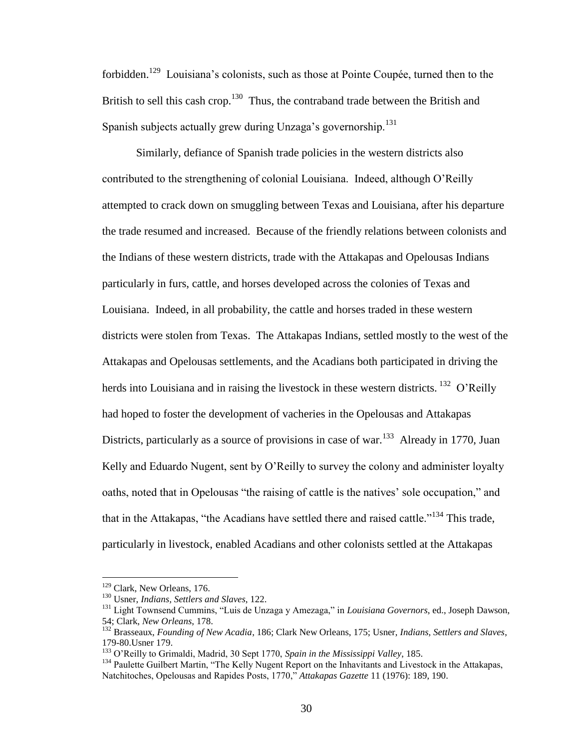forbidden.[129] Louisiana's colonists, such as those at Pointe Coupée, turned then to the British to sell this cash crop.[130] Thus, the contraband trade between the British and Spanish subjects actually grew during Unzaga's governorship.[131]

Similarly, defiance of Spanish trade policies in the western districts also contributed to the strengthening of colonial Louisiana. Indeed, although O'Reilly attempted to crack down on smuggling between Texas and Louisiana, after his departure the trade resumed and increased. Because of the friendly relations between colonists and the Indians of these western districts, trade with the Attakapas and Opelousas Indians particularly in furs, cattle, and horses developed across the colonies of Texas and Louisiana. Indeed, in all probability, the cattle and horses traded in these western districts were stolen from Texas. The Attakapas Indians, settled mostly to the west of the Attakapas and Opelousas settlements, and the Acadians both participated in driving the herds into Louisiana and in raising the livestock in these western districts.[132] O'Reilly had hoped to foster the development of vacheries in the Opelousas and Attakapas Districts, particularly as a source of provisions in case of war.[133] Already in 1770, Juan Kelly and Eduardo Nugent, sent by O'Reilly to survey the colony and administer loyalty oaths, noted that in Opelousas "the raising of cattle is the natives' sole occupation," and that in the Attakapas, "the Acadians have settled there and raised cattle."[134] This trade, particularly in livestock, enabled Acadians and other colonists settled at the Attakapas

---

[129] Clark, New Orleans, 176.

[130] Usner, *Indians, Settlers and Slaves*, 122.

[131] Light Townsend Cummins, "Luis de Unzaga y Amezaga," in *Louisiana Governors*, ed., Joseph Dawson, 54; Clark, *New Orleans*, 178.

[132] Brasseaux, *Founding of New Acadia*, 186; Clark New Orleans, 175; Usner, *Indians, Settlers and Slaves*, 179-80.Usner 179.

[133] O'Reilly to Grimaldi, Madrid, 30 Sept 1770, *Spain in the Mississippi Valley*, 185.

[134] Paulette Guilbert Martin, "The Kelly Nugent Report on the Inhavitants and Livestock in the Attakapas, Natchitoches, Opelousas and Rapides Posts, 1770," *Attakapas Gazette* 11 (1976): 189, 190.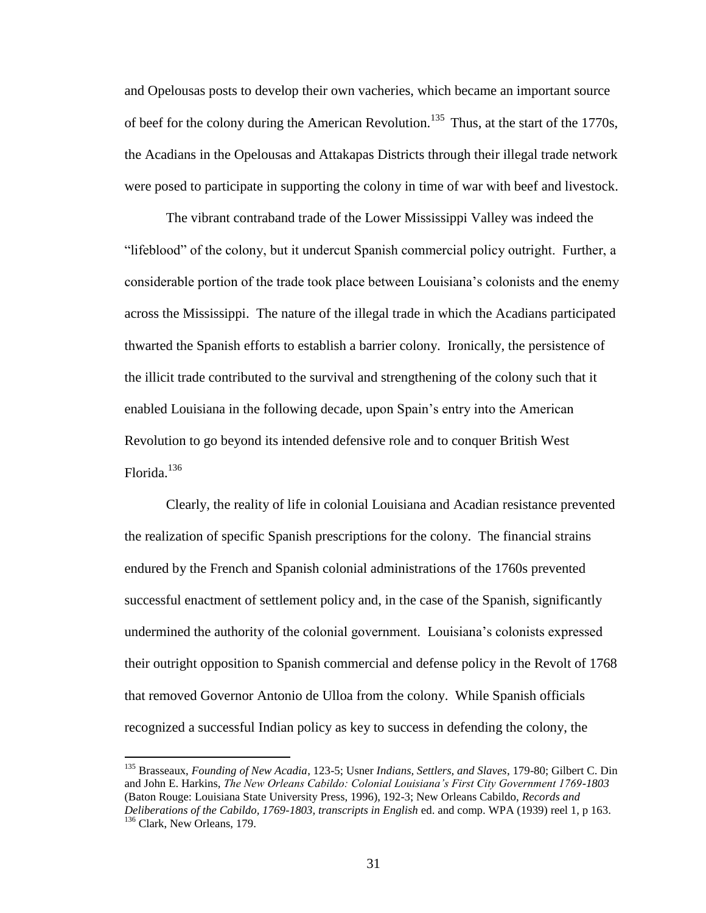and Opelousas posts to develop their own vacheries, which became an important source of beef for the colony during the American Revolution.[135] Thus, at the start of the 1770s, the Acadians in the Opelousas and Attakapas Districts through their illegal trade network were posed to participate in supporting the colony in time of war with beef and livestock.

The vibrant contraband trade of the Lower Mississippi Valley was indeed the "lifeblood" of the colony, but it undercut Spanish commercial policy outright. Further, a considerable portion of the trade took place between Louisiana's colonists and the enemy across the Mississippi. The nature of the illegal trade in which the Acadians participated thwarted the Spanish efforts to establish a barrier colony. Ironically, the persistence of the illicit trade contributed to the survival and strengthening of the colony such that it enabled Louisiana in the following decade, upon Spain's entry into the American Revolution to go beyond its intended defensive role and to conquer British West Florida.[136]

Clearly, the reality of life in colonial Louisiana and Acadian resistance prevented the realization of specific Spanish prescriptions for the colony. The financial strains endured by the French and Spanish colonial administrations of the 1760s prevented successful enactment of settlement policy and, in the case of the Spanish, significantly undermined the authority of the colonial government. Louisiana's colonists expressed their outright opposition to Spanish commercial and defense policy in the Revolt of 1768 that removed Governor Antonio de Ulloa from the colony. While Spanish officials recognized a successful Indian policy as key to success in defending the colony, the

---

[135] Brasseaux, *Founding of New Acadia*, 123-5; Usner *Indians, Settlers, and Slaves*, 179-80; Gilbert C. Din and John E. Harkins, *The New Orleans Cabildo: Colonial Louisiana's First City Government 1769-1803* (Baton Rouge: Louisiana State University Press, 1996), 192-3; New Orleans Cabildo, *Records and Deliberations of the Cabildo, 1769-1803, transcripts in English* ed. and comp. WPA (1939) reel 1, p 163.

[136] Clark, New Orleans, 179.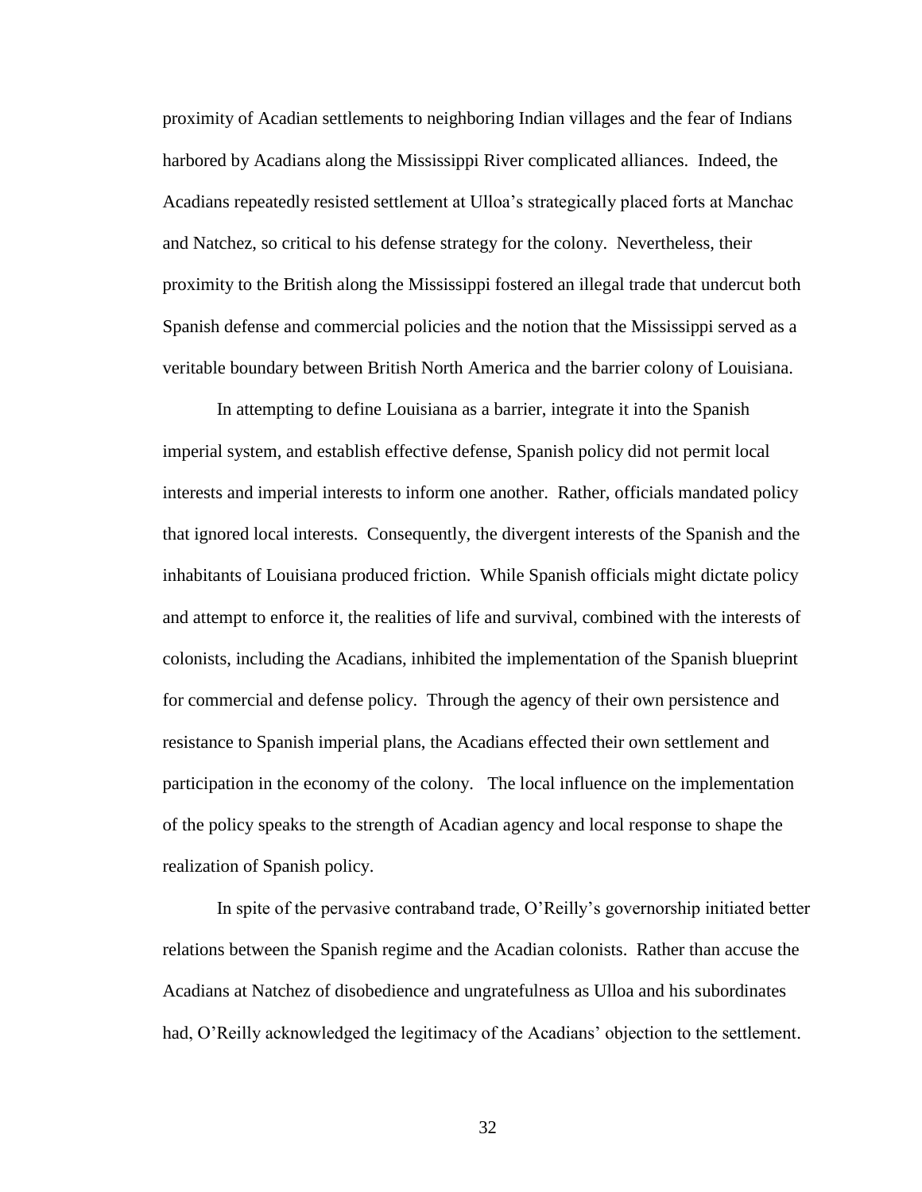proximity of Acadian settlements to neighboring Indian villages and the fear of Indians harbored by Acadians along the Mississippi River complicated alliances. Indeed, the Acadians repeatedly resisted settlement at Ulloa's strategically placed forts at Manchac and Natchez, so critical to his defense strategy for the colony. Nevertheless, their proximity to the British along the Mississippi fostered an illegal trade that undercut both Spanish defense and commercial policies and the notion that the Mississippi served as a veritable boundary between British North America and the barrier colony of Louisiana.

In attempting to define Louisiana as a barrier, integrate it into the Spanish imperial system, and establish effective defense, Spanish policy did not permit local interests and imperial interests to inform one another. Rather, officials mandated policy that ignored local interests. Consequently, the divergent interests of the Spanish and the inhabitants of Louisiana produced friction. While Spanish officials might dictate policy and attempt to enforce it, the realities of life and survival, combined with the interests of colonists, including the Acadians, inhibited the implementation of the Spanish blueprint for commercial and defense policy. Through the agency of their own persistence and resistance to Spanish imperial plans, the Acadians effected their own settlement and participation in the economy of the colony. The local influence on the implementation of the policy speaks to the strength of Acadian agency and local response to shape the realization of Spanish policy.

In spite of the pervasive contraband trade, O'Reilly's governorship initiated better relations between the Spanish regime and the Acadian colonists. Rather than accuse the Acadians at Natchez of disobedience and ungratefulness as Ulloa and his subordinates had, O'Reilly acknowledged the legitimacy of the Acadians' objection to the settlement.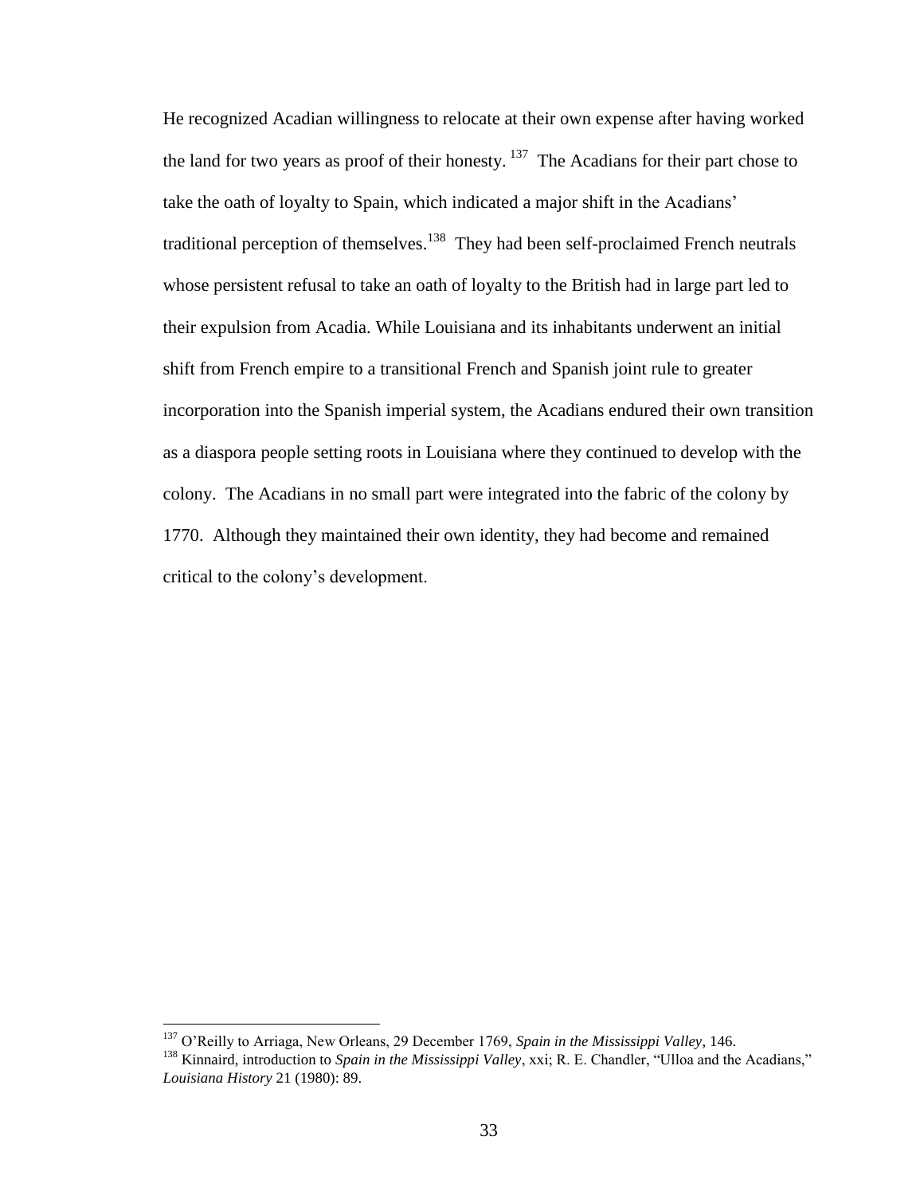He recognized Acadian willingness to relocate at their own expense after having worked the land for two years as proof of their honesty.[137] The Acadians for their part chose to take the oath of loyalty to Spain, which indicated a major shift in the Acadians' traditional perception of themselves.[138] They had been self-proclaimed French neutrals whose persistent refusal to take an oath of loyalty to the British had in large part led to their expulsion from Acadia. While Louisiana and its inhabitants underwent an initial shift from French empire to a transitional French and Spanish joint rule to greater incorporation into the Spanish imperial system, the Acadians endured their own transition as a diaspora people setting roots in Louisiana where they continued to develop with the colony. The Acadians in no small part were integrated into the fabric of the colony by 1770. Although they maintained their own identity, they had become and remained critical to the colony's development.

---

[137] O'Reilly to Arriaga, New Orleans, 29 December 1769, *Spain in the Mississippi Valley*, 146.

[138] Kinnaird, introduction to *Spain in the Mississippi Valley*, xxi; R. E. Chandler, "Ulloa and the Acadians," *Louisiana History* 21 (1980): 89.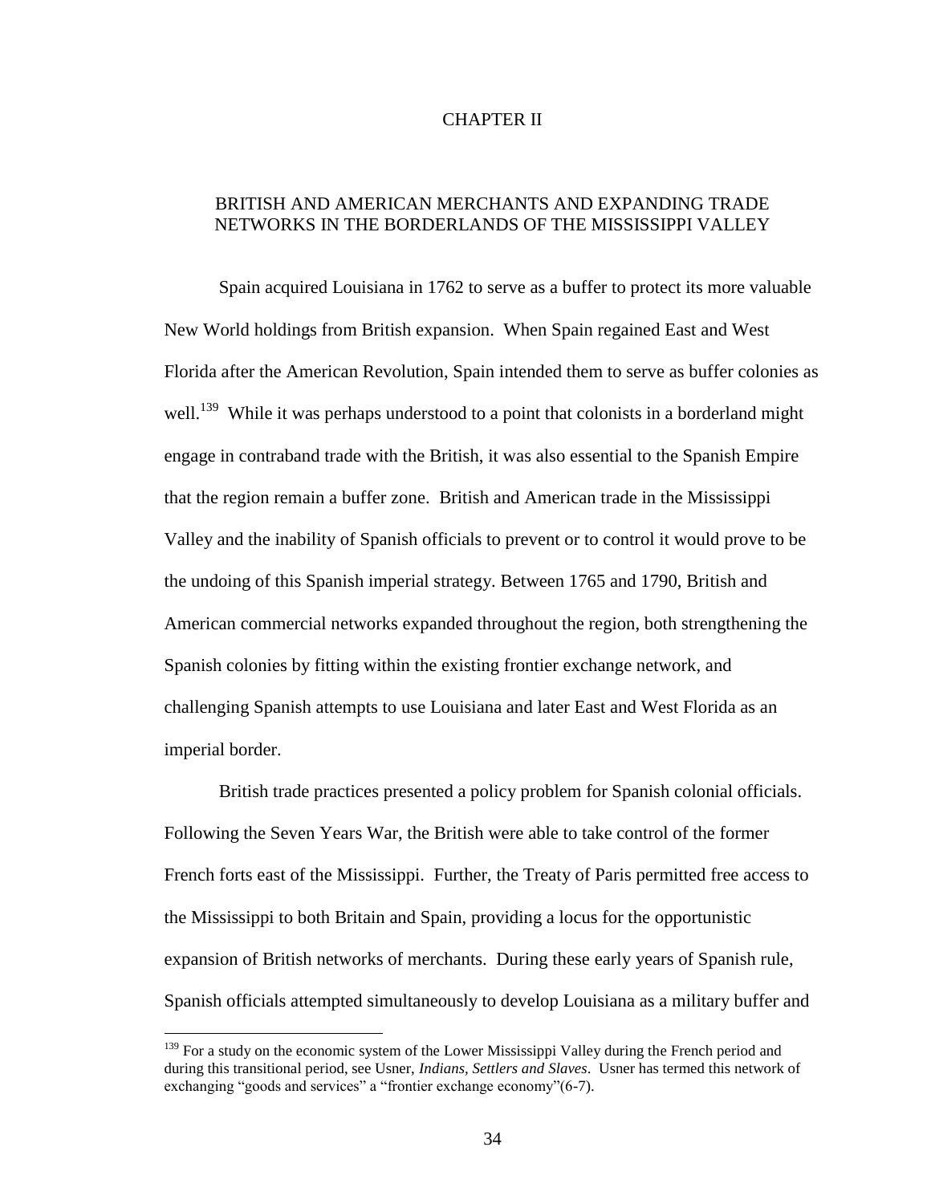# CHAPTER II

## BRITISH AND AMERICAN MERCHANTS AND EXPANDING TRADE NETWORKS IN THE BORDERLANDS OF THE MISSISSIPPI VALLEY

Spain acquired Louisiana in 1762 to serve as a buffer to protect its more valuable New World holdings from British expansion. When Spain regained East and West Florida after the American Revolution, Spain intended them to serve as buffer colonies as well.[139] While it was perhaps understood to a point that colonists in a borderland might engage in contraband trade with the British, it was also essential to the Spanish Empire that the region remain a buffer zone. British and American trade in the Mississippi Valley and the inability of Spanish officials to prevent or to control it would prove to be the undoing of this Spanish imperial strategy. Between 1765 and 1790, British and American commercial networks expanded throughout the region, both strengthening the Spanish colonies by fitting within the existing frontier exchange network, and challenging Spanish attempts to use Louisiana and later East and West Florida as an imperial border.

British trade practices presented a policy problem for Spanish colonial officials. Following the Seven Years War, the British were able to take control of the former French forts east of the Mississippi. Further, the Treaty of Paris permitted free access to the Mississippi to both Britain and Spain, providing a locus for the opportunistic expansion of British networks of merchants. During these early years of Spanish rule, Spanish officials attempted simultaneously to develop Louisiana as a military buffer and

---

[139] For a study on the economic system of the Lower Mississippi Valley during the French period and during this transitional period, see Usner, *Indians, Settlers and Slaves*. Usner has termed this network of exchanging "goods and services" a "frontier exchange economy"(6-7).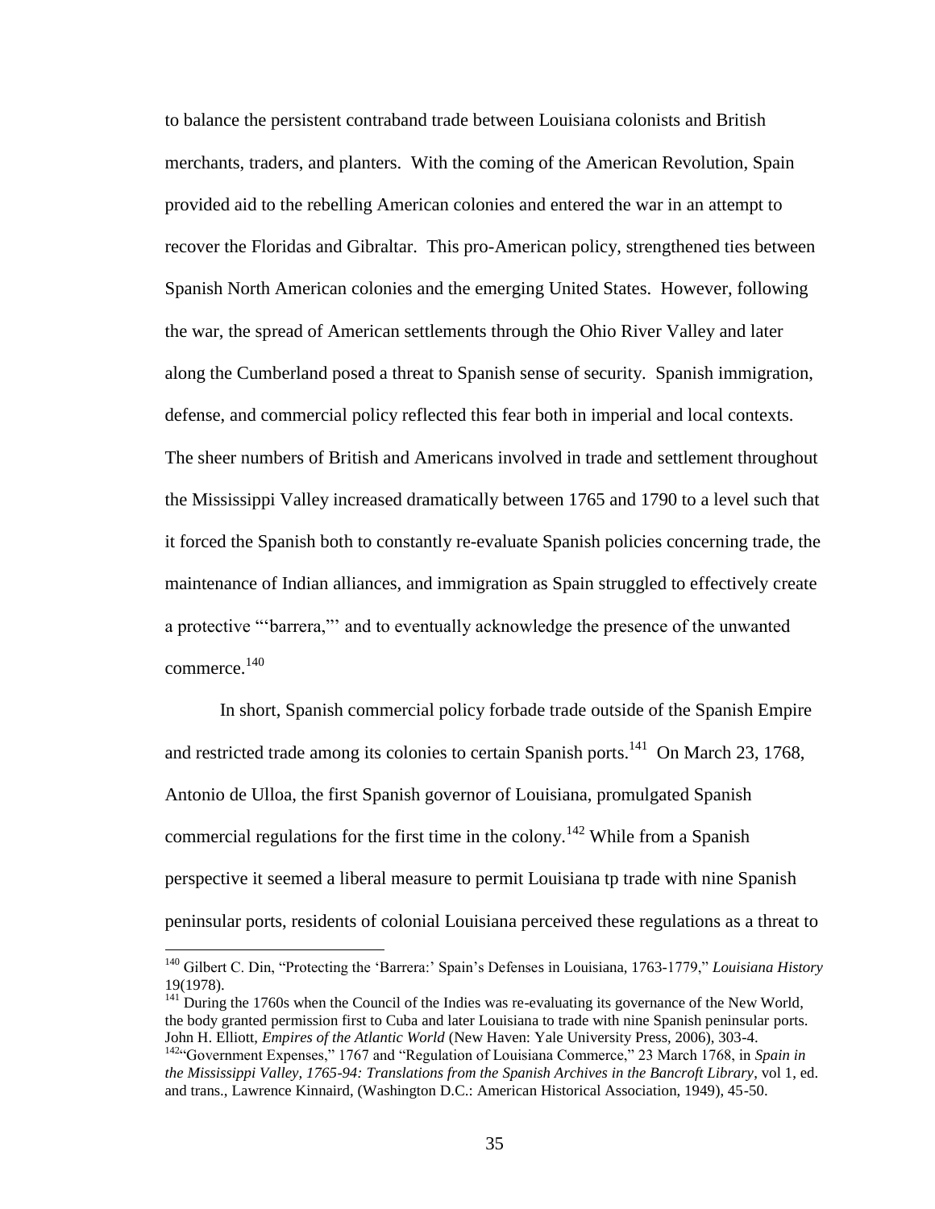to balance the persistent contraband trade between Louisiana colonists and British merchants, traders, and planters. With the coming of the American Revolution, Spain provided aid to the rebelling American colonies and entered the war in an attempt to recover the Floridas and Gibraltar. This pro-American policy, strengthened ties between Spanish North American colonies and the emerging United States. However, following the war, the spread of American settlements through the Ohio River Valley and later along the Cumberland posed a threat to Spanish sense of security. Spanish immigration, defense, and commercial policy reflected this fear both in imperial and local contexts. The sheer numbers of British and Americans involved in trade and settlement throughout the Mississippi Valley increased dramatically between 1765 and 1790 to a level such that it forced the Spanish both to constantly re-evaluate Spanish policies concerning trade, the maintenance of Indian alliances, and immigration as Spain struggled to effectively create a protective "'barrera,"' and to eventually acknowledge the presence of the unwanted commerce.[140]

In short, Spanish commercial policy forbade trade outside of the Spanish Empire and restricted trade among its colonies to certain Spanish ports.[141] On March 23, 1768, Antonio de Ulloa, the first Spanish governor of Louisiana, promulgated Spanish commercial regulations for the first time in the colony.[142] While from a Spanish perspective it seemed a liberal measure to permit Louisiana tp trade with nine Spanish peninsular ports, residents of colonial Louisiana perceived these regulations as a threat to

---

[140] Gilbert C. Din, "Protecting the 'Barrera:' Spain's Defenses in Louisiana, 1763-1779," *Louisiana History* 19(1978).

[141] During the 1760s when the Council of the Indies was re-evaluating its governance of the New World, the body granted permission first to Cuba and later Louisiana to trade with nine Spanish peninsular ports. John H. Elliott, *Empires of the Atlantic World* (New Haven: Yale University Press, 2006), 303-4.

[142] "Government Expenses," 1767 and "Regulation of Louisiana Commerce," 23 March 1768, in *Spain in the Mississippi Valley, 1765-94: Translations from the Spanish Archives in the Bancroft Library*, vol 1, ed. and trans., Lawrence Kinnaird, (Washington D.C.: American Historical Association, 1949), 45-50.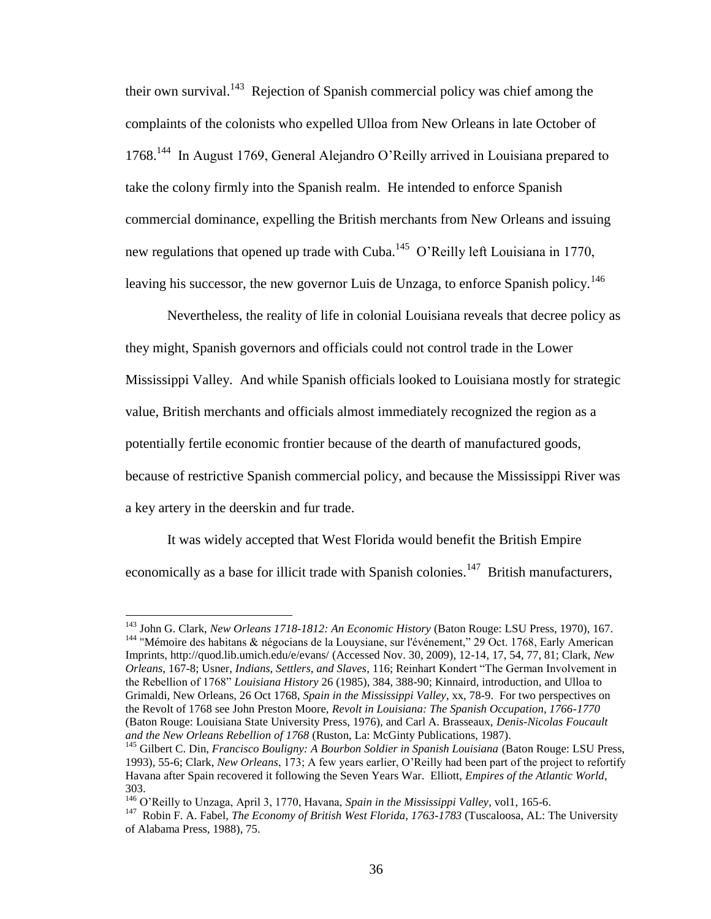their own survival.[143] Rejection of Spanish commercial policy was chief among the complaints of the colonists who expelled Ulloa from New Orleans in late October of 1768.[144] In August 1769, General Alejandro O'Reilly arrived in Louisiana prepared to take the colony firmly into the Spanish realm. He intended to enforce Spanish commercial dominance, expelling the British merchants from New Orleans and issuing new regulations that opened up trade with Cuba.[145] O'Reilly left Louisiana in 1770, leaving his successor, the new governor Luis de Unzaga, to enforce Spanish policy.[146]

Nevertheless, the reality of life in colonial Louisiana reveals that decree policy as they might, Spanish governors and officials could not control trade in the Lower Mississippi Valley. And while Spanish officials looked to Louisiana mostly for strategic value, British merchants and officials almost immediately recognized the region as a potentially fertile economic frontier because of the dearth of manufactured goods, because of restrictive Spanish commercial policy, and because the Mississippi River was a key artery in the deerskin and fur trade.

It was widely accepted that West Florida would benefit the British Empire economically as a base for illicit trade with Spanish colonies.[147] British manufacturers,

---

[143] John G. Clark, *New Orleans 1718-1812: An Economic History* (Baton Rouge: LSU Press, 1970), 167.

[144] "Mémoire des habitans & négocians de la Louysiane, sur l'événement," 29 Oct. 1768, Early American Imprints, http://quod.lib.umich.edu/e/evans/ (Accessed Nov. 30, 2009), 12-14, 17, 54, 77, 81; Clark, *New Orleans*, 167-8; Usner, *Indians, Settlers, and Slaves*, 116; Reinhart Kondert "The German Involvement in the Rebellion of 1768" *Louisiana History* 26 (1985), 384, 388-90; Kinnaird, introduction, and Ulloa to Grimaldi, New Orleans, 26 Oct 1768, *Spain in the Mississippi Valley*, xx, 78-9. For two perspectives on the Revolt of 1768 see John Preston Moore, *Revolt in Louisiana: The Spanish Occupation, 1766-1770* (Baton Rouge: Louisiana State University Press, 1976), and Carl A. Brasseaux, *Denis-Nicolas Foucault and the New Orleans Rebellion of 1768* (Ruston, La: McGinty Publications, 1987).

[145] Gilbert C. Din, *Francisco Bouligny: A Bourbon Soldier in Spanish Louisiana* (Baton Rouge: LSU Press, 1993), 55-6; Clark, *New Orleans*, 173; A few years earlier, O'Reilly had been part of the project to refortify Havana after Spain recovered it following the Seven Years War. Elliott, *Empires of the Atlantic World*, 303.

[146] O'Reilly to Unzaga, April 3, 1770, Havana, *Spain in the Mississippi Valley*, vol1, 165-6.

[147] Robin F. A. Fabel, *The Economy of British West Florida, 1763-1783* (Tuscaloosa, AL: The University of Alabama Press, 1988), 75.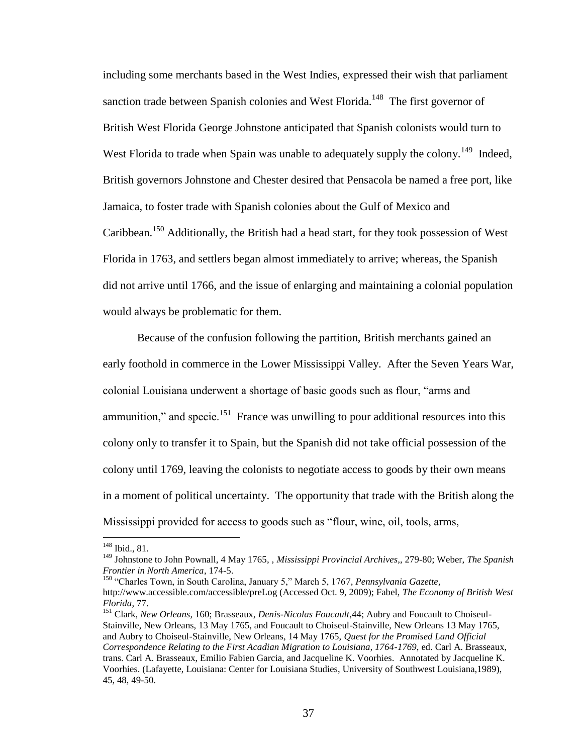including some merchants based in the West Indies, expressed their wish that parliament sanction trade between Spanish colonies and West Florida.[148] The first governor of British West Florida George Johnstone anticipated that Spanish colonists would turn to West Florida to trade when Spain was unable to adequately supply the colony.[149] Indeed, British governors Johnstone and Chester desired that Pensacola be named a free port, like Jamaica, to foster trade with Spanish colonies about the Gulf of Mexico and Caribbean.[150] Additionally, the British had a head start, for they took possession of West Florida in 1763, and settlers began almost immediately to arrive; whereas, the Spanish did not arrive until 1766, and the issue of enlarging and maintaining a colonial population would always be problematic for them.

Because of the confusion following the partition, British merchants gained an early foothold in commerce in the Lower Mississippi Valley. After the Seven Years War, colonial Louisiana underwent a shortage of basic goods such as flour, "arms and ammunition," and specie.[151] France was unwilling to pour additional resources into this colony only to transfer it to Spain, but the Spanish did not take official possession of the colony until 1769, leaving the colonists to negotiate access to goods by their own means in a moment of political uncertainty. The opportunity that trade with the British along the Mississippi provided for access to goods such as "flour, wine, oil, tools, arms,

---

[148] Ibid., 81.

[149] Johnstone to John Pownall, 4 May 1765, , *Mississippi Provincial Archives*,, 279-80; Weber, *The Spanish Frontier in North America*, 174-5.

[150] "Charles Town, in South Carolina, January 5," March 5, 1767, *Pennsylvania Gazette*, http://www.accessible.com/accessible/preLog (Accessed Oct. 9, 2009); Fabel, *The Economy of British West Florida*, 77.

[151] Clark, *New Orleans*, 160; Brasseaux, *Denis-Nicolas Foucault*,44; Aubry and Foucault to Choiseul-Stainville, New Orleans, 13 May 1765, and Foucault to Choiseul-Stainville, New Orleans 13 May 1765, and Aubry to Choiseul-Stainville, New Orleans, 14 May 1765, *Quest for the Promised Land Official Correspondence Relating to the First Acadian Migration to Louisiana, 1764-1769*, ed. Carl A. Brasseaux, trans. Carl A. Brasseaux, Emilio Fabien Garcia, and Jacqueline K. Voorhies. Annotated by Jacqueline K. Voorhies. (Lafayette, Louisiana: Center for Louisiana Studies, University of Southwest Louisiana,1989), 45, 48, 49-50.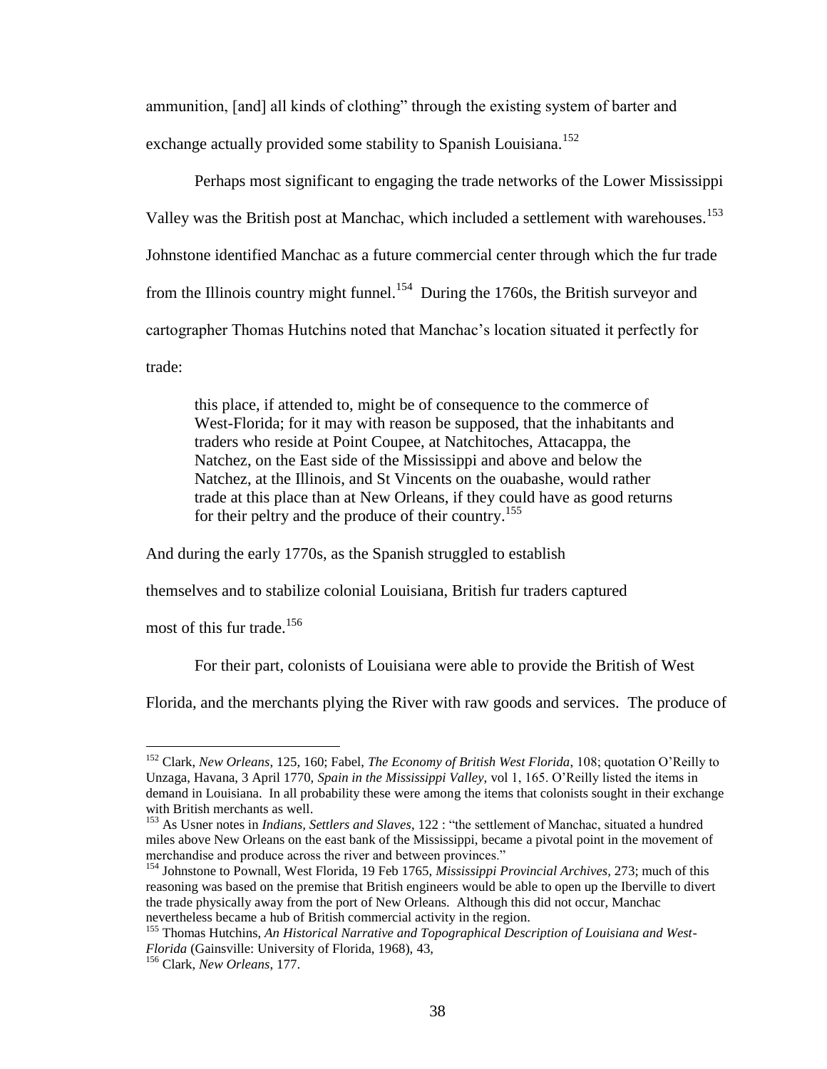ammunition, [and] all kinds of clothing" through the existing system of barter and exchange actually provided some stability to Spanish Louisiana.[152]

Perhaps most significant to engaging the trade networks of the Lower Mississippi Valley was the British post at Manchac, which included a settlement with warehouses.[153] Johnstone identified Manchac as a future commercial center through which the fur trade from the Illinois country might funnel.[154] During the 1760s, the British surveyor and cartographer Thomas Hutchins noted that Manchac's location situated it perfectly for trade:

> this place, if attended to, might be of consequence to the commerce of West-Florida; for it may with reason be supposed, that the inhabitants and traders who reside at Point Coupee, at Natchitoches, Attacappa, the Natchez, on the East side of the Mississippi and above and below the Natchez, at the Illinois, and St Vincents on the ouabashe, would rather trade at this place than at New Orleans, if they could have as good returns for their peltry and the produce of their country.[155]

And during the early 1770s, as the Spanish struggled to establish themselves and to stabilize colonial Louisiana, British fur traders captured most of this fur trade.[156]

For their part, colonists of Louisiana were able to provide the British of West Florida, and the merchants plying the River with raw goods and services. The produce of

---

[152] Clark, *New Orleans*, 125, 160; Fabel, *The Economy of British West Florida*, 108; quotation O'Reilly to Unzaga, Havana, 3 April 1770, *Spain in the Mississippi Valley*, vol 1, 165. O'Reilly listed the items in demand in Louisiana. In all probability these were among the items that colonists sought in their exchange with British merchants as well.

[153] As Usner notes in *Indians, Settlers and Slaves*, 122 : "the settlement of Manchac, situated a hundred miles above New Orleans on the east bank of the Mississippi, became a pivotal point in the movement of merchandise and produce across the river and between provinces."

[154] Johnstone to Pownall, West Florida, 19 Feb 1765, *Mississippi Provincial Archives*, 273; much of this reasoning was based on the premise that British engineers would be able to open up the Iberville to divert the trade physically away from the port of New Orleans. Although this did not occur, Manchac nevertheless became a hub of British commercial activity in the region.

[155] Thomas Hutchins, *An Historical Narrative and Topographical Description of Louisiana and West-Florida* (Gainsville: University of Florida, 1968), 43,

[156] Clark, *New Orleans*, 177.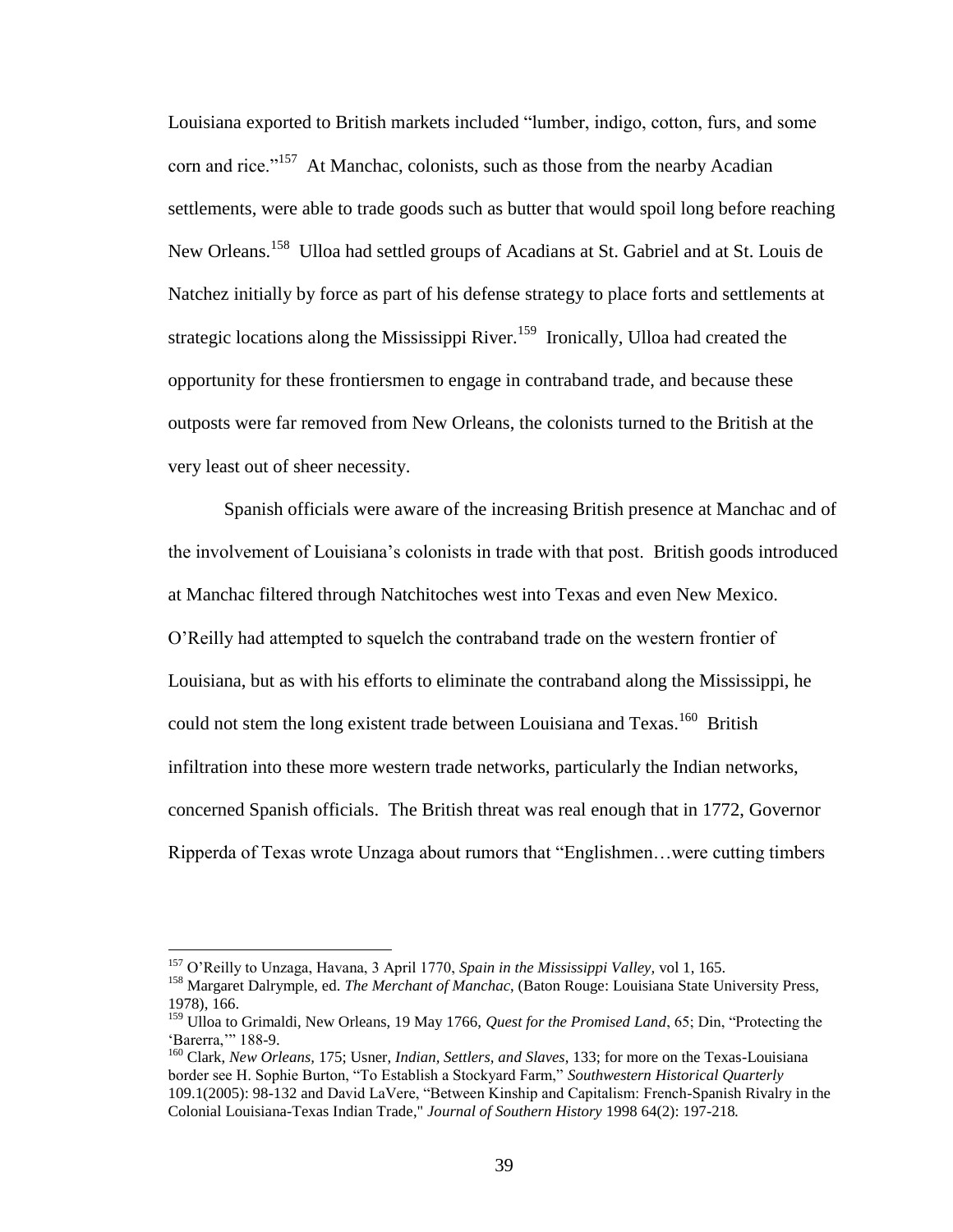Louisiana exported to British markets included "lumber, indigo, cotton, furs, and some corn and rice."[157] At Manchac, colonists, such as those from the nearby Acadian settlements, were able to trade goods such as butter that would spoil long before reaching New Orleans.[158] Ulloa had settled groups of Acadians at St. Gabriel and at St. Louis de Natchez initially by force as part of his defense strategy to place forts and settlements at strategic locations along the Mississippi River.[159] Ironically, Ulloa had created the opportunity for these frontiersmen to engage in contraband trade, and because these outposts were far removed from New Orleans, the colonists turned to the British at the very least out of sheer necessity.

Spanish officials were aware of the increasing British presence at Manchac and of the involvement of Louisiana's colonists in trade with that post. British goods introduced at Manchac filtered through Natchitoches west into Texas and even New Mexico. O'Reilly had attempted to squelch the contraband trade on the western frontier of Louisiana, but as with his efforts to eliminate the contraband along the Mississippi, he could not stem the long existent trade between Louisiana and Texas.[160] British infiltration into these more western trade networks, particularly the Indian networks, concerned Spanish officials. The British threat was real enough that in 1772, Governor Ripperda of Texas wrote Unzaga about rumors that "Englishmen…were cutting timbers

---

[157] O'Reilly to Unzaga, Havana, 3 April 1770, *Spain in the Mississippi Valley,* vol 1, 165.

[158] Margaret Dalrymple, ed. *The Merchant of Manchac*, (Baton Rouge: Louisiana State University Press, 1978), 166.

[159] Ulloa to Grimaldi, New Orleans, 19 May 1766, *Quest for the Promised Land*, 65; Din, "Protecting the 'Barerra,'" 188-9.

[160] Clark, *New Orleans,* 175; Usner, *Indian, Settlers, and Slaves*, 133; for more on the Texas-Louisiana border see H. Sophie Burton, "To Establish a Stockyard Farm," *Southwestern Historical Quarterly* 109.1(2005): 98-132 and David LaVere, "Between Kinship and Capitalism: French-Spanish Rivalry in the Colonial Louisiana-Texas Indian Trade," *Journal of Southern History* 1998 64(2): 197-218*.*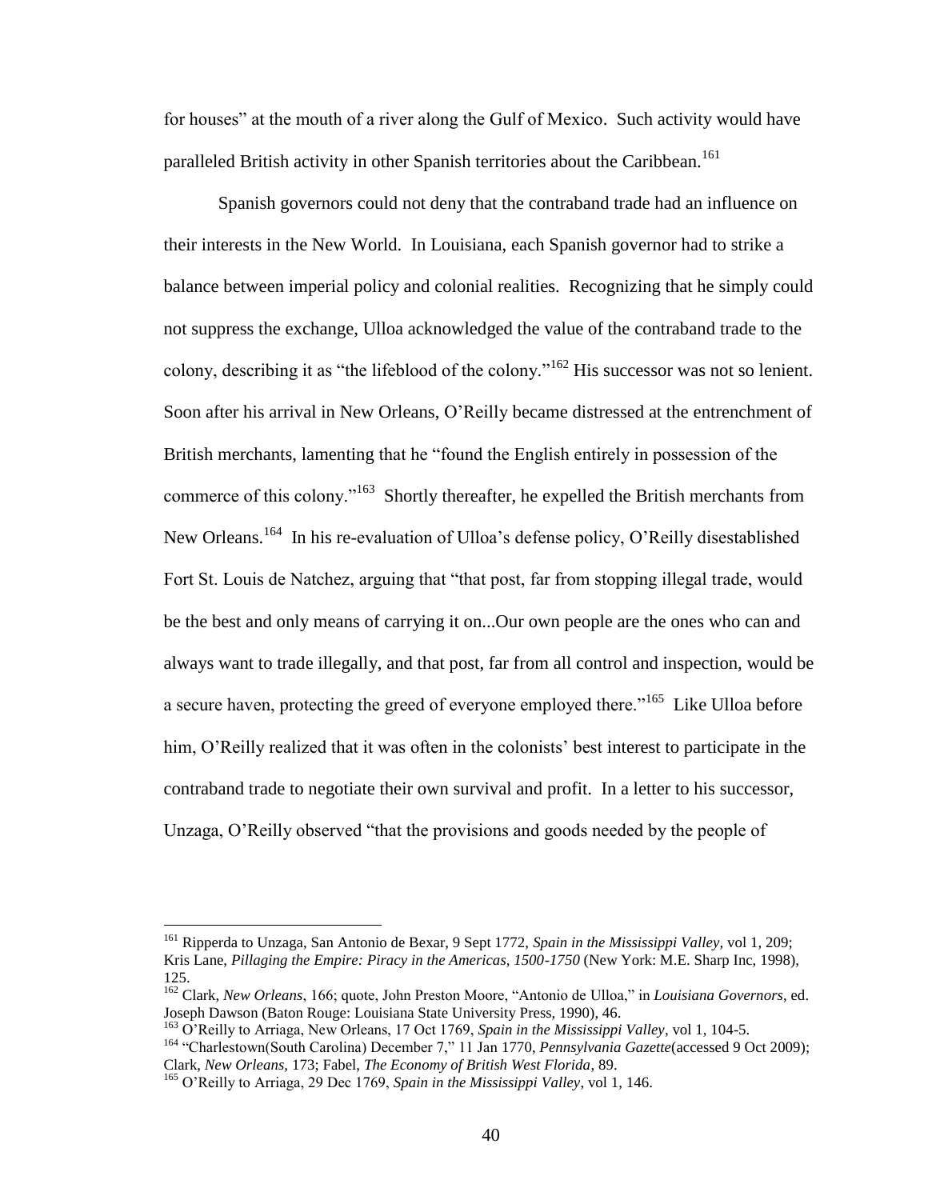for houses" at the mouth of a river along the Gulf of Mexico. Such activity would have paralleled British activity in other Spanish territories about the Caribbean.[161]

Spanish governors could not deny that the contraband trade had an influence on their interests in the New World. In Louisiana, each Spanish governor had to strike a balance between imperial policy and colonial realities. Recognizing that he simply could not suppress the exchange, Ulloa acknowledged the value of the contraband trade to the colony, describing it as "the lifeblood of the colony."[162] His successor was not so lenient. Soon after his arrival in New Orleans, O'Reilly became distressed at the entrenchment of British merchants, lamenting that he "found the English entirely in possession of the commerce of this colony."[163] Shortly thereafter, he expelled the British merchants from New Orleans.[164] In his re-evaluation of Ulloa's defense policy, O'Reilly disestablished Fort St. Louis de Natchez, arguing that "that post, far from stopping illegal trade, would be the best and only means of carrying it on...Our own people are the ones who can and always want to trade illegally, and that post, far from all control and inspection, would be a secure haven, protecting the greed of everyone employed there."[165] Like Ulloa before him, O'Reilly realized that it was often in the colonists' best interest to participate in the contraband trade to negotiate their own survival and profit. In a letter to his successor, Unzaga, O'Reilly observed "that the provisions and goods needed by the people of

---

[161] Ripperda to Unzaga, San Antonio de Bexar, 9 Sept 1772, *Spain in the Mississippi Valley*, vol 1, 209; Kris Lane, *Pillaging the Empire: Piracy in the Americas, 1500-1750* (New York: M.E. Sharp Inc, 1998), 125.

[162] Clark, *New Orleans*, 166; quote, John Preston Moore, "Antonio de Ulloa," in *Louisiana Governors*, ed. Joseph Dawson (Baton Rouge: Louisiana State University Press, 1990), 46.

[163] O'Reilly to Arriaga, New Orleans, 17 Oct 1769, *Spain in the Mississippi Valley*, vol 1, 104-5.

[164] "Charlestown(South Carolina) December 7," 11 Jan 1770, *Pennsylvania Gazette*(accessed 9 Oct 2009); Clark, *New Orleans*, 173; Fabel, *The Economy of British West Florida*, 89.

[165] O'Reilly to Arriaga, 29 Dec 1769, *Spain in the Mississippi Valley*, vol 1, 146.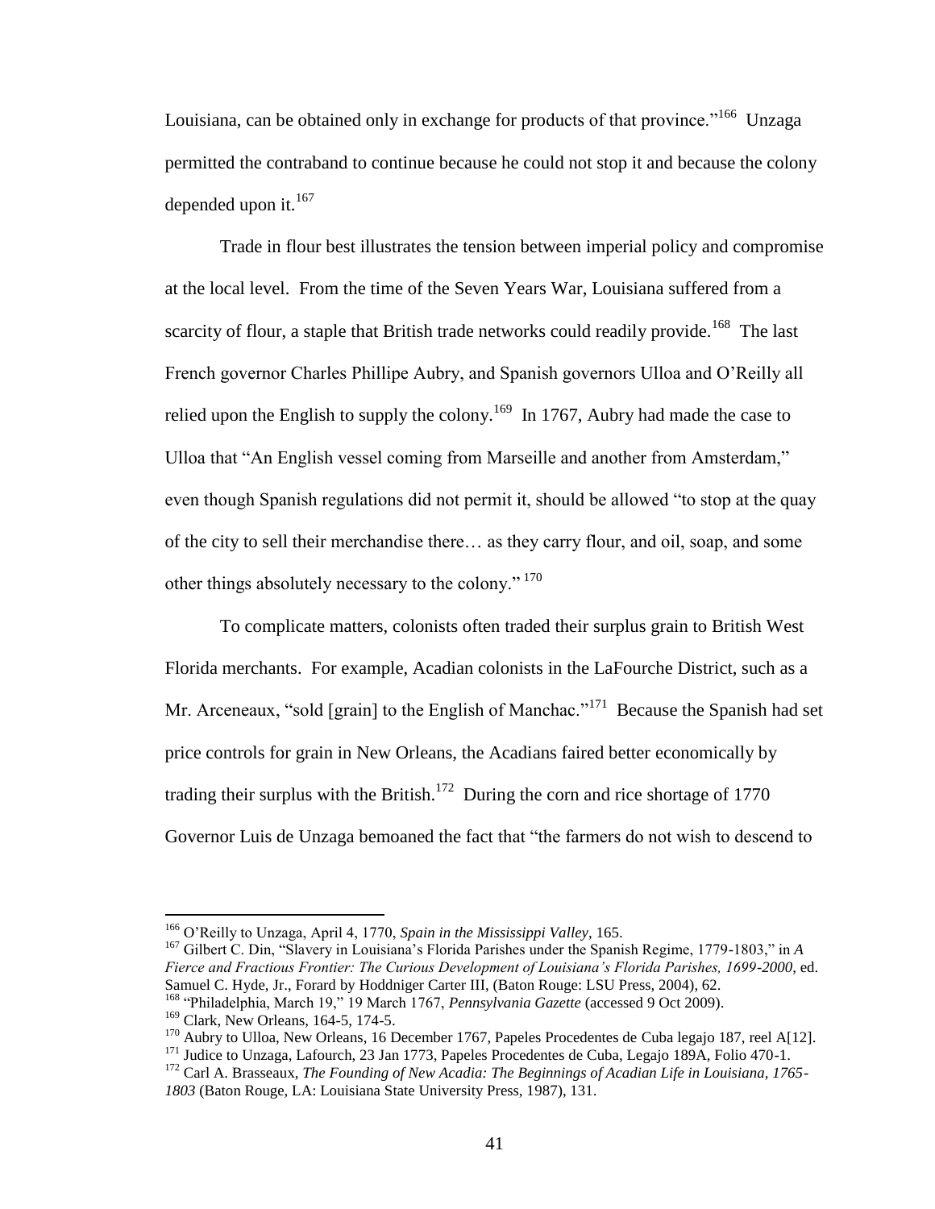Louisiana, can be obtained only in exchange for products of that province."[166] Unzaga permitted the contraband to continue because he could not stop it and because the colony depended upon it.[167]

Trade in flour best illustrates the tension between imperial policy and compromise at the local level. From the time of the Seven Years War, Louisiana suffered from a scarcity of flour, a staple that British trade networks could readily provide.[168] The last French governor Charles Phillipe Aubry, and Spanish governors Ulloa and O'Reilly all relied upon the English to supply the colony.[169] In 1767, Aubry had made the case to Ulloa that "An English vessel coming from Marseille and another from Amsterdam," even though Spanish regulations did not permit it, should be allowed "to stop at the quay of the city to sell their merchandise there… as they carry flour, and oil, soap, and some other things absolutely necessary to the colony." [170]

To complicate matters, colonists often traded their surplus grain to British West Florida merchants. For example, Acadian colonists in the LaFourche District, such as a Mr. Arceneaux, "sold [grain] to the English of Manchac."[171] Because the Spanish had set price controls for grain in New Orleans, the Acadians faired better economically by trading their surplus with the British.[172] During the corn and rice shortage of 1770 Governor Luis de Unzaga bemoaned the fact that "the farmers do not wish to descend to

---

[166] O'Reilly to Unzaga, April 4, 1770, *Spain in the Mississippi Valley*, 165.

[167] Gilbert C. Din, "Slavery in Louisiana's Florida Parishes under the Spanish Regime, 1779-1803," in *A Fierce and Fractious Frontier: The Curious Development of Louisiana's Florida Parishes, 1699-2000*, ed. Samuel C. Hyde, Jr., Forard by Hoddniger Carter III, (Baton Rouge: LSU Press, 2004), 62.

[168] "Philadelphia, March 19," 19 March 1767, *Pennsylvania Gazette* (accessed 9 Oct 2009).

[169] Clark, New Orleans, 164-5, 174-5.

[170] Aubry to Ulloa, New Orleans, 16 December 1767, Papeles Procedentes de Cuba legajo 187, reel A[12].

[171] Judice to Unzaga, Lafourch, 23 Jan 1773, Papeles Procedentes de Cuba, Legajo 189A, Folio 470-1.

[172] Carl A. Brasseaux, *The Founding of New Acadia: The Beginnings of Acadian Life in Louisiana, 1765-1803* (Baton Rouge, LA: Louisiana State University Press, 1987), 131.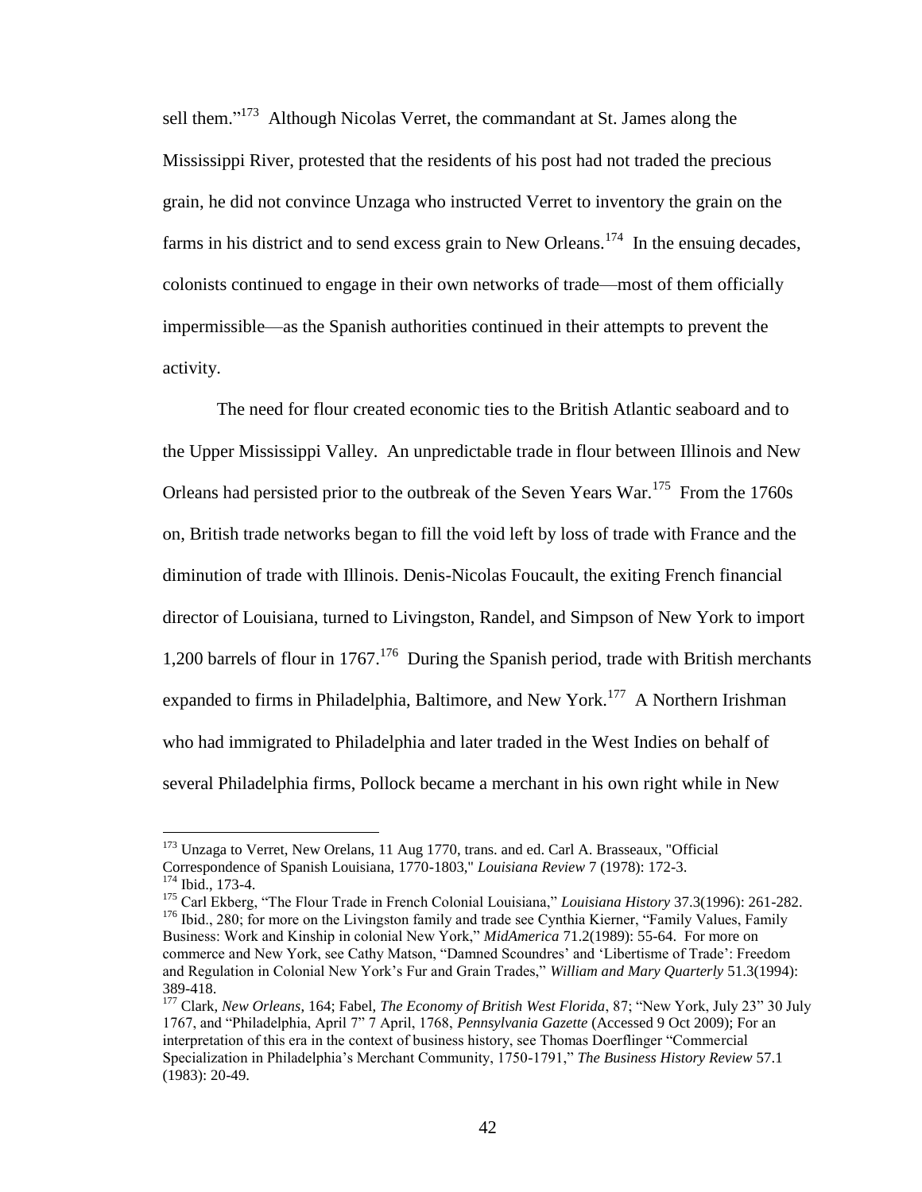sell them."[173] Although Nicolas Verret, the commandant at St. James along the Mississippi River, protested that the residents of his post had not traded the precious grain, he did not convince Unzaga who instructed Verret to inventory the grain on the farms in his district and to send excess grain to New Orleans.[174] In the ensuing decades, colonists continued to engage in their own networks of trade—most of them officially impermissible—as the Spanish authorities continued in their attempts to prevent the activity.

The need for flour created economic ties to the British Atlantic seaboard and to the Upper Mississippi Valley. An unpredictable trade in flour between Illinois and New Orleans had persisted prior to the outbreak of the Seven Years War.[175] From the 1760s on, British trade networks began to fill the void left by loss of trade with France and the diminution of trade with Illinois. Denis-Nicolas Foucault, the exiting French financial director of Louisiana, turned to Livingston, Randel, and Simpson of New York to import 1,200 barrels of flour in 1767.[176] During the Spanish period, trade with British merchants expanded to firms in Philadelphia, Baltimore, and New York.[177] A Northern Irishman who had immigrated to Philadelphia and later traded in the West Indies on behalf of several Philadelphia firms, Pollock became a merchant in his own right while in New

---

[173] Unzaga to Verret, New Orelans, 11 Aug 1770, trans. and ed. Carl A. Brasseaux, "Official Correspondence of Spanish Louisiana, 1770-1803," *Louisiana Review* 7 (1978): 172-3.

[174] Ibid., 173-4.

[175] Carl Ekberg, "The Flour Trade in French Colonial Louisiana," *Louisiana History* 37.3(1996): 261-282.

[176] Ibid., 280; for more on the Livingston family and trade see Cynthia Kierner, "Family Values, Family Business: Work and Kinship in colonial New York," *MidAmerica* 71.2(1989): 55-64. For more on commerce and New York, see Cathy Matson, "Damned Scoundres' and 'Libertisme of Trade': Freedom and Regulation in Colonial New York's Fur and Grain Trades," *William and Mary Quarterly* 51.3(1994): 389-418.

[177] Clark, *New Orleans*, 164; Fabel, *The Economy of British West Florida*, 87; "New York, July 23" 30 July 1767, and "Philadelphia, April 7" 7 April, 1768, *Pennsylvania Gazette* (Accessed 9 Oct 2009); For an interpretation of this era in the context of business history, see Thomas Doerflinger "Commercial Specialization in Philadelphia's Merchant Community, 1750-1791," *The Business History Review* 57.1 (1983): 20-49.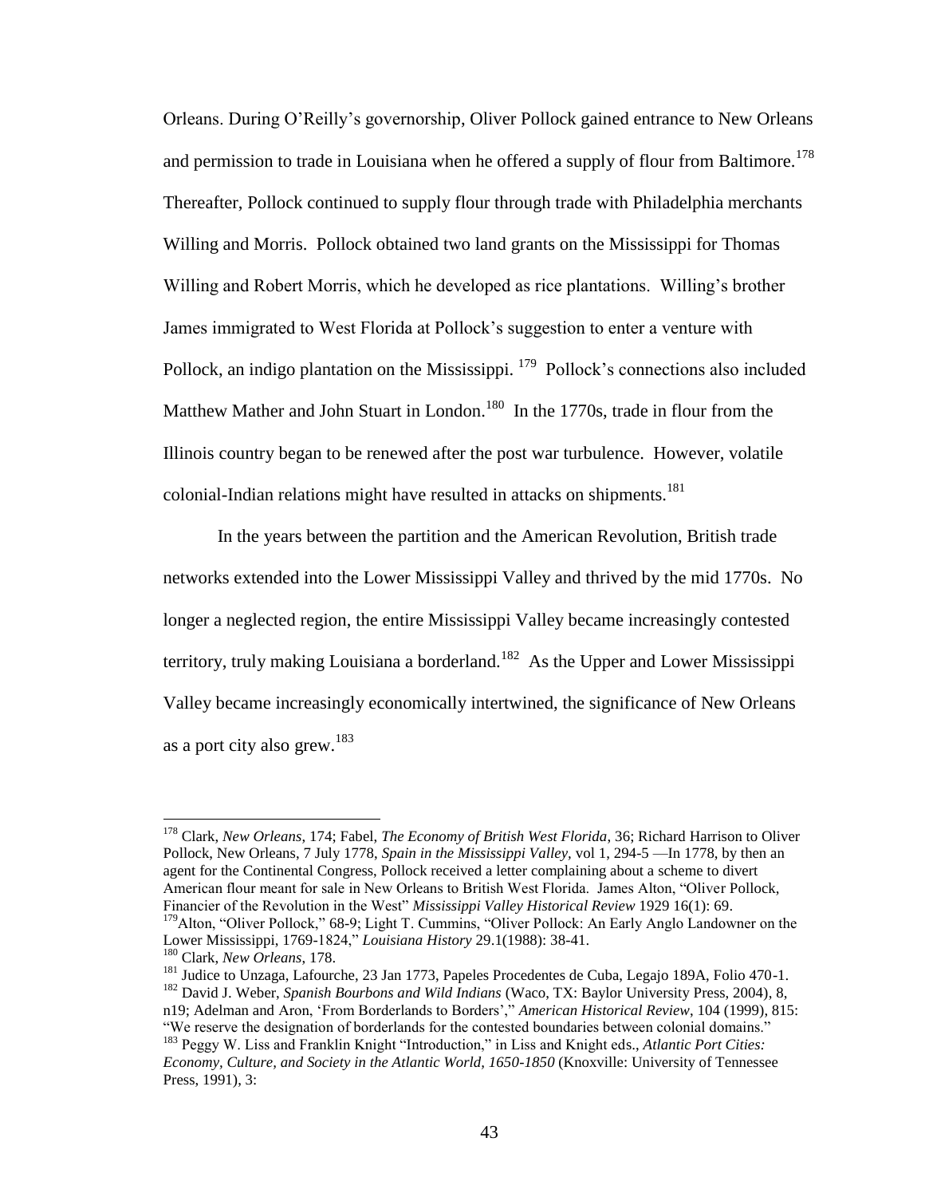Orleans. During O'Reilly's governorship, Oliver Pollock gained entrance to New Orleans and permission to trade in Louisiana when he offered a supply of flour from Baltimore.[178] Thereafter, Pollock continued to supply flour through trade with Philadelphia merchants Willing and Morris. Pollock obtained two land grants on the Mississippi for Thomas Willing and Robert Morris, which he developed as rice plantations. Willing's brother James immigrated to West Florida at Pollock's suggestion to enter a venture with Pollock, an indigo plantation on the Mississippi.[179] Pollock's connections also included Matthew Mather and John Stuart in London.[180] In the 1770s, trade in flour from the Illinois country began to be renewed after the post war turbulence. However, volatile colonial-Indian relations might have resulted in attacks on shipments.[181]

In the years between the partition and the American Revolution, British trade networks extended into the Lower Mississippi Valley and thrived by the mid 1770s. No longer a neglected region, the entire Mississippi Valley became increasingly contested territory, truly making Louisiana a borderland.[182] As the Upper and Lower Mississippi Valley became increasingly economically intertwined, the significance of New Orleans as a port city also grew.[183]

---

[178] Clark, *New Orleans*, 174; Fabel, *The Economy of British West Florida*, 36; Richard Harrison to Oliver Pollock, New Orleans, 7 July 1778, *Spain in the Mississippi Valley*, vol 1, 294-5 —In 1778, by then an agent for the Continental Congress, Pollock received a letter complaining about a scheme to divert American flour meant for sale in New Orleans to British West Florida. James Alton, "Oliver Pollock, Financier of the Revolution in the West" *Mississippi Valley Historical Review* 1929 16(1): 69.

[179] Alton, "Oliver Pollock," 68-9; Light T. Cummins, "Oliver Pollock: An Early Anglo Landowner on the Lower Mississippi, 1769-1824," *Louisiana History* 29.1(1988): 38-41.

[180] Clark, *New Orleans*, 178.

[181] Judice to Unzaga, Lafourche, 23 Jan 1773, Papeles Procedentes de Cuba, Legajo 189A, Folio 470-1.

[182] David J. Weber, *Spanish Bourbons and Wild Indians* (Waco, TX: Baylor University Press, 2004), 8, n19; Adelman and Aron, 'From Borderlands to Borders'," *American Historical Review*, 104 (1999), 815: "We reserve the designation of borderlands for the contested boundaries between colonial domains."

[183] Peggy W. Liss and Franklin Knight "Introduction," in Liss and Knight eds., *Atlantic Port Cities: Economy, Culture, and Society in the Atlantic World, 1650-1850* (Knoxville: University of Tennessee Press, 1991), 3: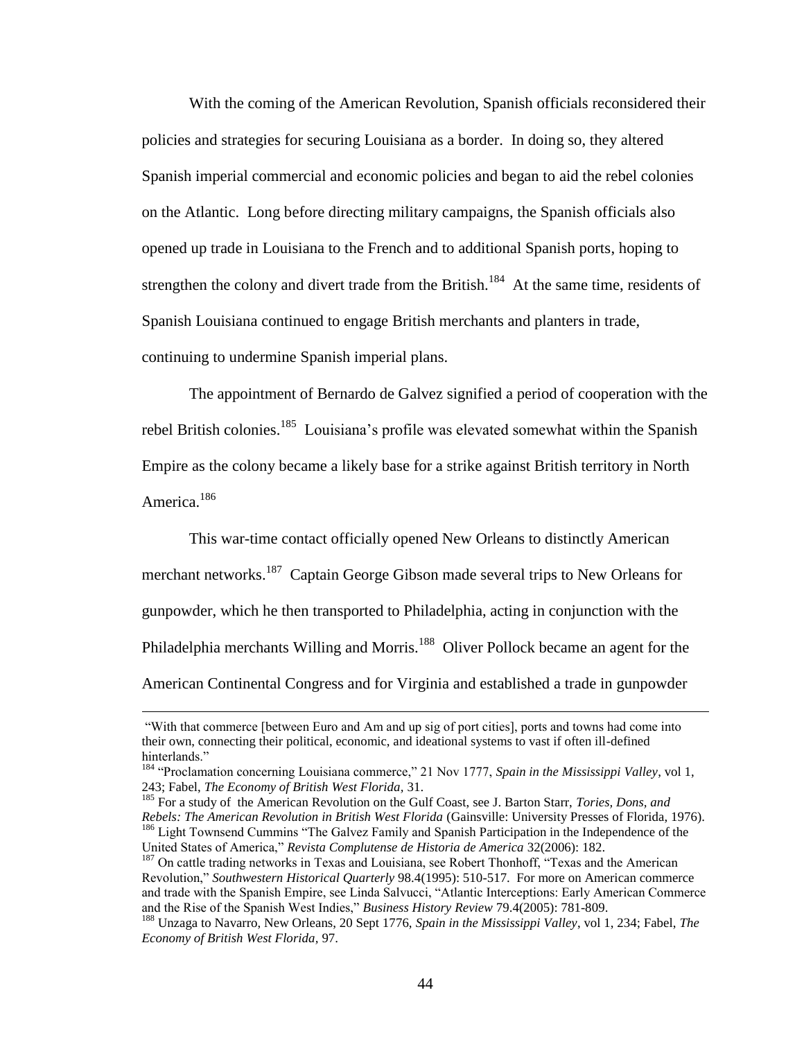With the coming of the American Revolution, Spanish officials reconsidered their policies and strategies for securing Louisiana as a border. In doing so, they altered Spanish imperial commercial and economic policies and began to aid the rebel colonies on the Atlantic. Long before directing military campaigns, the Spanish officials also opened up trade in Louisiana to the French and to additional Spanish ports, hoping to strengthen the colony and divert trade from the British.[184] At the same time, residents of Spanish Louisiana continued to engage British merchants and planters in trade, continuing to undermine Spanish imperial plans.

The appointment of Bernardo de Galvez signified a period of cooperation with the rebel British colonies.[185] Louisiana's profile was elevated somewhat within the Spanish Empire as the colony became a likely base for a strike against British territory in North America.[186]

This war-time contact officially opened New Orleans to distinctly American merchant networks.[187] Captain George Gibson made several trips to New Orleans for gunpowder, which he then transported to Philadelphia, acting in conjunction with the Philadelphia merchants Willing and Morris.[188] Oliver Pollock became an agent for the American Continental Congress and for Virginia and established a trade in gunpowder

---

"With that commerce [between Euro and Am and up sig of port cities], ports and towns had come into their own, connecting their political, economic, and ideational systems to vast if often ill-defined hinterlands."

[184] "Proclamation concerning Louisiana commerce," 21 Nov 1777, *Spain in the Mississippi Valley*, vol 1, 243; Fabel, *The Economy of British West Florida*, 31.

[185] For a study of the American Revolution on the Gulf Coast, see J. Barton Starr, *Tories, Dons, and Rebels: The American Revolution in British West Florida* (Gainsville: University Presses of Florida, 1976).

[186] Light Townsend Cummins "The Galvez Family and Spanish Participation in the Independence of the United States of America," *Revista Complutense de Historia de America* 32(2006): 182.

[187] On cattle trading networks in Texas and Louisiana, see Robert Thonhoff, "Texas and the American Revolution," *Southwestern Historical Quarterly* 98.4(1995): 510-517. For more on American commerce and trade with the Spanish Empire, see Linda Salvucci, "Atlantic Interceptions: Early American Commerce and the Rise of the Spanish West Indies," *Business History Review* 79.4(2005): 781-809.

[188] Unzaga to Navarro, New Orleans, 20 Sept 1776, *Spain in the Mississippi Valley*, vol 1, 234; Fabel, *The Economy of British West Florida*, 97.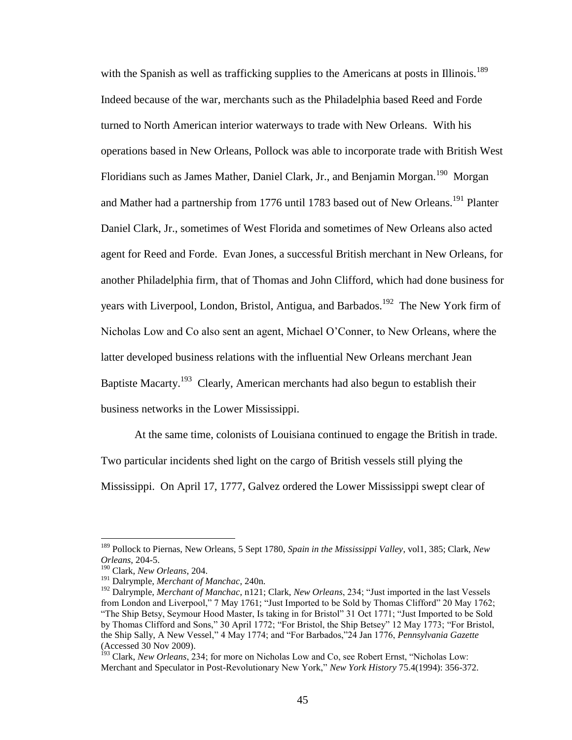with the Spanish as well as trafficking supplies to the Americans at posts in Illinois.[189] Indeed because of the war, merchants such as the Philadelphia based Reed and Forde turned to North American interior waterways to trade with New Orleans. With his operations based in New Orleans, Pollock was able to incorporate trade with British West Floridians such as James Mather, Daniel Clark, Jr., and Benjamin Morgan.[190] Morgan and Mather had a partnership from 1776 until 1783 based out of New Orleans.[191] Planter Daniel Clark, Jr., sometimes of West Florida and sometimes of New Orleans also acted agent for Reed and Forde. Evan Jones, a successful British merchant in New Orleans, for another Philadelphia firm, that of Thomas and John Clifford, which had done business for years with Liverpool, London, Bristol, Antigua, and Barbados.[192] The New York firm of Nicholas Low and Co also sent an agent, Michael O'Conner, to New Orleans, where the latter developed business relations with the influential New Orleans merchant Jean Baptiste Macarty.[193] Clearly, American merchants had also begun to establish their business networks in the Lower Mississippi.

At the same time, colonists of Louisiana continued to engage the British in trade. Two particular incidents shed light on the cargo of British vessels still plying the Mississippi. On April 17, 1777, Galvez ordered the Lower Mississippi swept clear of

---

[189] Pollock to Piernas, New Orleans, 5 Sept 1780, *Spain in the Mississippi Valley*, vol1, 385; Clark, *New Orleans*, 204-5.

[190] Clark, *New Orleans*, 204.

[191] Dalrymple, *Merchant of Manchac*, 240n.

[192] Dalrymple, *Merchant of Manchac*, n121; Clark, *New Orleans*, 234; "Just imported in the last Vessels from London and Liverpool," 7 May 1761; "Just Imported to be Sold by Thomas Clifford" 20 May 1762; "The Ship Betsy, Seymour Hood Master, Is taking in for Bristol" 31 Oct 1771; "Just Imported to be Sold by Thomas Clifford and Sons," 30 April 1772; "For Bristol, the Ship Betsey" 12 May 1773; "For Bristol, the Ship Sally, A New Vessel," 4 May 1774; and "For Barbados,"24 Jan 1776, *Pennsylvania Gazette* (Accessed 30 Nov 2009).

[193] Clark, *New Orleans*, 234; for more on Nicholas Low and Co, see Robert Ernst, "Nicholas Low: Merchant and Speculator in Post-Revolutionary New York," *New York History* 75.4(1994): 356-372.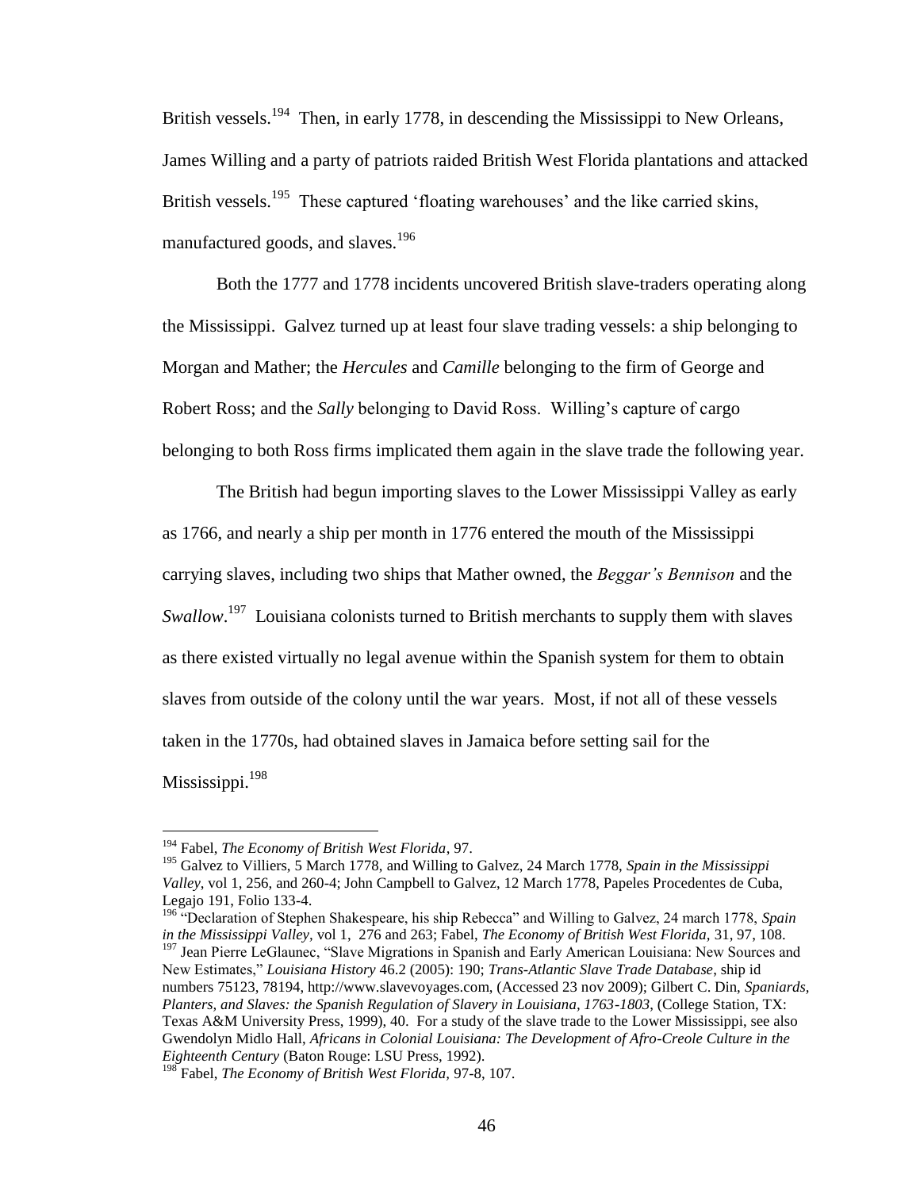British vessels.[194] Then, in early 1778, in descending the Mississippi to New Orleans, James Willing and a party of patriots raided British West Florida plantations and attacked British vessels.[195] These captured 'floating warehouses' and the like carried skins, manufactured goods, and slaves.[196]

Both the 1777 and 1778 incidents uncovered British slave-traders operating along the Mississippi. Galvez turned up at least four slave trading vessels: a ship belonging to Morgan and Mather; the *Hercules* and *Camille* belonging to the firm of George and Robert Ross; and the *Sally* belonging to David Ross. Willing's capture of cargo belonging to both Ross firms implicated them again in the slave trade the following year.

The British had begun importing slaves to the Lower Mississippi Valley as early as 1766, and nearly a ship per month in 1776 entered the mouth of the Mississippi carrying slaves, including two ships that Mather owned, the *Beggar's Bennison* and the *Swallow*.[197] Louisiana colonists turned to British merchants to supply them with slaves as there existed virtually no legal avenue within the Spanish system for them to obtain slaves from outside of the colony until the war years. Most, if not all of these vessels taken in the 1770s, had obtained slaves in Jamaica before setting sail for the Mississippi.[198]

---

[194] Fabel, *The Economy of British West Florida*, 97.

[195] Galvez to Villiers, 5 March 1778, and Willing to Galvez, 24 March 1778, *Spain in the Mississippi Valley*, vol 1, 256, and 260-4; John Campbell to Galvez, 12 March 1778, Papeles Procedentes de Cuba, Legajo 191, Folio 133-4.

[196] "Declaration of Stephen Shakespeare, his ship Rebecca" and Willing to Galvez, 24 march 1778, *Spain in the Mississippi Valley*, vol 1, 276 and 263; Fabel, *The Economy of British West Florida*, 31, 97, 108.

[197] Jean Pierre LeGlaunec, "Slave Migrations in Spanish and Early American Louisiana: New Sources and New Estimates," *Louisiana History* 46.2 (2005): 190; *Trans-Atlantic Slave Trade Database*, ship id numbers 75123, 78194, http://www.slavevoyages.com, (Accessed 23 nov 2009); Gilbert C. Din, *Spaniards, Planters, and Slaves: the Spanish Regulation of Slavery in Louisiana, 1763-1803*, (College Station, TX: Texas A&M University Press, 1999), 40. For a study of the slave trade to the Lower Mississippi, see also Gwendolyn Midlo Hall, *Africans in Colonial Louisiana: The Development of Afro-Creole Culture in the Eighteenth Century* (Baton Rouge: LSU Press, 1992).

[198] Fabel, *The Economy of British West Florida*, 97-8, 107.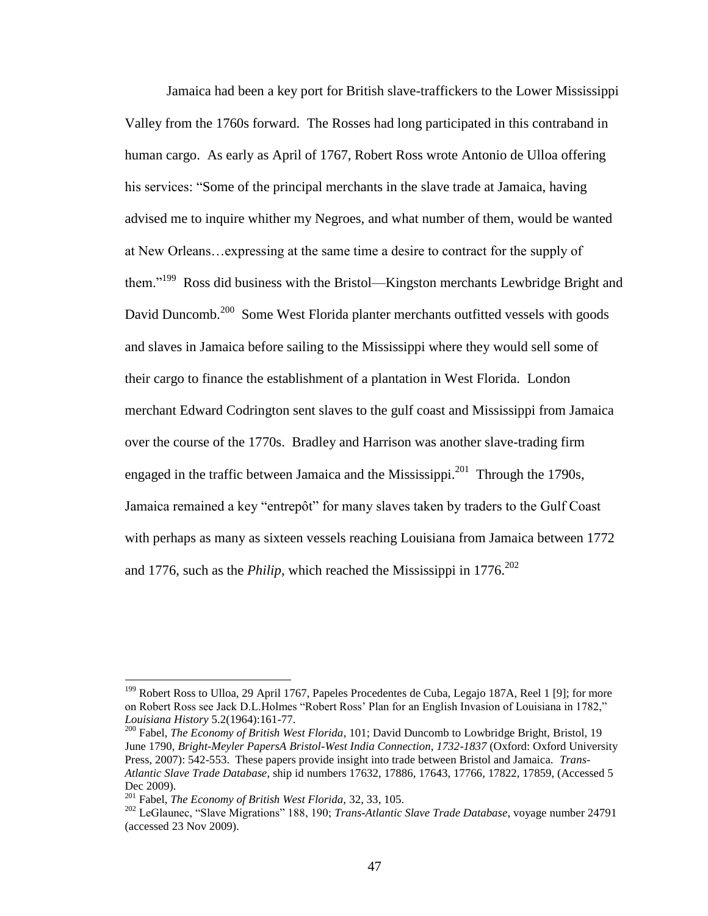Jamaica had been a key port for British slave-traffickers to the Lower Mississippi Valley from the 1760s forward. The Rosses had long participated in this contraband in human cargo. As early as April of 1767, Robert Ross wrote Antonio de Ulloa offering his services: "Some of the principal merchants in the slave trade at Jamaica, having advised me to inquire whither my Negroes, and what number of them, would be wanted at New Orleans…expressing at the same time a desire to contract for the supply of them."[199] Ross did business with the Bristol—Kingston merchants Lewbridge Bright and David Duncomb.[200] Some West Florida planter merchants outfitted vessels with goods and slaves in Jamaica before sailing to the Mississippi where they would sell some of their cargo to finance the establishment of a plantation in West Florida. London merchant Edward Codrington sent slaves to the gulf coast and Mississippi from Jamaica over the course of the 1770s. Bradley and Harrison was another slave-trading firm engaged in the traffic between Jamaica and the Mississippi.[201] Through the 1790s, Jamaica remained a key "entrepôt" for many slaves taken by traders to the Gulf Coast with perhaps as many as sixteen vessels reaching Louisiana from Jamaica between 1772 and 1776, such as the *Philip*, which reached the Mississippi in 1776.[202]

---

[199] Robert Ross to Ulloa, 29 April 1767, Papeles Procedentes de Cuba, Legajo 187A, Reel 1 [9]; for more on Robert Ross see Jack D.L.Holmes "Robert Ross' Plan for an English Invasion of Louisiana in 1782," *Louisiana History* 5.2(1964):161-77.

[200] Fabel, *The Economy of British West Florida*, 101; David Duncomb to Lowbridge Bright, Bristol, 19 June 1790, *Bright-Meyler PapersA Bristol-West India Connection, 1732-1837* (Oxford: Oxford University Press, 2007): 542-553. These papers provide insight into trade between Bristol and Jamaica. *Trans-Atlantic Slave Trade Database*, ship id numbers 17632, 17886, 17643, 17766, 17822, 17859, (Accessed 5 Dec 2009).

[201] Fabel, *The Economy of British West Florida*, 32, 33, 105.

[202] LeGlaunec, "Slave Migrations" 188, 190; *Trans-Atlantic Slave Trade Database*, voyage number 24791 (accessed 23 Nov 2009).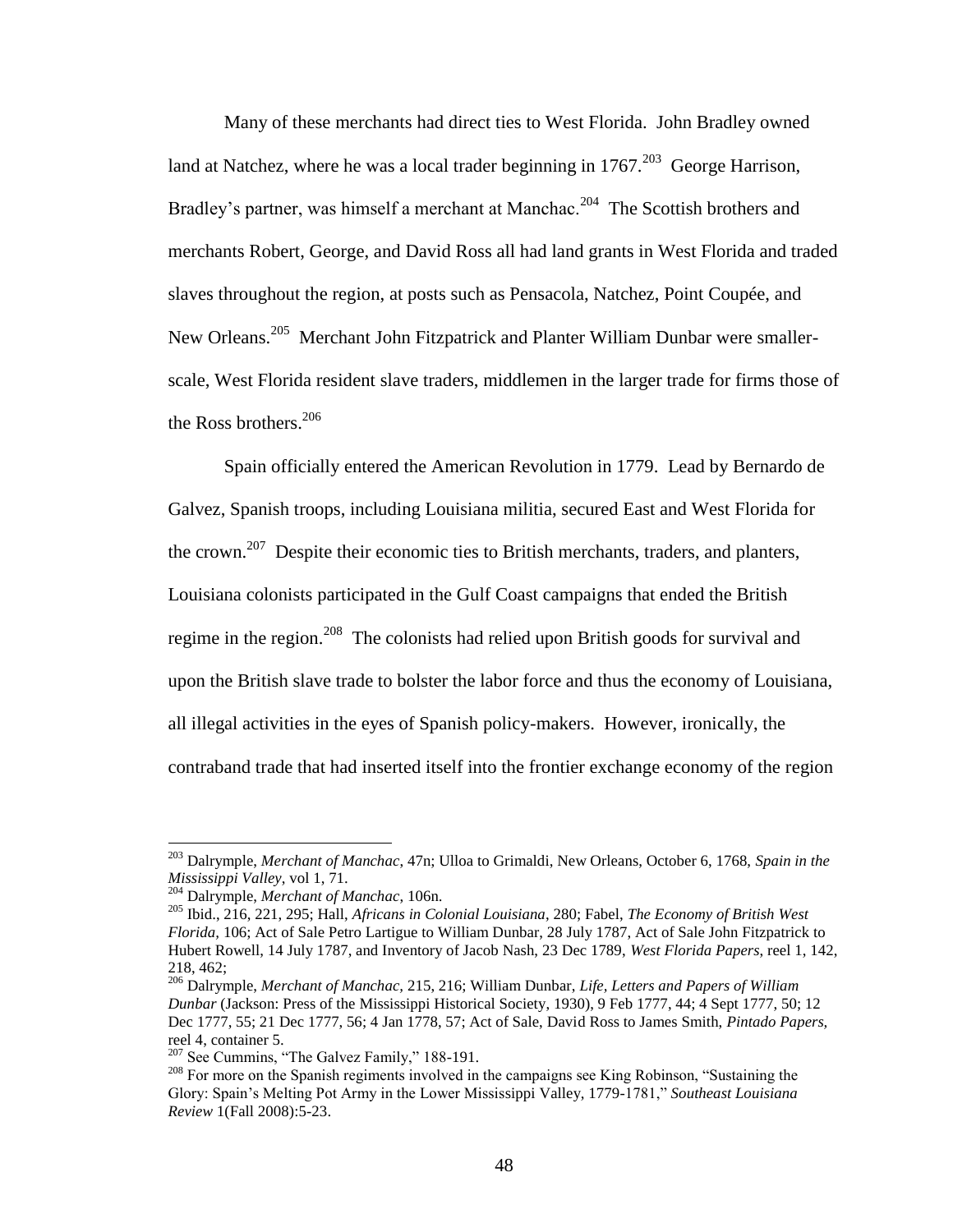Many of these merchants had direct ties to West Florida. John Bradley owned land at Natchez, where he was a local trader beginning in 1767.[203] George Harrison, Bradley's partner, was himself a merchant at Manchac.[204] The Scottish brothers and merchants Robert, George, and David Ross all had land grants in West Florida and traded slaves throughout the region, at posts such as Pensacola, Natchez, Point Coupée, and New Orleans.[205] Merchant John Fitzpatrick and Planter William Dunbar were smaller-scale, West Florida resident slave traders, middlemen in the larger trade for firms those of the Ross brothers.[206]

Spain officially entered the American Revolution in 1779. Lead by Bernardo de Galvez, Spanish troops, including Louisiana militia, secured East and West Florida for the crown.[207] Despite their economic ties to British merchants, traders, and planters, Louisiana colonists participated in the Gulf Coast campaigns that ended the British regime in the region.[208] The colonists had relied upon British goods for survival and upon the British slave trade to bolster the labor force and thus the economy of Louisiana, all illegal activities in the eyes of Spanish policy-makers. However, ironically, the contraband trade that had inserted itself into the frontier exchange economy of the region

---

[203] Dalrymple, *Merchant of Manchac*, 47n; Ulloa to Grimaldi, New Orleans, October 6, 1768, *Spain in the Mississippi Valley*, vol 1, 71.

[204] Dalrymple, *Merchant of Manchac*, 106n.

[205] Ibid., 216, 221, 295; Hall, *Africans in Colonial Louisiana*, 280; Fabel, *The Economy of British West Florida*, 106; Act of Sale Petro Lartigue to William Dunbar, 28 July 1787, Act of Sale John Fitzpatrick to Hubert Rowell, 14 July 1787, and Inventory of Jacob Nash, 23 Dec 1789, *West Florida Papers*, reel 1, 142, 218, 462;

[206] Dalrymple, *Merchant of Manchac*, 215, 216; William Dunbar, *Life, Letters and Papers of William Dunbar* (Jackson: Press of the Mississippi Historical Society, 1930), 9 Feb 1777, 44; 4 Sept 1777, 50; 12 Dec 1777, 55; 21 Dec 1777, 56; 4 Jan 1778, 57; Act of Sale, David Ross to James Smith, *Pintado Papers*, reel 4, container 5.

[207] See Cummins, "The Galvez Family," 188-191.

[208] For more on the Spanish regiments involved in the campaigns see King Robinson, "Sustaining the Glory: Spain's Melting Pot Army in the Lower Mississippi Valley, 1779-1781," *Southeast Louisiana Review* 1(Fall 2008):5-23.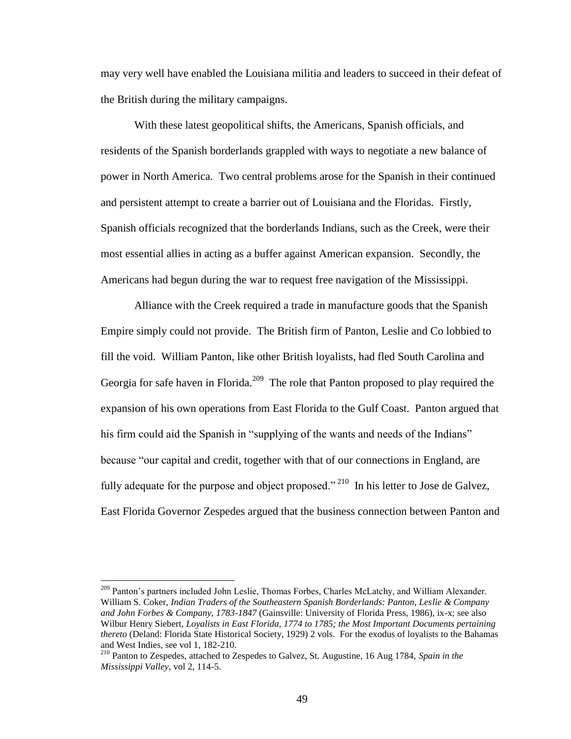may very well have enabled the Louisiana militia and leaders to succeed in their defeat of the British during the military campaigns.

With these latest geopolitical shifts, the Americans, Spanish officials, and residents of the Spanish borderlands grappled with ways to negotiate a new balance of power in North America. Two central problems arose for the Spanish in their continued and persistent attempt to create a barrier out of Louisiana and the Floridas. Firstly, Spanish officials recognized that the borderlands Indians, such as the Creek, were their most essential allies in acting as a buffer against American expansion. Secondly, the Americans had begun during the war to request free navigation of the Mississippi.

Alliance with the Creek required a trade in manufacture goods that the Spanish Empire simply could not provide. The British firm of Panton, Leslie and Co lobbied to fill the void. William Panton, like other British loyalists, had fled South Carolina and Georgia for safe haven in Florida.[209] The role that Panton proposed to play required the expansion of his own operations from East Florida to the Gulf Coast. Panton argued that his firm could aid the Spanish in "supplying of the wants and needs of the Indians" because "our capital and credit, together with that of our connections in England, are fully adequate for the purpose and object proposed."[210] In his letter to Jose de Galvez, East Florida Governor Zespedes argued that the business connection between Panton and

---

[209] Panton's partners included John Leslie, Thomas Forbes, Charles McLatchy, and William Alexander. William S. Coker, *Indian Traders of the Southeastern Spanish Borderlands: Panton, Leslie & Company and John Forbes & Company, 1783-1847* (Gainsville: University of Florida Press, 1986), ix-x; see also Wilbur Henry Siebert, *Loyalists in East Florida, 1774 to 1785; the Most Important Documents pertaining thereto* (Deland: Florida State Historical Society, 1929) 2 vols. For the exodus of loyalists to the Bahamas and West Indies, see vol 1, 182-210.

[210] Panton to Zespedes, attached to Zespedes to Galvez, St. Augustine, 16 Aug 1784, *Spain in the Mississippi Valley*, vol 2, 114-5.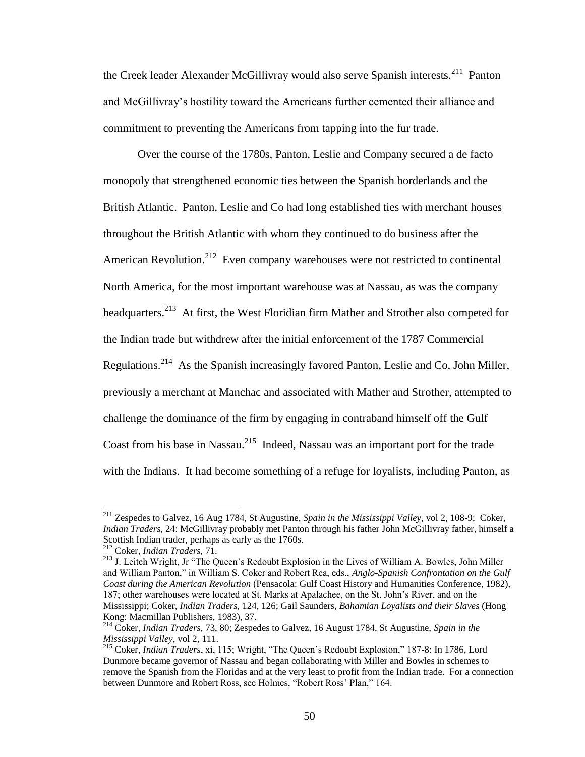the Creek leader Alexander McGillivray would also serve Spanish interests.[211] Panton and McGillivray's hostility toward the Americans further cemented their alliance and commitment to preventing the Americans from tapping into the fur trade.

Over the course of the 1780s, Panton, Leslie and Company secured a de facto monopoly that strengthened economic ties between the Spanish borderlands and the British Atlantic. Panton, Leslie and Co had long established ties with merchant houses throughout the British Atlantic with whom they continued to do business after the American Revolution.[212] Even company warehouses were not restricted to continental North America, for the most important warehouse was at Nassau, as was the company headquarters.[213] At first, the West Floridian firm Mather and Strother also competed for the Indian trade but withdrew after the initial enforcement of the 1787 Commercial Regulations.[214] As the Spanish increasingly favored Panton, Leslie and Co, John Miller, previously a merchant at Manchac and associated with Mather and Strother, attempted to challenge the dominance of the firm by engaging in contraband himself off the Gulf Coast from his base in Nassau.[215] Indeed, Nassau was an important port for the trade with the Indians. It had become something of a refuge for loyalists, including Panton, as

---

[211] Zespedes to Galvez, 16 Aug 1784, St Augustine, *Spain in the Mississippi Valley*, vol 2, 108-9; Coker, *Indian Traders*, 24: McGillivray probably met Panton through his father John McGillivray father, himself a Scottish Indian trader, perhaps as early as the 1760s.

[212] Coker, *Indian Traders,* 71.

[213] J. Leitch Wright, Jr "The Queen's Redoubt Explosion in the Lives of William A. Bowles, John Miller and William Panton," in William S. Coker and Robert Rea, eds., *Anglo-Spanish Confrontation on the Gulf Coast during the American Revolution* (Pensacola: Gulf Coast History and Humanities Conference, 1982), 187; other warehouses were located at St. Marks at Apalachee, on the St. John's River, and on the Mississippi; Coker, *Indian Traders*, 124, 126; Gail Saunders, *Bahamian Loyalists and their Slaves* (Hong Kong: Macmillan Publishers, 1983), 37.

[214] Coker, *Indian Traders*, 73, 80; Zespedes to Galvez, 16 August 1784, St Augustine, *Spain in the Mississippi Valley*, vol 2, 111.

[215] Coker, *Indian Traders*, xi, 115; Wright, "The Queen's Redoubt Explosion," 187-8: In 1786, Lord Dunmore became governor of Nassau and began collaborating with Miller and Bowles in schemes to remove the Spanish from the Floridas and at the very least to profit from the Indian trade. For a connection between Dunmore and Robert Ross, see Holmes, "Robert Ross' Plan," 164.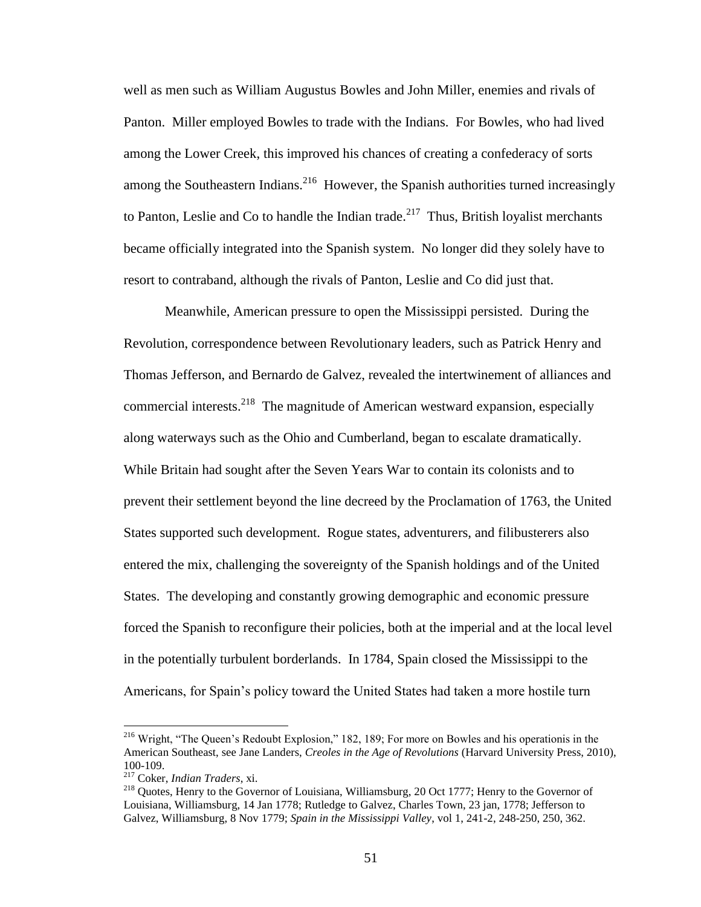well as men such as William Augustus Bowles and John Miller, enemies and rivals of Panton. Miller employed Bowles to trade with the Indians. For Bowles, who had lived among the Lower Creek, this improved his chances of creating a confederacy of sorts among the Southeastern Indians.[216] However, the Spanish authorities turned increasingly to Panton, Leslie and Co to handle the Indian trade.[217] Thus, British loyalist merchants became officially integrated into the Spanish system. No longer did they solely have to resort to contraband, although the rivals of Panton, Leslie and Co did just that.

Meanwhile, American pressure to open the Mississippi persisted. During the Revolution, correspondence between Revolutionary leaders, such as Patrick Henry and Thomas Jefferson, and Bernardo de Galvez, revealed the intertwinement of alliances and commercial interests.[218] The magnitude of American westward expansion, especially along waterways such as the Ohio and Cumberland, began to escalate dramatically. While Britain had sought after the Seven Years War to contain its colonists and to prevent their settlement beyond the line decreed by the Proclamation of 1763, the United States supported such development. Rogue states, adventurers, and filibusterers also entered the mix, challenging the sovereignty of the Spanish holdings and of the United States. The developing and constantly growing demographic and economic pressure forced the Spanish to reconfigure their policies, both at the imperial and at the local level in the potentially turbulent borderlands. In 1784, Spain closed the Mississippi to the Americans, for Spain's policy toward the United States had taken a more hostile turn

---

[216] Wright, "The Queen's Redoubt Explosion," 182, 189; For more on Bowles and his operationis in the American Southeast, see Jane Landers, *Creoles in the Age of Revolutions* (Harvard University Press, 2010), 100-109.

[217] Coker, *Indian Traders*, xi.

[218] Quotes, Henry to the Governor of Louisiana, Williamsburg, 20 Oct 1777; Henry to the Governor of Louisiana, Williamsburg, 14 Jan 1778; Rutledge to Galvez, Charles Town, 23 jan, 1778; Jefferson to Galvez, Williamsburg, 8 Nov 1779; *Spain in the Mississippi Valley*, vol 1, 241-2, 248-250, 250, 362.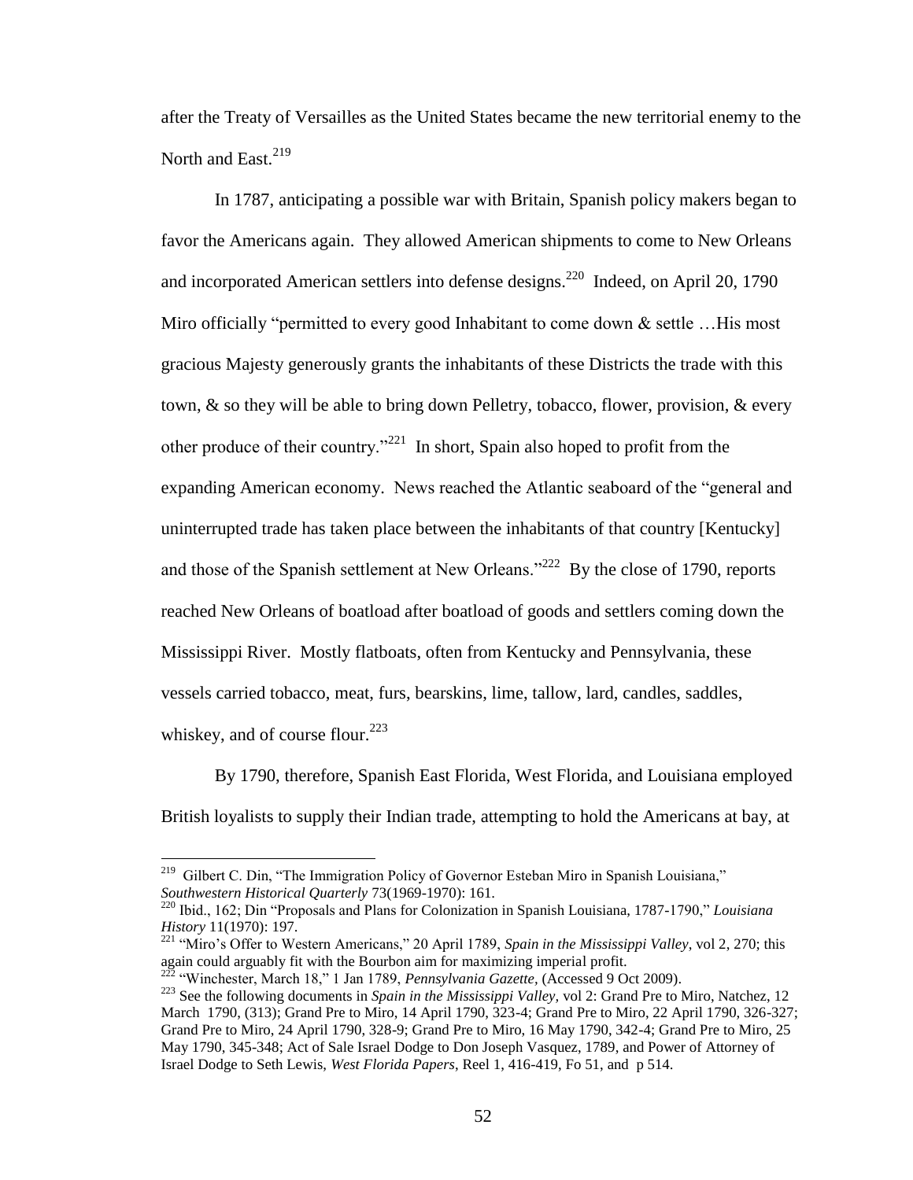after the Treaty of Versailles as the United States became the new territorial enemy to the North and East.[219]

In 1787, anticipating a possible war with Britain, Spanish policy makers began to favor the Americans again. They allowed American shipments to come to New Orleans and incorporated American settlers into defense designs.[220] Indeed, on April 20, 1790 Miro officially "permitted to every good Inhabitant to come down & settle …His most gracious Majesty generously grants the inhabitants of these Districts the trade with this town, & so they will be able to bring down Pelletry, tobacco, flower, provision, & every other produce of their country."[221] In short, Spain also hoped to profit from the expanding American economy. News reached the Atlantic seaboard of the "general and uninterrupted trade has taken place between the inhabitants of that country [Kentucky] and those of the Spanish settlement at New Orleans."[222] By the close of 1790, reports reached New Orleans of boatload after boatload of goods and settlers coming down the Mississippi River. Mostly flatboats, often from Kentucky and Pennsylvania, these vessels carried tobacco, meat, furs, bearskins, lime, tallow, lard, candles, saddles, whiskey, and of course flour.[223]

By 1790, therefore, Spanish East Florida, West Florida, and Louisiana employed British loyalists to supply their Indian trade, attempting to hold the Americans at bay, at

---

[219] Gilbert C. Din, "The Immigration Policy of Governor Esteban Miro in Spanish Louisiana," *Southwestern Historical Quarterly* 73(1969-1970): 161.

[220] Ibid., 162; Din "Proposals and Plans for Colonization in Spanish Louisiana, 1787-1790," *Louisiana History* 11(1970): 197.

[221] "Miro's Offer to Western Americans," 20 April 1789, *Spain in the Mississippi Valley*, vol 2, 270; this again could arguably fit with the Bourbon aim for maximizing imperial profit.

[222] "Winchester, March 18," 1 Jan 1789, *Pennsylvania Gazette*, (Accessed 9 Oct 2009).

[223] See the following documents in *Spain in the Mississippi Valley*, vol 2: Grand Pre to Miro, Natchez, 12 March 1790, (313); Grand Pre to Miro, 14 April 1790, 323-4; Grand Pre to Miro, 22 April 1790, 326-327; Grand Pre to Miro, 24 April 1790, 328-9; Grand Pre to Miro, 16 May 1790, 342-4; Grand Pre to Miro, 25 May 1790, 345-348; Act of Sale Israel Dodge to Don Joseph Vasquez, 1789, and Power of Attorney of Israel Dodge to Seth Lewis, *West Florida Papers*, Reel 1, 416-419, Fo 51, and p 514.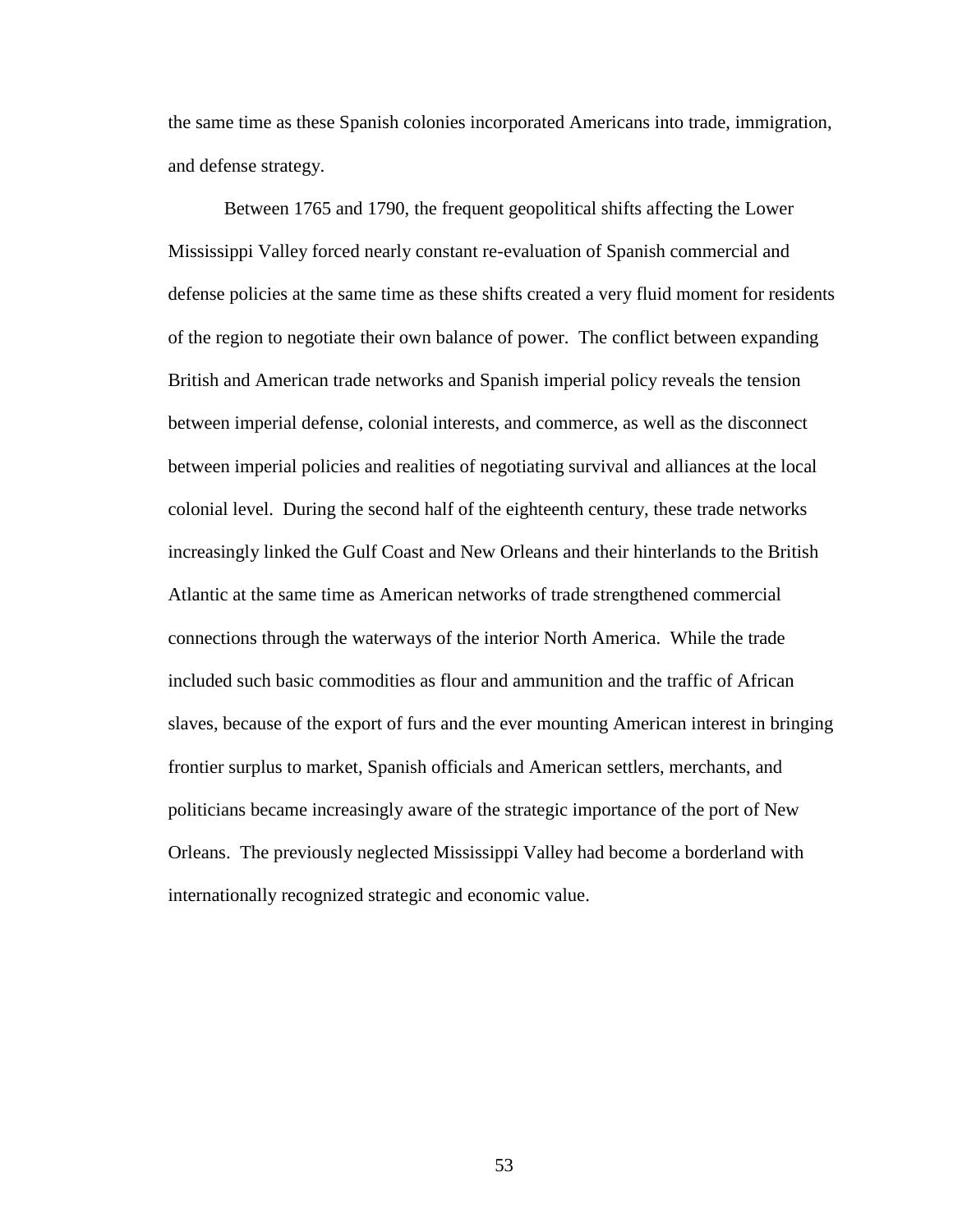the same time as these Spanish colonies incorporated Americans into trade, immigration, and defense strategy.

Between 1765 and 1790, the frequent geopolitical shifts affecting the Lower Mississippi Valley forced nearly constant re-evaluation of Spanish commercial and defense policies at the same time as these shifts created a very fluid moment for residents of the region to negotiate their own balance of power. The conflict between expanding British and American trade networks and Spanish imperial policy reveals the tension between imperial defense, colonial interests, and commerce, as well as the disconnect between imperial policies and realities of negotiating survival and alliances at the local colonial level. During the second half of the eighteenth century, these trade networks increasingly linked the Gulf Coast and New Orleans and their hinterlands to the British Atlantic at the same time as American networks of trade strengthened commercial connections through the waterways of the interior North America. While the trade included such basic commodities as flour and ammunition and the traffic of African slaves, because of the export of furs and the ever mounting American interest in bringing frontier surplus to market, Spanish officials and American settlers, merchants, and politicians became increasingly aware of the strategic importance of the port of New Orleans. The previously neglected Mississippi Valley had become a borderland with internationally recognized strategic and economic value.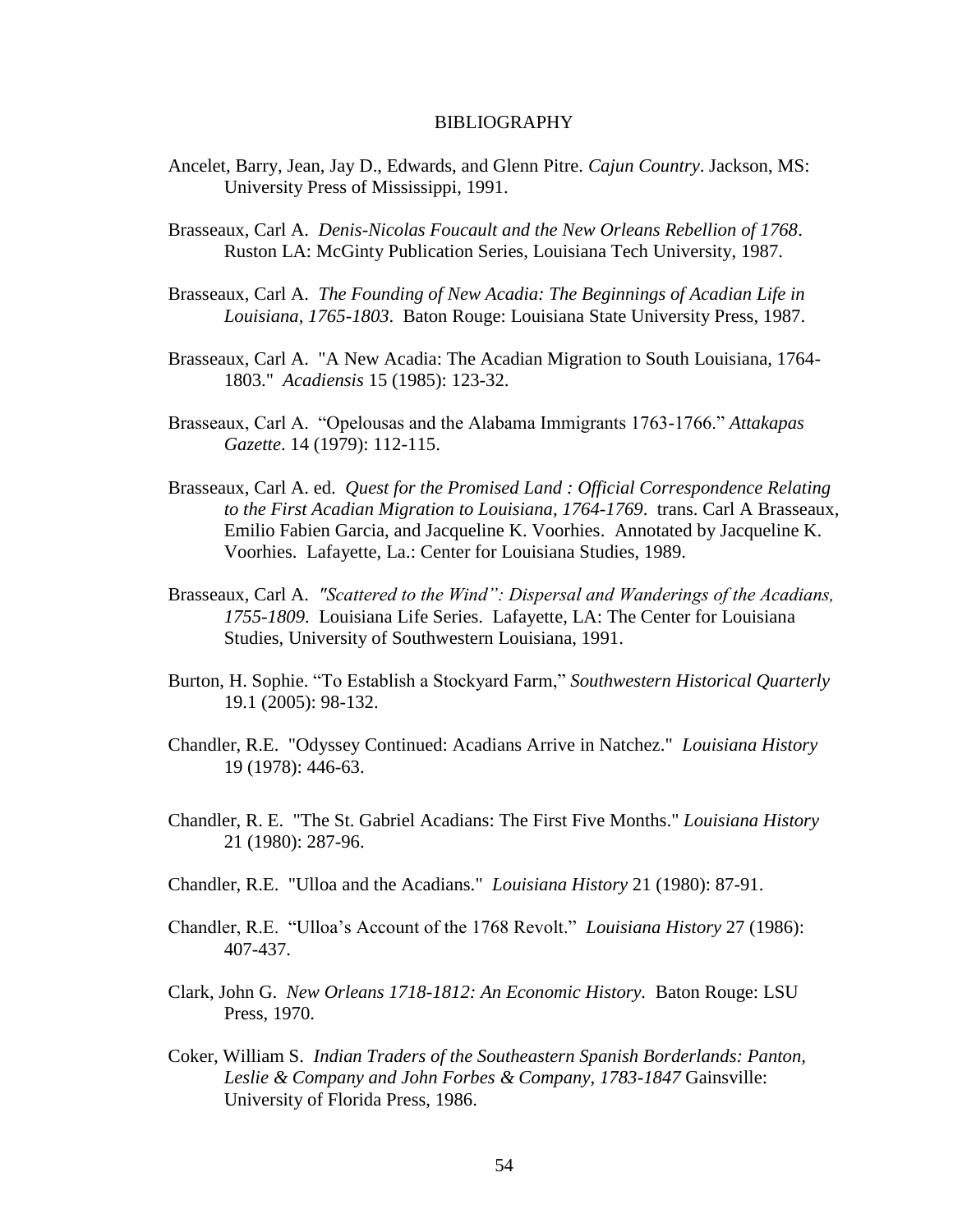# BIBLIOGRAPHY

Ancelet, Barry, Jean, Jay D., Edwards, and Glenn Pitre. *Cajun Country*. Jackson, MS: University Press of Mississippi, 1991.

Brasseaux, Carl A. *Denis-Nicolas Foucault and the New Orleans Rebellion of 1768*. Ruston LA: McGinty Publication Series, Louisiana Tech University, 1987.

Brasseaux, Carl A. *The Founding of New Acadia: The Beginnings of Acadian Life in Louisiana, 1765-1803*. Baton Rouge: Louisiana State University Press, 1987.

Brasseaux, Carl A. "A New Acadia: The Acadian Migration to South Louisiana, 1764-1803." *Acadiensis* 15 (1985): 123-32.

Brasseaux, Carl A. "Opelousas and the Alabama Immigrants 1763-1766." *Attakapas Gazette*. 14 (1979): 112-115.

Brasseaux, Carl A. ed. *Quest for the Promised Land : Official Correspondence Relating to the First Acadian Migration to Louisiana, 1764-1769*. trans. Carl A Brasseaux, Emilio Fabien Garcia, and Jacqueline K. Voorhies. Annotated by Jacqueline K. Voorhies. Lafayette, La.: Center for Louisiana Studies, 1989.

Brasseaux, Carl A. *"Scattered to the Wind": Dispersal and Wanderings of the Acadians, 1755-1809*. Louisiana Life Series. Lafayette, LA: The Center for Louisiana Studies, University of Southwestern Louisiana, 1991.

Burton, H. Sophie. "To Establish a Stockyard Farm," *Southwestern Historical Quarterly* 19.1 (2005): 98-132.

Chandler, R.E. "Odyssey Continued: Acadians Arrive in Natchez." *Louisiana History* 19 (1978): 446-63.

Chandler, R. E. "The St. Gabriel Acadians: The First Five Months." *Louisiana History* 21 (1980): 287-96.

Chandler, R.E. "Ulloa and the Acadians." *Louisiana History* 21 (1980): 87-91.

Chandler, R.E. "Ulloa's Account of the 1768 Revolt." *Louisiana History* 27 (1986): 407-437.

Clark, John G. *New Orleans 1718-1812: An Economic History*. Baton Rouge: LSU Press, 1970.

Coker, William S. *Indian Traders of the Southeastern Spanish Borderlands: Panton, Leslie & Company and John Forbes & Company, 1783-1847* Gainsville: University of Florida Press, 1986.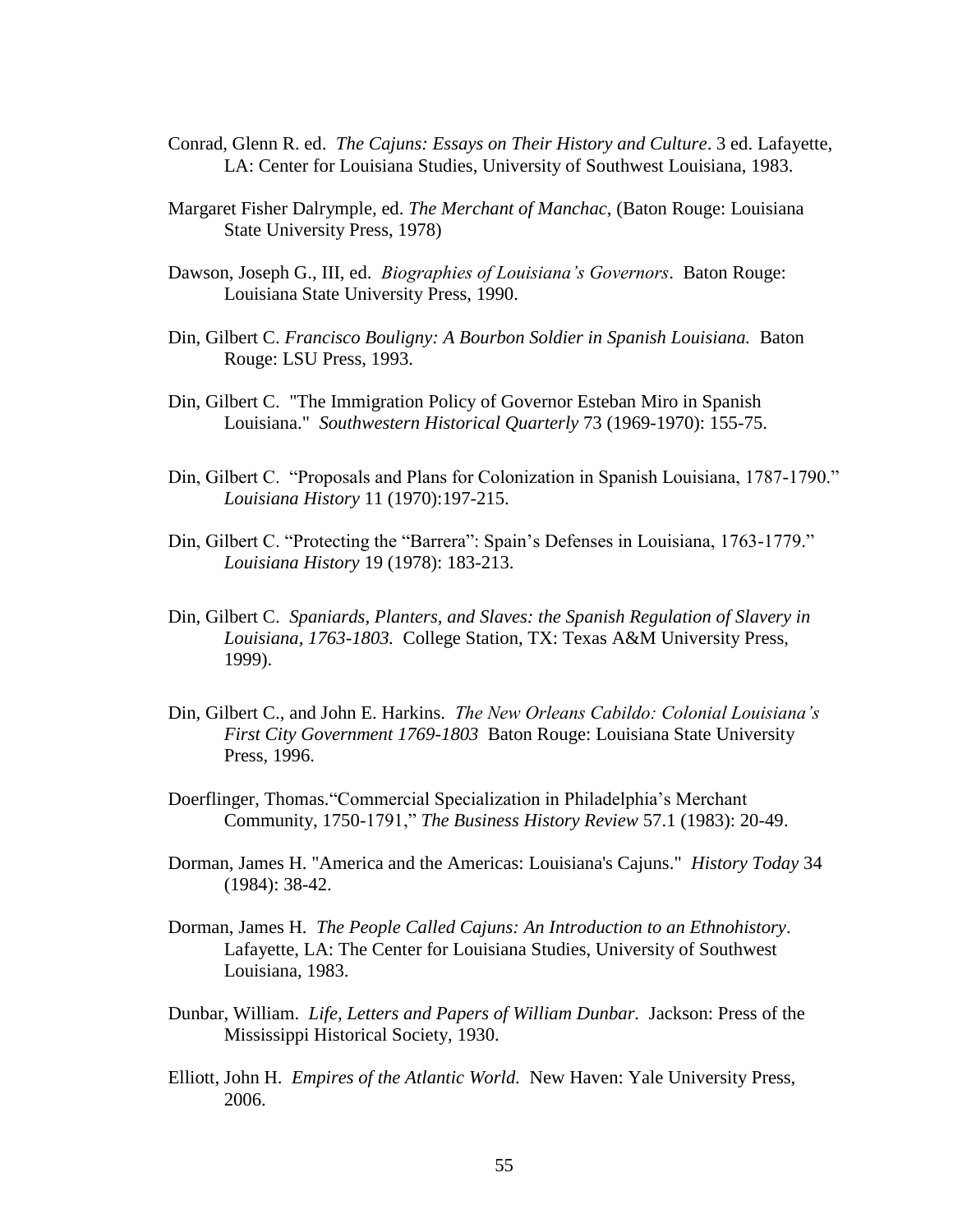Conrad, Glenn R. ed. *The Cajuns: Essays on Their History and Culture*. 3 ed. Lafayette, LA: Center for Louisiana Studies, University of Southwest Louisiana, 1983.

Margaret Fisher Dalrymple, ed. *The Merchant of Manchac*, (Baton Rouge: Louisiana State University Press, 1978)

Dawson, Joseph G., III, ed. *Biographies of Louisiana's Governors*. Baton Rouge: Louisiana State University Press, 1990.

Din, Gilbert C. *Francisco Bouligny: A Bourbon Soldier in Spanish Louisiana.* Baton Rouge: LSU Press, 1993.

Din, Gilbert C. "The Immigration Policy of Governor Esteban Miro in Spanish Louisiana." *Southwestern Historical Quarterly* 73 (1969-1970): 155-75.

Din, Gilbert C. "Proposals and Plans for Colonization in Spanish Louisiana, 1787-1790." *Louisiana History* 11 (1970):197-215.

Din, Gilbert C. "Protecting the "Barrera": Spain's Defenses in Louisiana, 1763-1779." *Louisiana History* 19 (1978): 183-213.

Din, Gilbert C. *Spaniards, Planters, and Slaves: the Spanish Regulation of Slavery in Louisiana, 1763-1803.* College Station, TX: Texas A&M University Press, 1999).

Din, Gilbert C., and John E. Harkins. *The New Orleans Cabildo: Colonial Louisiana's First City Government 1769-1803* Baton Rouge: Louisiana State University Press, 1996.

Doerflinger, Thomas."Commercial Specialization in Philadelphia's Merchant Community, 1750-1791," *The Business History Review* 57.1 (1983): 20-49.

Dorman, James H. "America and the Americas: Louisiana's Cajuns." *History Today* 34 (1984): 38-42.

Dorman, James H. *The People Called Cajuns: An Introduction to an Ethnohistory*. Lafayette, LA: The Center for Louisiana Studies, University of Southwest Louisiana, 1983.

Dunbar, William. *Life, Letters and Papers of William Dunbar.* Jackson: Press of the Mississippi Historical Society, 1930.

Elliott, John H. *Empires of the Atlantic World.* New Haven: Yale University Press, 2006.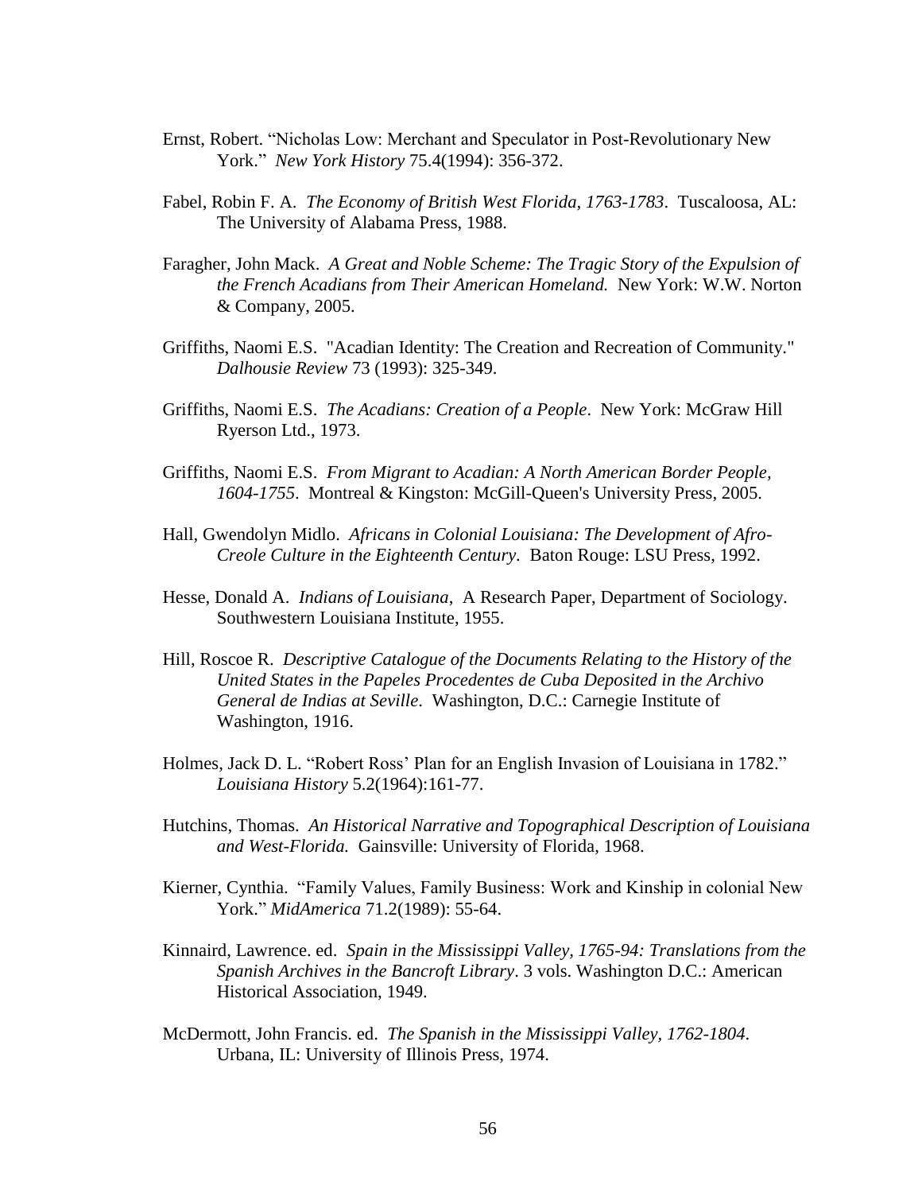Ernst, Robert. “Nicholas Low: Merchant and Speculator in Post-Revolutionary New York.” *New York History* 75.4(1994): 356-372.

Fabel, Robin F. A. *The Economy of British West Florida, 1763-1783*. Tuscaloosa, AL: The University of Alabama Press, 1988.

Faragher, John Mack. *A Great and Noble Scheme: The Tragic Story of the Expulsion of the French Acadians from Their American Homeland.* New York: W.W. Norton & Company, 2005.

Griffiths, Naomi E.S. "Acadian Identity: The Creation and Recreation of Community." *Dalhousie Review* 73 (1993): 325-349.

Griffiths, Naomi E.S. *The Acadians: Creation of a People*. New York: McGraw Hill Ryerson Ltd., 1973.

Griffiths, Naomi E.S. *From Migrant to Acadian: A North American Border People, 1604-1755*. Montreal & Kingston: McGill-Queen's University Press, 2005.

Hall, Gwendolyn Midlo. *Africans in Colonial Louisiana: The Development of Afro-Creole Culture in the Eighteenth Century*. Baton Rouge: LSU Press, 1992.

Hesse, Donald A. *Indians of Louisiana*, A Research Paper, Department of Sociology. Southwestern Louisiana Institute, 1955.

Hill, Roscoe R. *Descriptive Catalogue of the Documents Relating to the History of the United States in the Papeles Procedentes de Cuba Deposited in the Archivo General de Indias at Seville*. Washington, D.C.: Carnegie Institute of Washington, 1916.

Holmes, Jack D. L. “Robert Ross’ Plan for an English Invasion of Louisiana in 1782.” *Louisiana History* 5.2(1964):161-77.

Hutchins, Thomas. *An Historical Narrative and Topographical Description of Louisiana and West-Florida.* Gainsville: University of Florida, 1968.

Kierner, Cynthia. “Family Values, Family Business: Work and Kinship in colonial New York.” *MidAmerica* 71.2(1989): 55-64.

Kinnaird, Lawrence. ed. *Spain in the Mississippi Valley, 1765-94: Translations from the Spanish Archives in the Bancroft Library*. 3 vols. Washington D.C.: American Historical Association, 1949.

McDermott, John Francis. ed. *The Spanish in the Mississippi Valley, 1762-1804*. Urbana, IL: University of Illinois Press, 1974.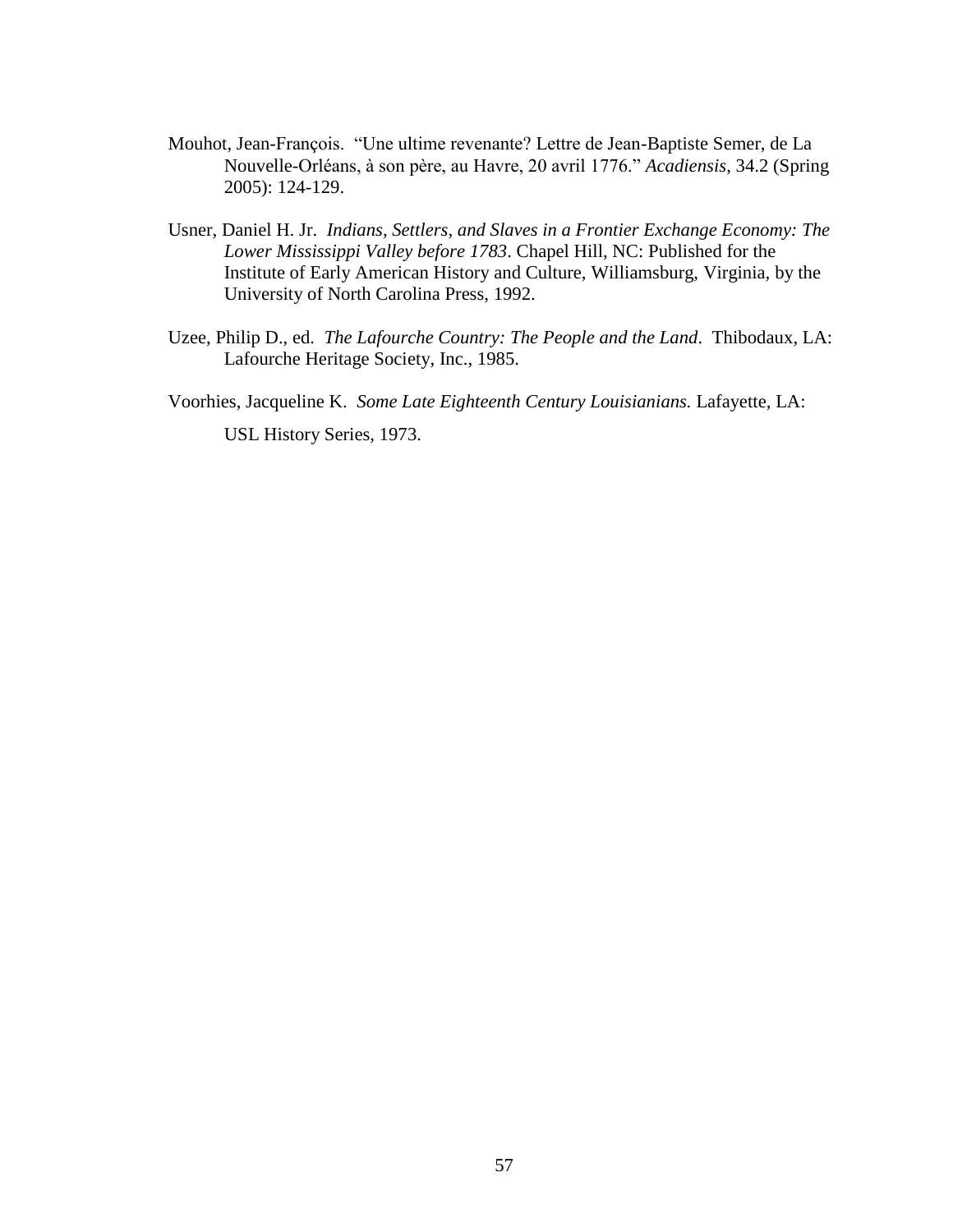Mouhot, Jean-François. "Une ultime revenante? Lettre de Jean-Baptiste Semer, de La Nouvelle-Orléans, à son père, au Havre, 20 avril 1776." *Acadiensis*, 34.2 (Spring 2005): 124-129.

Usner, Daniel H. Jr. *Indians, Settlers, and Slaves in a Frontier Exchange Economy: The Lower Mississippi Valley before 1783*. Chapel Hill, NC: Published for the Institute of Early American History and Culture, Williamsburg, Virginia, by the University of North Carolina Press, 1992.

Uzee, Philip D., ed. *The Lafourche Country: The People and the Land*. Thibodaux, LA: Lafourche Heritage Society, Inc., 1985.

Voorhies, Jacqueline K. *Some Late Eighteenth Century Louisianians.* Lafayette, LA: USL History Series, 1973.